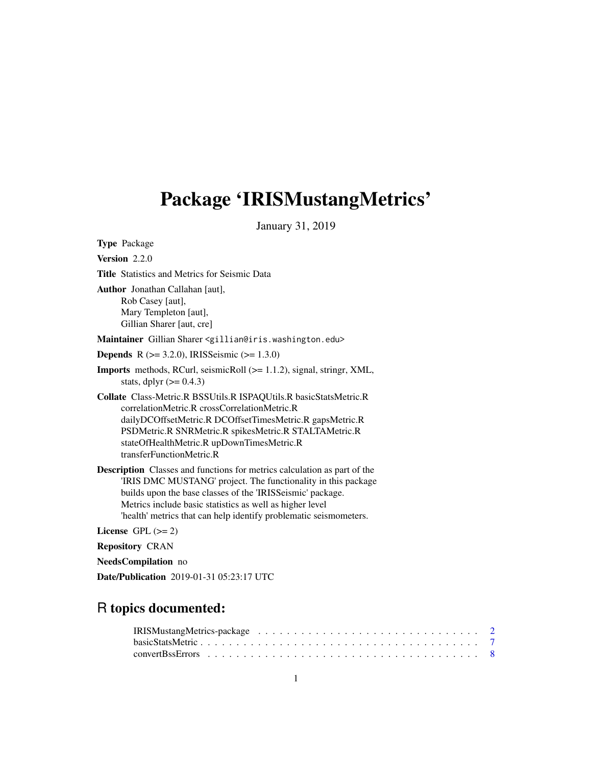# Package 'IRISMustangMetrics'

January 31, 2019

**Type** Package

**Version** 2.2.0

**Title** Statistics and Metrics for Seismic Data

**Author** Jonathan Callahan [aut],
Rob Casey [aut],
Mary Templeton [aut],
Gillian Sharer [aut, cre]

**Maintainer** Gillian Sharer <gillian@iris.washington.edu>

**Depends** R (>= 3.2.0), IRISSeismic (>= 1.3.0)

**Imports** methods, RCurl, seismicRoll (>= 1.1.2), signal, stringr, XML, stats, dplyr (>= 0.4.3)

**Collate** Class-Metric.R BSSUtils.R ISPAQUtils.R basicStatsMetric.R correlationMetric.R crossCorrelationMetric.R dailyDCOffsetMetric.R DCOffsetTimesMetric.R gapsMetric.R PSDMetric.R SNRMetric.R spikesMetric.R STALTAMetric.R stateOfHealthMetric.R upDownTimesMetric.R transferFunctionMetric.R

**Description** Classes and functions for metrics calculation as part of the 'IRIS DMC MUSTANG' project. The functionality in this package builds upon the base classes of the 'IRISSeismic' package. Metrics include basic statistics as well as higher level 'health' metrics that can help identify problematic seismometers.

**License** GPL (>= 2)

**Repository** CRAN

**NeedsCompilation** no

**Date/Publication** 2019-01-31 05:23:17 UTC

## R topics documented:

IRISMustangMetrics-package . . . . . . . . . . . . . . . . . . . . . . . . . . . . . . 2
basicStatsMetric . . . . . . . . . . . . . . . . . . . . . . . . . . . . . . . . . . . . 7
convertBssErrors . . . . . . . . . . . . . . . . . . . . . . . . . . . . . . . . . . . . 8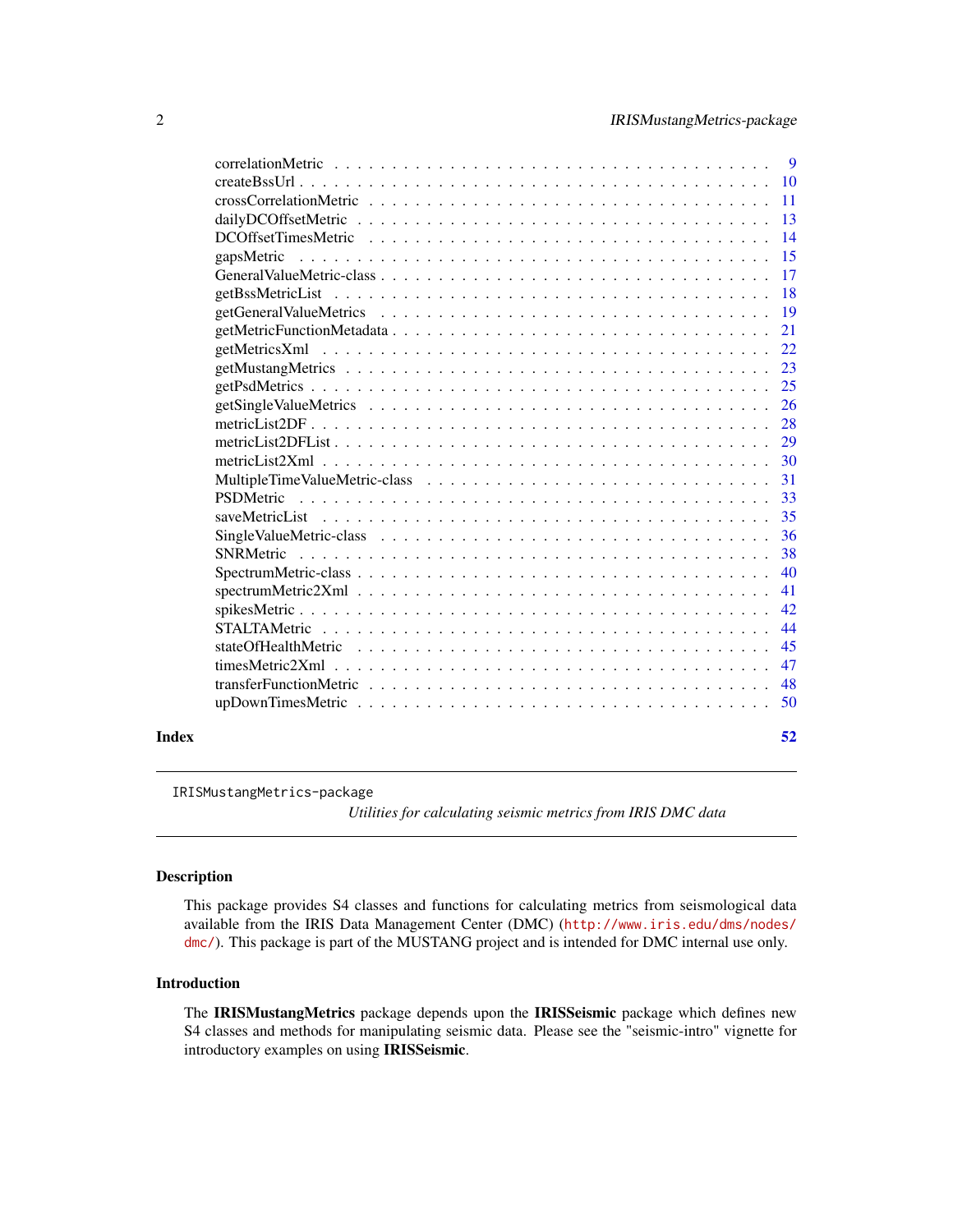correlationMetric . . . . . . . . . . . . . . . . . . . . . . . . . . . . . . . . . . . . 9
createBssUrl . . . . . . . . . . . . . . . . . . . . . . . . . . . . . . . . . . . . . . . 10
crossCorrelationMetric . . . . . . . . . . . . . . . . . . . . . . . . . . . . . . . . . 11
dailyDCOffsetMetric . . . . . . . . . . . . . . . . . . . . . . . . . . . . . . . . . . . 13
DCOffsetTimesMetric . . . . . . . . . . . . . . . . . . . . . . . . . . . . . . . . . . 14
gapsMetric . . . . . . . . . . . . . . . . . . . . . . . . . . . . . . . . . . . . . . . . 15
GeneralValueMetric-class . . . . . . . . . . . . . . . . . . . . . . . . . . . . . . . 17
getBssMetricList . . . . . . . . . . . . . . . . . . . . . . . . . . . . . . . . . . . . 18
getGeneralValueMetrics . . . . . . . . . . . . . . . . . . . . . . . . . . . . . . . . 19
getMetricFunctionMetadata . . . . . . . . . . . . . . . . . . . . . . . . . . . . . . 21
getMetricsXml . . . . . . . . . . . . . . . . . . . . . . . . . . . . . . . . . . . . . 22
getMustangMetrics . . . . . . . . . . . . . . . . . . . . . . . . . . . . . . . . . . . 23
getPsdMetrics . . . . . . . . . . . . . . . . . . . . . . . . . . . . . . . . . . . . . 25
getSingleValueMetrics . . . . . . . . . . . . . . . . . . . . . . . . . . . . . . . . . 26
metricList2DF . . . . . . . . . . . . . . . . . . . . . . . . . . . . . . . . . . . . . 28
metricList2DFList . . . . . . . . . . . . . . . . . . . . . . . . . . . . . . . . . . . 29
metricList2Xml . . . . . . . . . . . . . . . . . . . . . . . . . . . . . . . . . . . . . 30
MultipleTimeValueMetric-class . . . . . . . . . . . . . . . . . . . . . . . . . . . . 31
PSDMetric . . . . . . . . . . . . . . . . . . . . . . . . . . . . . . . . . . . . . . . . 33
saveMetricList . . . . . . . . . . . . . . . . . . . . . . . . . . . . . . . . . . . . . 35
SingleValueMetric-class . . . . . . . . . . . . . . . . . . . . . . . . . . . . . . . . 36
SNRMetric . . . . . . . . . . . . . . . . . . . . . . . . . . . . . . . . . . . . . . . . 38
SpectrumMetric-class . . . . . . . . . . . . . . . . . . . . . . . . . . . . . . . . . . 40
spectrumMetric2Xml . . . . . . . . . . . . . . . . . . . . . . . . . . . . . . . . . . 41
spikesMetric . . . . . . . . . . . . . . . . . . . . . . . . . . . . . . . . . . . . . . . 42
STALTAMetric . . . . . . . . . . . . . . . . . . . . . . . . . . . . . . . . . . . . . . 44
stateOfHealthMetric . . . . . . . . . . . . . . . . . . . . . . . . . . . . . . . . . . 45
timesMetric2Xml . . . . . . . . . . . . . . . . . . . . . . . . . . . . . . . . . . . . 47
transferFunctionMetric . . . . . . . . . . . . . . . . . . . . . . . . . . . . . . . . . 48
upDownTimesMetric . . . . . . . . . . . . . . . . . . . . . . . . . . . . . . . . . . . 50

**Index** **52**

---

`IRISMustangMetrics-package` *Utilities for calculating seismic metrics from IRIS DMC data*

---

## Description

This package provides S4 classes and functions for calculating metrics from seismological data available from the IRIS Data Management Center (DMC) (http://www.iris.edu/dms/nodes/dmc/). This package is part of the MUSTANG project and is intended for DMC internal use only.

## Introduction

The **IRISMustangMetrics** package depends upon the **IRISSeismic** package which defines new S4 classes and methods for manipulating seismic data. Please see the "seismic-intro" vignette for introductory examples on using **IRISSeismic**.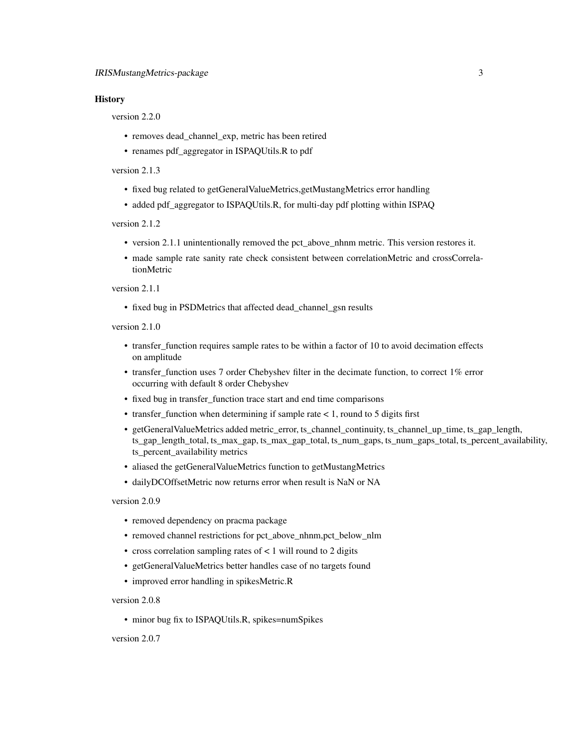### History

version 2.2.0

- removes dead_channel_exp, metric has been retired
- renames pdf_aggregator in ISPAQUtils.R to pdf

version 2.1.3

- fixed bug related to getGeneralValueMetrics,getMustangMetrics error handling
- added pdf_aggregator to ISPAQUtils.R, for multi-day pdf plotting within ISPAQ

version 2.1.2

- version 2.1.1 unintentionally removed the pct_above_nhnm metric. This version restores it.
- made sample rate sanity rate check consistent between correlationMetric and crossCorrelationMetric

version 2.1.1

- fixed bug in PSDMetrics that affected dead_channel_gsn results

version 2.1.0

- transfer_function requires sample rates to be within a factor of 10 to avoid decimation effects on amplitude
- transfer_function uses 7 order Chebyshev filter in the decimate function, to correct 1% error occurring with default 8 order Chebyshev
- fixed bug in transfer_function trace start and end time comparisons
- transfer_function when determining if sample rate < 1, round to 5 digits first
- getGeneralValueMetrics added metric_error, ts_channel_continuity, ts_channel_up_time, ts_gap_length, ts_gap_length_total, ts_max_gap, ts_max_gap_total, ts_num_gaps, ts_num_gaps_total, ts_percent_availability, ts_percent_availability metrics
- aliased the getGeneralValueMetrics function to getMustangMetrics
- dailyDCOffsetMetric now returns error when result is NaN or NA

version 2.0.9

- removed dependency on pracma package
- removed channel restrictions for pct_above_nhnm,pct_below_nlm
- cross correlation sampling rates of < 1 will round to 2 digits
- getGeneralValueMetrics better handles case of no targets found
- improved error handling in spikesMetric.R

version 2.0.8

- minor bug fix to ISPAQUtils.R, spikes=numSpikes

version 2.0.7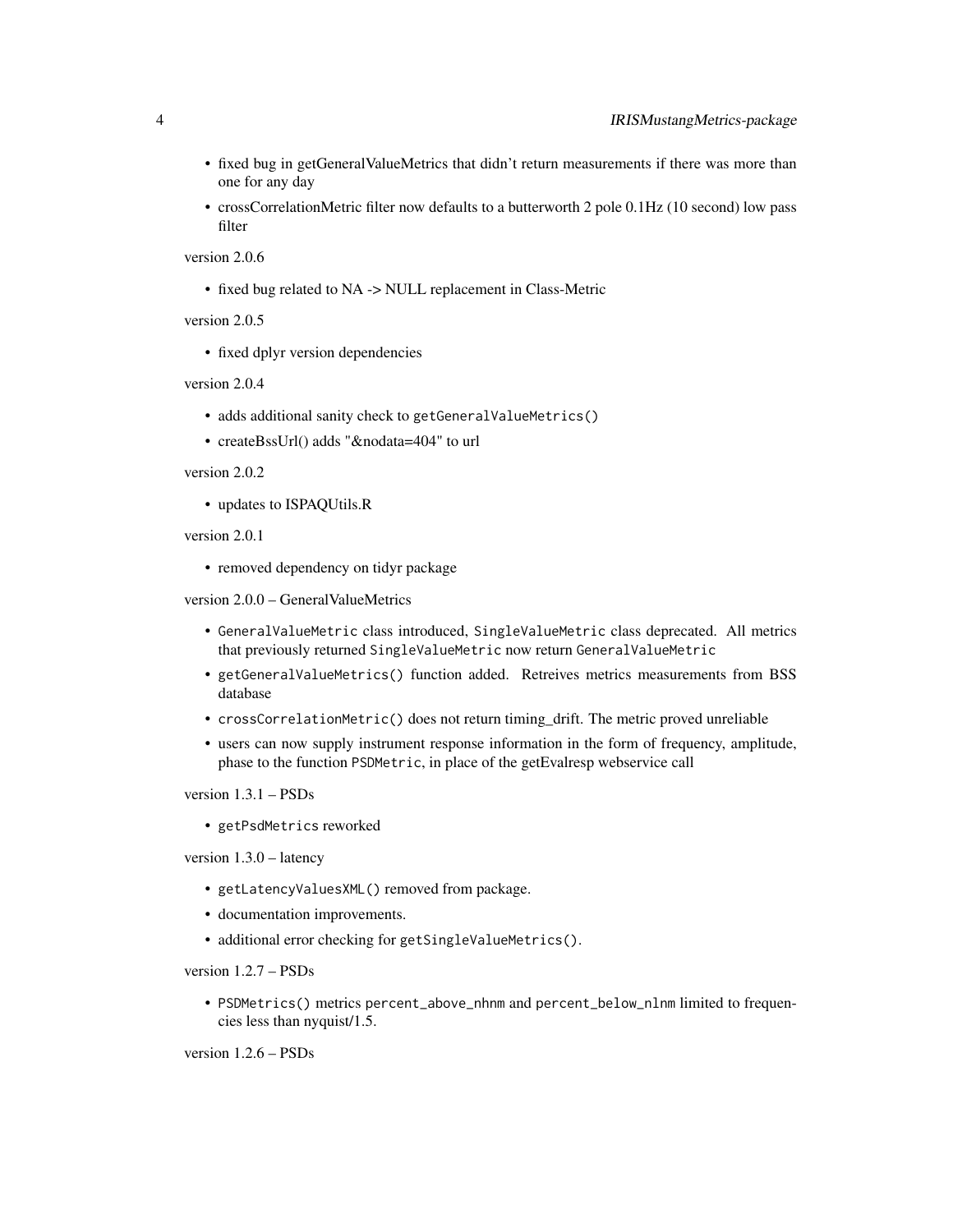- fixed bug in getGeneralValueMetrics that didn't return measurements if there was more than one for any day
- crossCorrelationMetric filter now defaults to a butterworth 2 pole 0.1Hz (10 second) low pass filter

version 2.0.6

- fixed bug related to NA -> NULL replacement in Class-Metric

version 2.0.5

- fixed dplyr version dependencies

version 2.0.4

- adds additional sanity check to `getGeneralValueMetrics()`
- createBssUrl() adds "&nodata=404" to url

version 2.0.2

- updates to ISPAQUtils.R

version 2.0.1

- removed dependency on tidyr package

version 2.0.0 – GeneralValueMetrics

- `GeneralValueMetric` class introduced, `SingleValueMetric` class deprecated. All metrics that previously returned `SingleValueMetric` now return `GeneralValueMetric`
- `getGeneralValueMetrics()` function added. Retreives metrics measurements from BSS database
- `crossCorrelationMetric()` does not return timing_drift. The metric proved unreliable
- users can now supply instrument response information in the form of frequency, amplitude, phase to the function `PSDMetric`, in place of the getEvalresp webservice call

version 1.3.1 – PSDs

- `getPsdMetrics` reworked

version 1.3.0 – latency

- `getLatencyValuesXML()` removed from package.
- documentation improvements.
- additional error checking for `getSingleValueMetrics()`.

version 1.2.7 – PSDs

- `PSDMetrics()` metrics `percent_above_nhnm` and `percent_below_nlnm` limited to frequencies less than nyquist/1.5.

version 1.2.6 – PSDs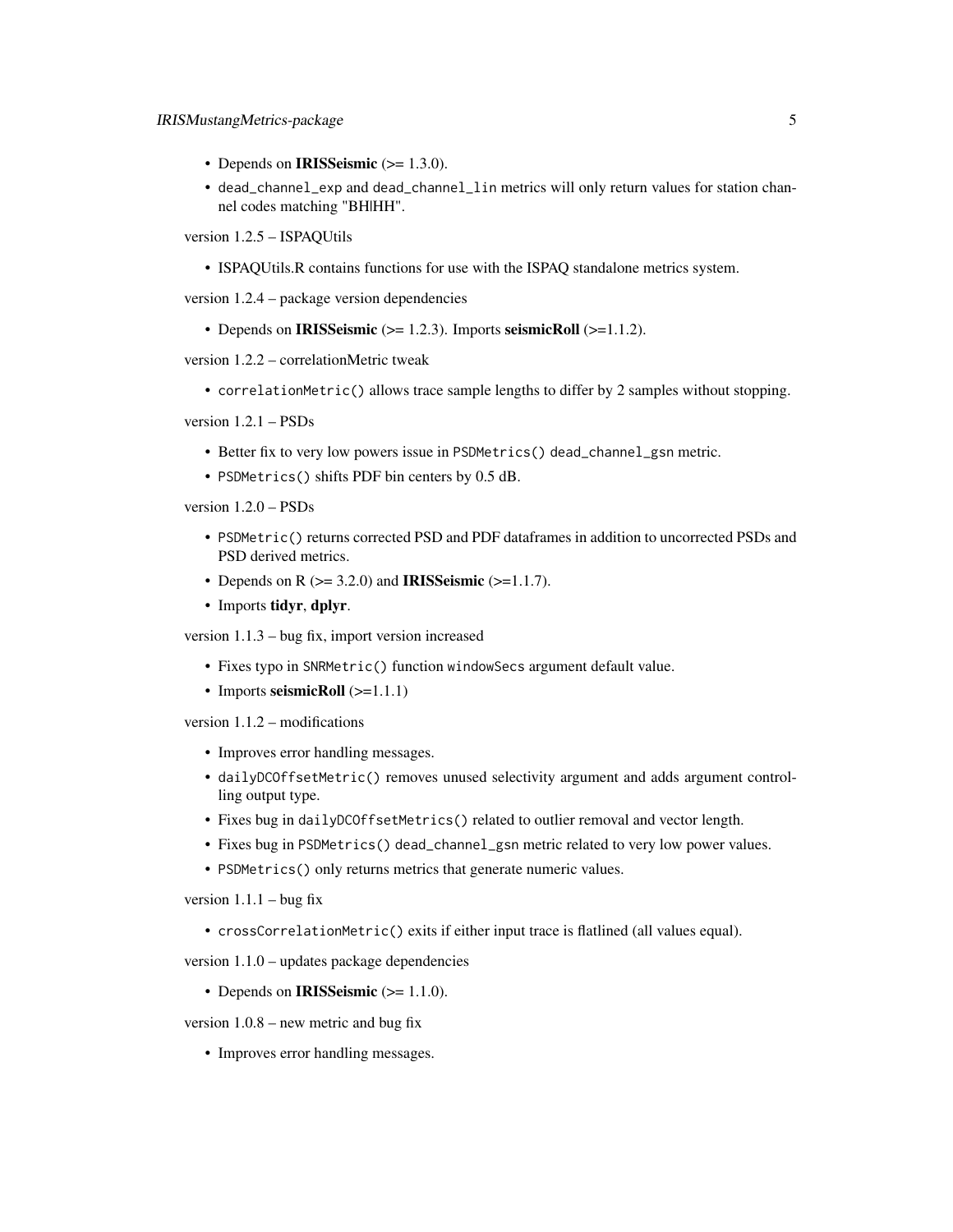- Depends on **IRISSeismic** (>= 1.3.0).
- `dead_channel_exp` and `dead_channel_lin` metrics will only return values for station channel codes matching "BH|HH".

version 1.2.5 – ISPAQUtils

- ISPAQUtils.R contains functions for use with the ISPAQ standalone metrics system.

version 1.2.4 – package version dependencies

- Depends on **IRISSeismic** (>= 1.2.3). Imports **seismicRoll** (>=1.1.2).

version 1.2.2 – correlationMetric tweak

- `correlationMetric()` allows trace sample lengths to differ by 2 samples without stopping.

version 1.2.1 – PSDs

- Better fix to very low powers issue in `PSDMetrics()` `dead_channel_gsn` metric.
- `PSDMetrics()` shifts PDF bin centers by 0.5 dB.

version 1.2.0 – PSDs

- `PSDMetric()` returns corrected PSD and PDF dataframes in addition to uncorrected PSDs and PSD derived metrics.
- Depends on R (>= 3.2.0) and **IRISSeismic** (>=1.1.7).
- Imports **tidyr**, **dplyr**.

version 1.1.3 – bug fix, import version increased

- Fixes typo in `SNRMetric()` function `windowSecs` argument default value.
- Imports **seismicRoll** (>=1.1.1)

version 1.1.2 – modifications

- Improves error handling messages.
- `dailyDCOffsetMetric()` removes unused selectivity argument and adds argument controlling output type.
- Fixes bug in `dailyDCOffsetMetrics()` related to outlier removal and vector length.
- Fixes bug in `PSDMetrics()` `dead_channel_gsn` metric related to very low power values.
- `PSDMetrics()` only returns metrics that generate numeric values.

version 1.1.1 – bug fix

- `crossCorrelationMetric()` exits if either input trace is flatlined (all values equal).

version 1.1.0 – updates package dependencies

- Depends on **IRISSeismic** (>= 1.1.0).

version 1.0.8 – new metric and bug fix

- Improves error handling messages.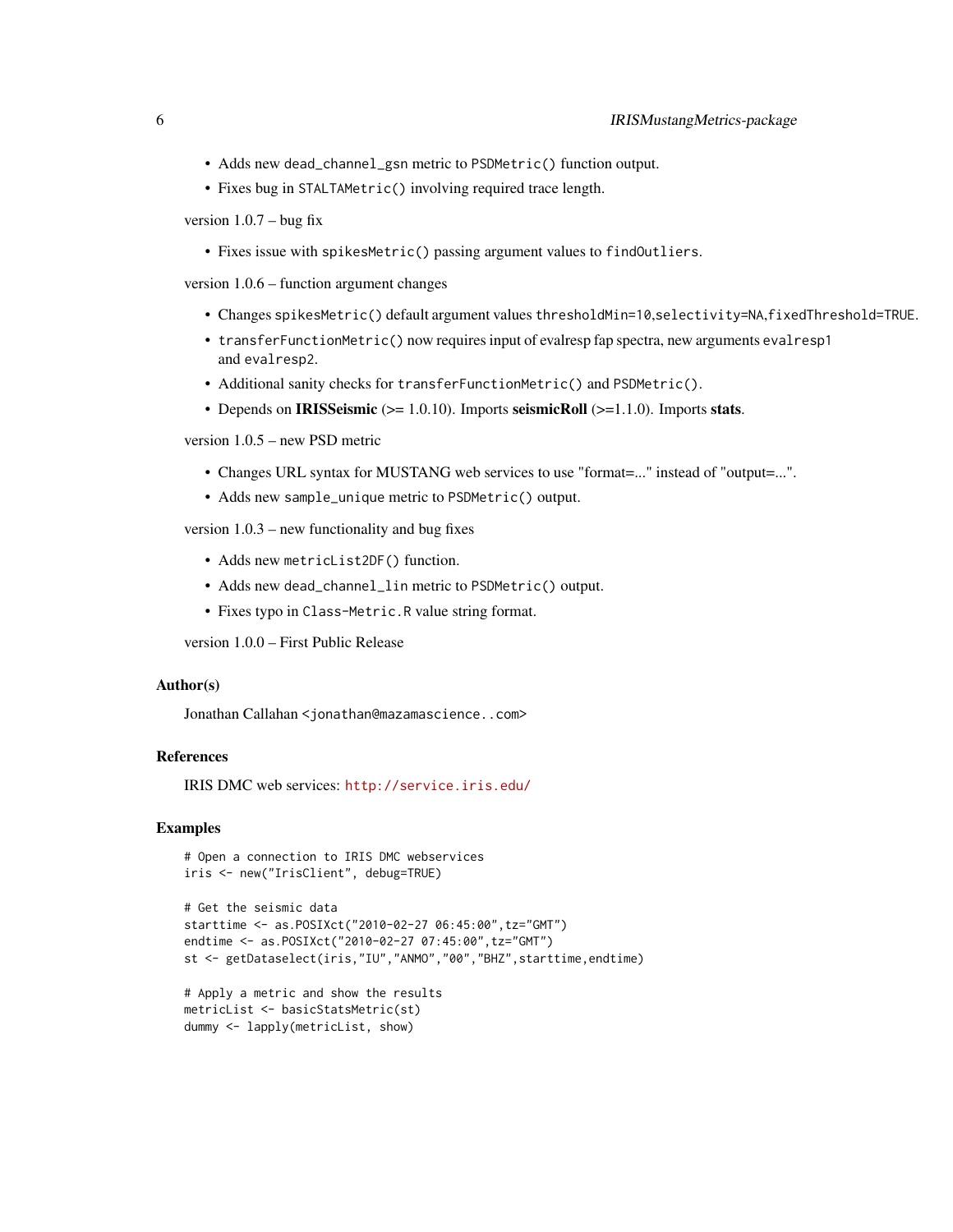- Adds new `dead_channel_gsn` metric to `PSDMetric()` function output.
- Fixes bug in `STALTAMetric()` involving required trace length.

version 1.0.7 – bug fix

- Fixes issue with `spikesMetric()` passing argument values to `findOutliers`.

version 1.0.6 – function argument changes

- Changes `spikesMetric()` default argument values `thresholdMin=10,selectivity=NA,fixedThreshold=TRUE`.
- `transferFunctionMetric()` now requires input of evalresp fap spectra, new arguments `evalresp1` and `evalresp2`.
- Additional sanity checks for `transferFunctionMetric()` and `PSDMetric()`.
- Depends on **IRISSeismic** (>= 1.0.10). Imports **seismicRoll** (>=1.1.0). Imports **stats**.

version 1.0.5 – new PSD metric

- Changes URL syntax for MUSTANG web services to use "format=..." instead of "output=...".
- Adds new `sample_unique` metric to `PSDMetric()` output.

version 1.0.3 – new functionality and bug fixes

- Adds new `metricList2DF()` function.
- Adds new `dead_channel_lin` metric to `PSDMetric()` output.
- Fixes typo in `Class-Metric.R` value string format.

version 1.0.0 – First Public Release

### Author(s)

Jonathan Callahan <jonathan@mazamascience..com>

### References

IRIS DMC web services: http://service.iris.edu/

### Examples

```
# Open a connection to IRIS DMC webservices
iris <- new("IrisClient", debug=TRUE)

# Get the seismic data
starttime <- as.POSIXct("2010-02-27 06:45:00",tz="GMT")
endtime <- as.POSIXct("2010-02-27 07:45:00",tz="GMT")
st <- getDataselect(iris,"IU","ANMO","00","BHZ",starttime,endtime)

# Apply a metric and show the results
metricList <- basicStatsMetric(st)
dummy <- lapply(metricList, show)
```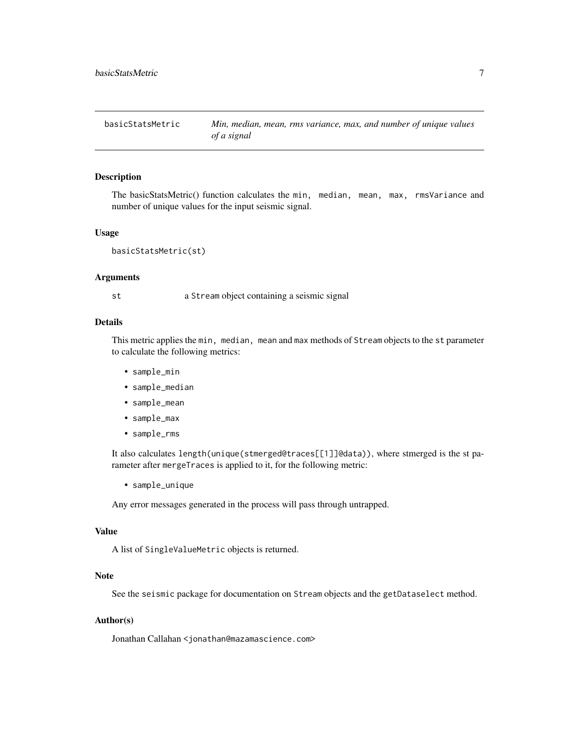basicStatsMetric — *Min, median, mean, rms variance, max, and number of unique values of a signal*

## Description

The basicStatsMetric() function calculates the `min, median, mean, max, rmsVariance` and number of unique values for the input seismic signal.

## Usage

```
basicStatsMetric(st)
```

## Arguments

| | |
|---|---|
| `st` | a `Stream` object containing a seismic signal |

## Details

This metric applies the `min, median, mean` and `max` methods of `Stream` objects to the `st` parameter to calculate the following metrics:

- `sample_min`
- `sample_median`
- `sample_mean`
- `sample_max`
- `sample_rms`

It also calculates `length(unique(stmerged@traces[[1]]@data))`, where stmerged is the st parameter after `mergeTraces` is applied to it, for the following metric:

- `sample_unique`

Any error messages generated in the process will pass through untrapped.

## Value

A list of `SingleValueMetric` objects is returned.

## Note

See the `seismic` package for documentation on `Stream` objects and the `getDataselect` method.

## Author(s)

Jonathan Callahan <`jonathan@mazamascience.com`>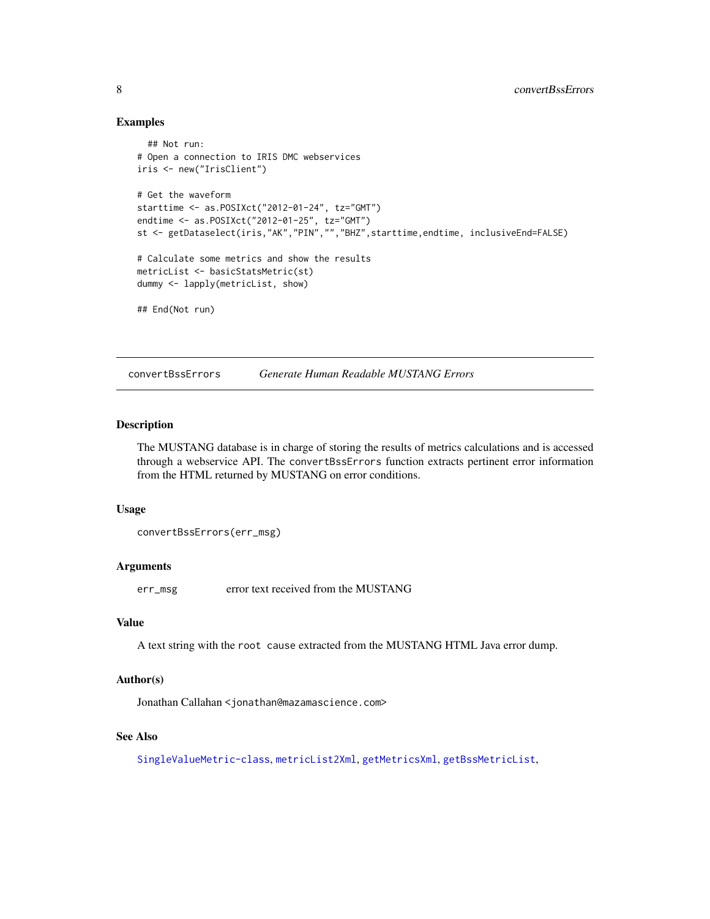### Examples

```
  ## Not run:
# Open a connection to IRIS DMC webservices
iris <- new("IrisClient")

# Get the waveform
starttime <- as.POSIXct("2012-01-24", tz="GMT")
endtime <- as.POSIXct("2012-01-25", tz="GMT")
st <- getDataselect(iris,"AK","PIN","","BHZ",starttime,endtime, inclusiveEnd=FALSE)

# Calculate some metrics and show the results
metricList <- basicStatsMetric(st)
dummy <- lapply(metricList, show)

## End(Not run)
```

---

## convertBssErrors — *Generate Human Readable MUSTANG Errors*

### Description

The MUSTANG database is in charge of storing the results of metrics calculations and is accessed through a webservice API. The `convertBssErrors` function extracts pertinent error information from the HTML returned by MUSTANG on error conditions.

### Usage

```
convertBssErrors(err_msg)
```

### Arguments

| | |
|---|---|
| `err_msg` | error text received from the MUSTANG |

### Value

A text string with the `root cause` extracted from the MUSTANG HTML Java error dump.

### Author(s)

Jonathan Callahan <jonathan@mazamascience.com>

### See Also

SingleValueMetric-class, metricList2Xml, getMetricsXml, getBssMetricList,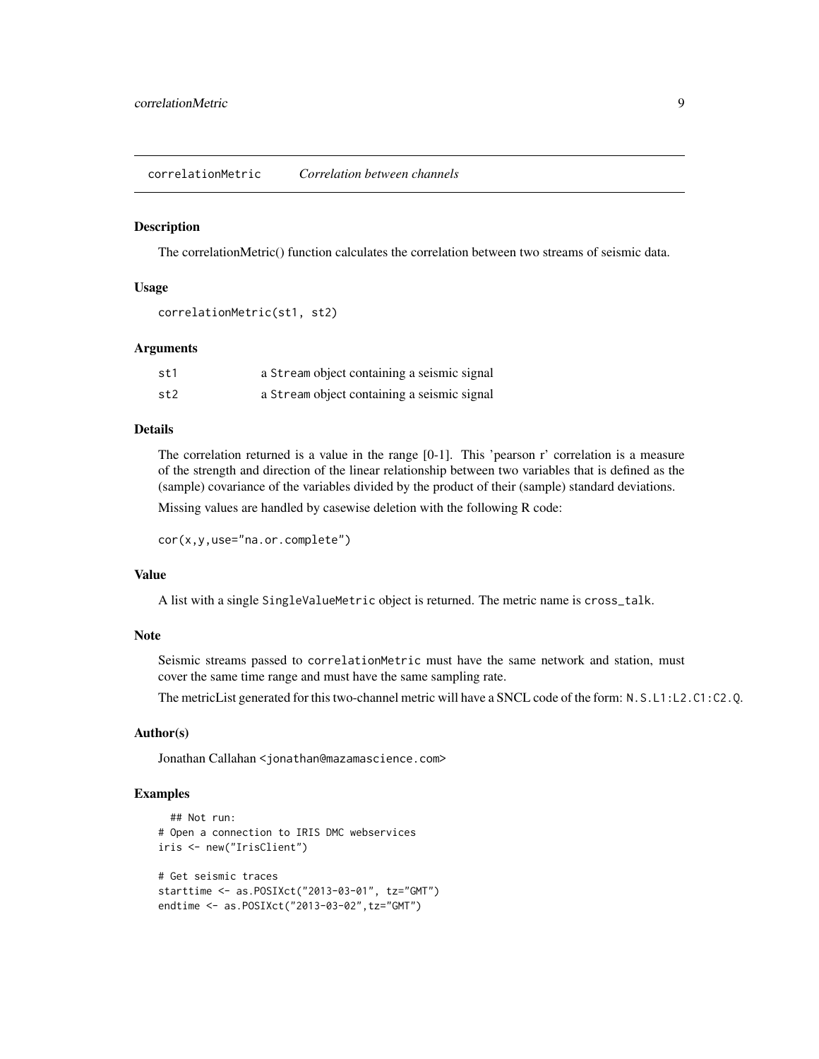correlationMetric *Correlation between channels*

## Description

The correlationMetric() function calculates the correlation between two streams of seismic data.

## Usage

```
correlationMetric(st1, st2)
```

## Arguments

| | |
|---|---|
| st1 | a Stream object containing a seismic signal |
| st2 | a Stream object containing a seismic signal |

## Details

The correlation returned is a value in the range [0-1]. This 'pearson r' correlation is a measure of the strength and direction of the linear relationship between two variables that is defined as the (sample) covariance of the variables divided by the product of their (sample) standard deviations.

Missing values are handled by casewise deletion with the following R code:

```
cor(x,y,use="na.or.complete")
```

## Value

A list with a single SingleValueMetric object is returned. The metric name is cross_talk.

## Note

Seismic streams passed to correlationMetric must have the same network and station, must cover the same time range and must have the same sampling rate.

The metricList generated for this two-channel metric will have a SNCL code of the form: N.S.L1:L2.C1:C2.Q.

## Author(s)

Jonathan Callahan <jonathan@mazamascience.com>

## Examples

```
  ## Not run:
# Open a connection to IRIS DMC webservices
iris <- new("IrisClient")

# Get seismic traces
starttime <- as.POSIXct("2013-03-01", tz="GMT")
endtime <- as.POSIXct("2013-03-02",tz="GMT")
```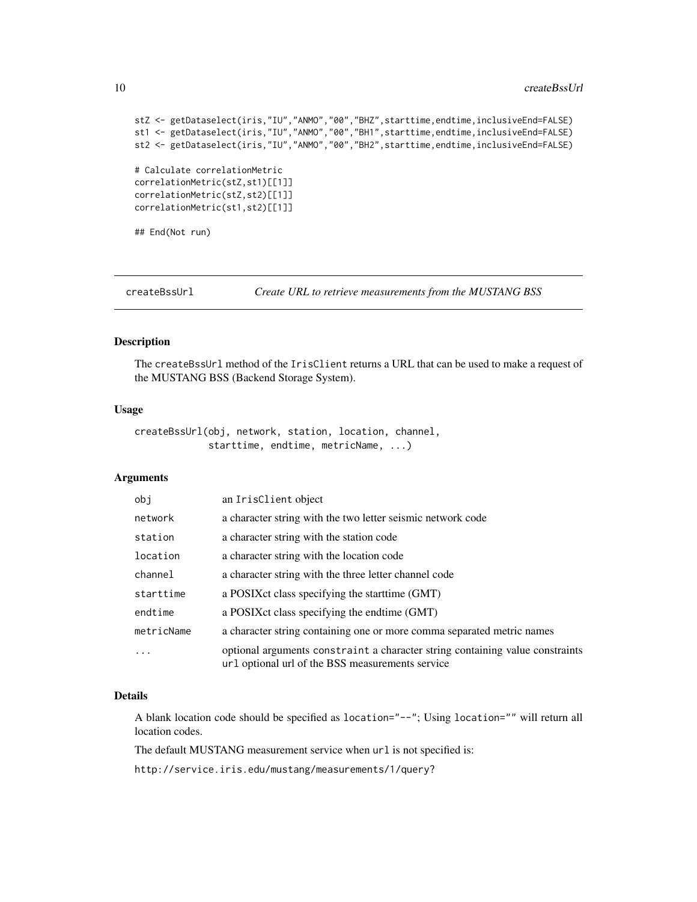```
stZ <- getDataselect(iris,"IU","ANMO","00","BHZ",starttime,endtime,inclusiveEnd=FALSE)
st1 <- getDataselect(iris,"IU","ANMO","00","BH1",starttime,endtime,inclusiveEnd=FALSE)
st2 <- getDataselect(iris,"IU","ANMO","00","BH2",starttime,endtime,inclusiveEnd=FALSE)

# Calculate correlationMetric
correlationMetric(stZ,st1)[[1]]
correlationMetric(stZ,st2)[[1]]
correlationMetric(st1,st2)[[1]]

## End(Not run)
```

---

## createBssUrl    *Create URL to retrieve measurements from the MUSTANG BSS*

---

### Description

The `createBssUrl` method of the `IrisClient` returns a URL that can be used to make a request of the MUSTANG BSS (Backend Storage System).

### Usage

```
createBssUrl(obj, network, station, location, channel,
             starttime, endtime, metricName, ...)
```

### Arguments

| | |
|---|---|
| `obj` | an `IrisClient` object |
| `network` | a character string with the two letter seismic network code |
| `station` | a character string with the station code |
| `location` | a character string with the location code |
| `channel` | a character string with the three letter channel code |
| `starttime` | a POSIXct class specifying the starttime (GMT) |
| `endtime` | a POSIXct class specifying the endtime (GMT) |
| `metricName` | a character string containing one or more comma separated metric names |
| `...` | optional arguments `constraint` a character string containing value constraints `url` optional url of the BSS measurements service |

### Details

A blank location code should be specified as `location="--"`; Using `location=""` will return all location codes.

The default MUSTANG measurement service when `url` is not specified is:

`http://service.iris.edu/mustang/measurements/1/query?`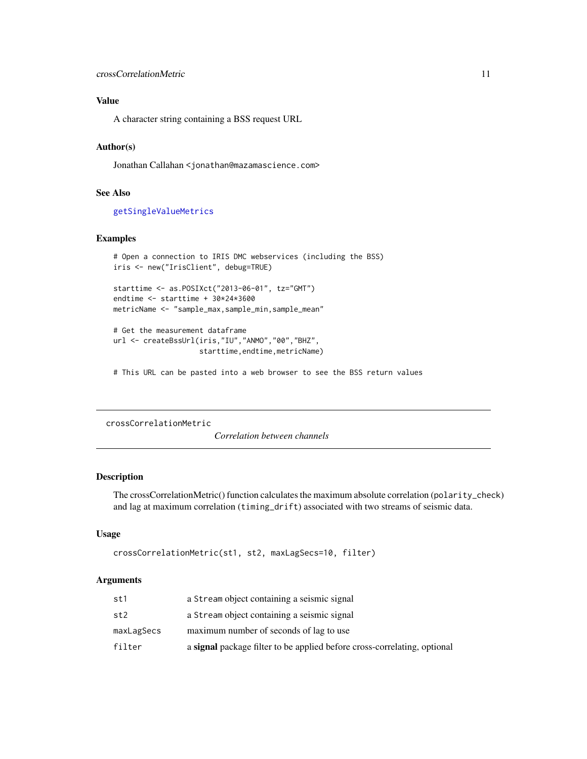## Value

A character string containing a BSS request URL

## Author(s)

Jonathan Callahan <jonathan@mazamascience.com>

## See Also

getSingleValueMetrics

## Examples

```
# Open a connection to IRIS DMC webservices (including the BSS)
iris <- new("IrisClient", debug=TRUE)

starttime <- as.POSIXct("2013-06-01", tz="GMT")
endtime <- starttime + 30*24*3600
metricName <- "sample_max,sample_min,sample_mean"

# Get the measurement dataframe
url <- createBssUrl(iris,"IU","ANMO","00","BHZ",
                    starttime,endtime,metricName)

# This URL can be pasted into a web browser to see the BSS return values
```

---

# crossCorrelationMetric

*Correlation between channels*

---

## Description

The crossCorrelationMetric() function calculates the maximum absolute correlation (`polarity_check`) and lag at maximum correlation (`timing_drift`) associated with two streams of seismic data.

## Usage

```
crossCorrelationMetric(st1, st2, maxLagSecs=10, filter)
```

## Arguments

| | |
|---|---|
| `st1` | a `Stream` object containing a seismic signal |
| `st2` | a `Stream` object containing a seismic signal |
| `maxLagSecs` | maximum number of seconds of lag to use |
| `filter` | a **signal** package filter to be applied before cross-correlating, optional |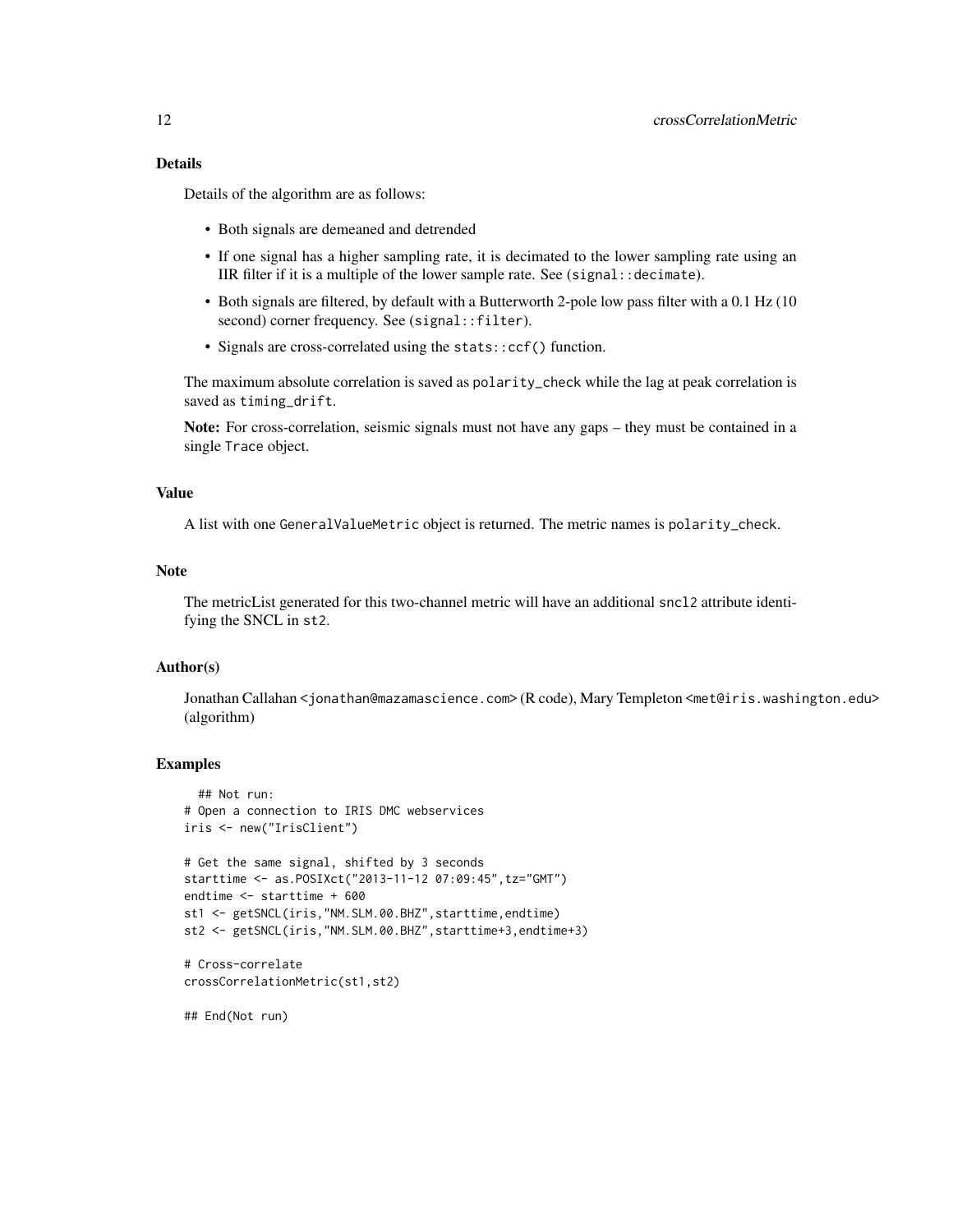## Details

Details of the algorithm are as follows:

- Both signals are demeaned and detrended
- If one signal has a higher sampling rate, it is decimated to the lower sampling rate using an IIR filter if it is a multiple of the lower sample rate. See (`signal::decimate`).
- Both signals are filtered, by default with a Butterworth 2-pole low pass filter with a 0.1 Hz (10 second) corner frequency. See (`signal::filter`).
- Signals are cross-correlated using the `stats::ccf()` function.

The maximum absolute correlation is saved as `polarity_check` while the lag at peak correlation is saved as `timing_drift`.

**Note:** For cross-correlation, seismic signals must not have any gaps – they must be contained in a single `Trace` object.

## Value

A list with one `GeneralValueMetric` object is returned. The metric names is `polarity_check`.

## Note

The metricList generated for this two-channel metric will have an additional `sncl2` attribute identifying the SNCL in `st2`.

## Author(s)

Jonathan Callahan <jonathan@mazamascience.com> (R code), Mary Templeton <met@iris.washington.edu> (algorithm)

## Examples

```
  ## Not run:
# Open a connection to IRIS DMC webservices
iris <- new("IrisClient")

# Get the same signal, shifted by 3 seconds
starttime <- as.POSIXct("2013-11-12 07:09:45",tz="GMT")
endtime <- starttime + 600
st1 <- getSNCL(iris,"NM.SLM.00.BHZ",starttime,endtime)
st2 <- getSNCL(iris,"NM.SLM.00.BHZ",starttime+3,endtime+3)

# Cross-correlate
crossCorrelationMetric(st1,st2)

## End(Not run)
```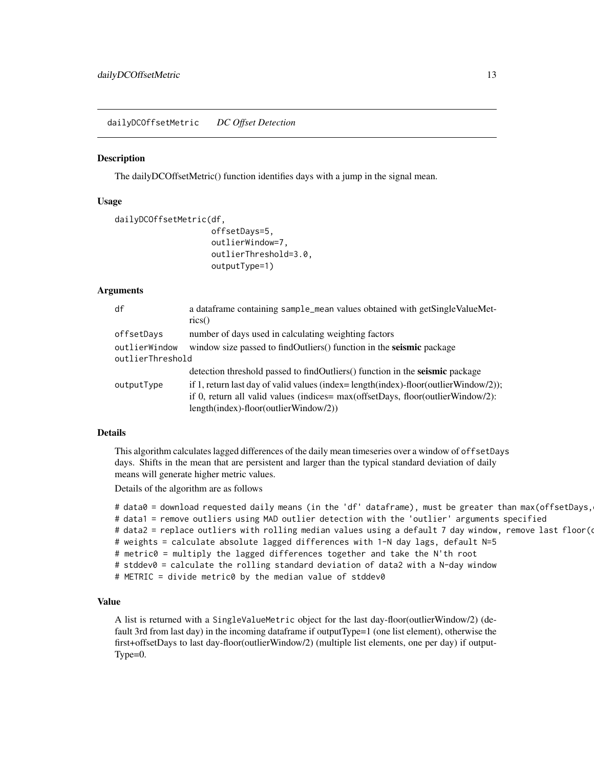dailyDCOffsetMetric *DC Offset Detection*

## Description

The dailyDCOffsetMetric() function identifies days with a jump in the signal mean.

## Usage

```
dailyDCOffsetMetric(df,
                    offsetDays=5,
                    outlierWindow=7,
                    outlierThreshold=3.0,
                    outputType=1)
```

## Arguments

| | |
|---|---|
| df | a dataframe containing `sample_mean` values obtained with getSingleValueMetrics() |
| offsetDays | number of days used in calculating weighting factors |
| outlierWindow | window size passed to findOutliers() function in the **seismic** package |
| outlierThreshold | detection threshold passed to findOutliers() function in the **seismic** package |
| outputType | if 1, return last day of valid values (index= length(index)-floor(outlierWindow/2)); if 0, return all valid values (indices= max(offsetDays, floor(outlierWindow/2): length(index)-floor(outlierWindow/2)) |

## Details

This algorithm calculates lagged differences of the daily mean timeseries over a window of `offsetDays` days. Shifts in the mean that are persistent and larger than the typical standard deviation of daily means will generate higher metric values.

Details of the algorithm are as follows

```
# data0 = download requested daily means (in the 'df' dataframe), must be greater than max(offsetDays,
# data1 = remove outliers using MAD outlier detection with the 'outlier' arguments specified
# data2 = replace outliers with rolling median values using a default 7 day window, remove last floor(o
# weights = calculate absolute lagged differences with 1-N day lags, default N=5
# metric0 = multiply the lagged differences together and take the N'th root
# stddev0 = calculate the rolling standard deviation of data2 with a N-day window
# METRIC = divide metric0 by the median value of stddev0
```

## Value

A list is returned with a `SingleValueMetric` object for the last day-floor(outlierWindow/2) (default 3rd from last day) in the incoming dataframe if outputType=1 (one list element), otherwise the first+offsetDays to last day-floor(outlierWindow/2) (multiple list elements, one per day) if outputType=0.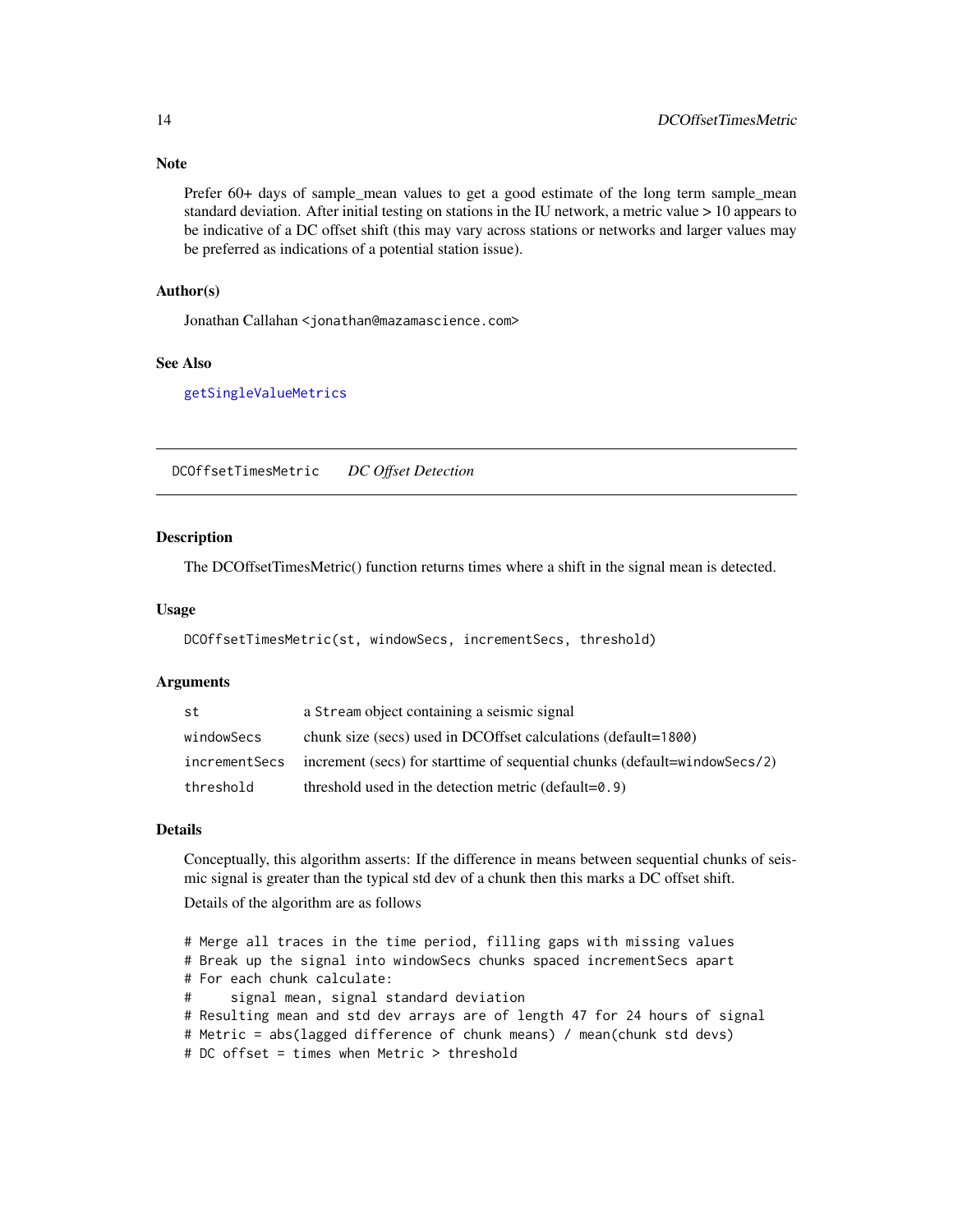### Note

Prefer 60+ days of sample_mean values to get a good estimate of the long term sample_mean standard deviation. After initial testing on stations in the IU network, a metric value > 10 appears to be indicative of a DC offset shift (this may vary across stations or networks and larger values may be preferred as indications of a potential station issue).

### Author(s)

Jonathan Callahan <jonathan@mazamascience.com>

### See Also

getSingleValueMetrics

---

## DCOffsetTimesMetric *DC Offset Detection*

### Description

The DCOffsetTimesMetric() function returns times where a shift in the signal mean is detected.

### Usage

```
DCOffsetTimesMetric(st, windowSecs, incrementSecs, threshold)
```

### Arguments

| | |
|---|---|
| `st` | a `Stream` object containing a seismic signal |
| `windowSecs` | chunk size (secs) used in DCOffset calculations (default=`1800`) |
| `incrementSecs` | increment (secs) for starttime of sequential chunks (default=`windowSecs/2`) |
| `threshold` | threshold used in the detection metric (default=`0.9`) |

### Details

Conceptually, this algorithm asserts: If the difference in means between sequential chunks of seismic signal is greater than the typical std dev of a chunk then this marks a DC offset shift.

Details of the algorithm are as follows

```
# Merge all traces in the time period, filling gaps with missing values
# Break up the signal into windowSecs chunks spaced incrementSecs apart
# For each chunk calculate:
#     signal mean, signal standard deviation
# Resulting mean and std dev arrays are of length 47 for 24 hours of signal
# Metric = abs(lagged difference of chunk means) / mean(chunk std devs)
# DC offset = times when Metric > threshold
```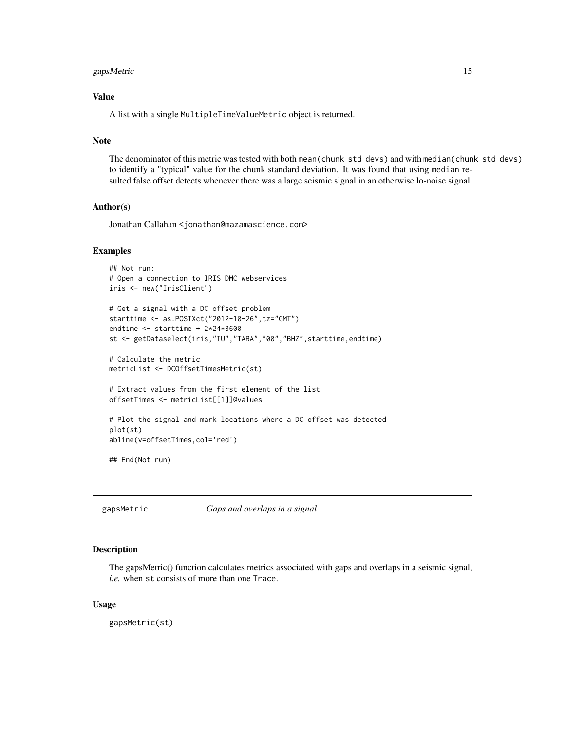### Value

A list with a single `MultipleTimeValueMetric` object is returned.

### Note

The denominator of this metric was tested with both `mean(chunk std devs)` and with `median(chunk std devs)` to identify a "typical" value for the chunk standard deviation. It was found that using `median` resulted false offset detects whenever there was a large seismic signal in an otherwise lo-noise signal.

### Author(s)

Jonathan Callahan <jonathan@mazamascience.com>

### Examples

```
## Not run:
# Open a connection to IRIS DMC webservices
iris <- new("IrisClient")

# Get a signal with a DC offset problem
starttime <- as.POSIXct("2012-10-26",tz="GMT")
endtime <- starttime + 2*24*3600
st <- getDataselect(iris,"IU","TARA","00","BHZ",starttime,endtime)

# Calculate the metric
metricList <- DCOffsetTimesMetric(st)

# Extract values from the first element of the list
offsetTimes <- metricList[[1]]@values

# Plot the signal and mark locations where a DC offset was detected
plot(st)
abline(v=offsetTimes,col='red')

## End(Not run)
```

---

## gapsMetric — *Gaps and overlaps in a signal*

### Description

The gapsMetric() function calculates metrics associated with gaps and overlaps in a seismic signal, *i.e.* when `st` consists of more than one `Trace`.

### Usage

```
gapsMetric(st)
```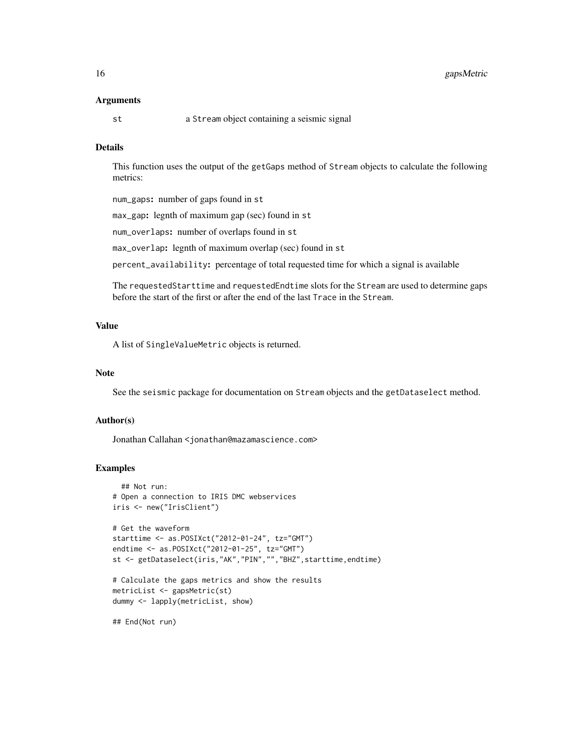### Arguments

`st` a Stream object containing a seismic signal

### Details

This function uses the output of the getGaps method of Stream objects to calculate the following metrics:

**num_gaps:** number of gaps found in st

**max_gap:** legnth of maximum gap (sec) found in st

**num_overlaps:** number of overlaps found in st

**max_overlap:** legnth of maximum overlap (sec) found in st

**percent_availability:** percentage of total requested time for which a signal is available

The requestedStarttime and requestedEndtime slots for the Stream are used to determine gaps before the start of the first or after the end of the last Trace in the Stream.

### Value

A list of SingleValueMetric objects is returned.

### Note

See the seismic package for documentation on Stream objects and the getDataselect method.

### Author(s)

Jonathan Callahan <jonathan@mazamascience.com>

### Examples

```
  ## Not run:
# Open a connection to IRIS DMC webservices
iris <- new("IrisClient")

# Get the waveform
starttime <- as.POSIXct("2012-01-24", tz="GMT")
endtime <- as.POSIXct("2012-01-25", tz="GMT")
st <- getDataselect(iris,"AK","PIN","","BHZ",starttime,endtime)

# Calculate the gaps metrics and show the results
metricList <- gapsMetric(st)
dummy <- lapply(metricList, show)

## End(Not run)
```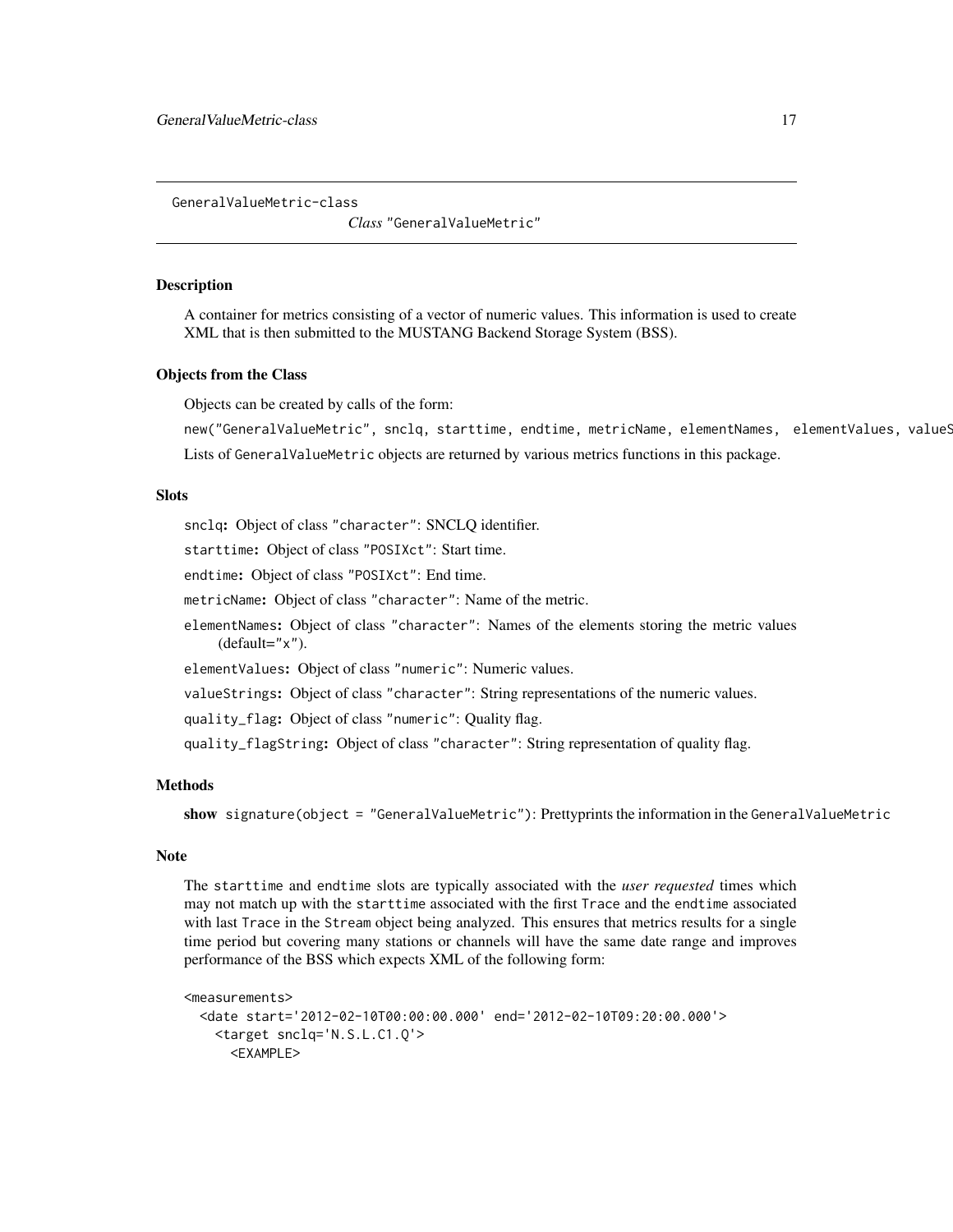GeneralValueMetric-class *Class* "GeneralValueMetric"

## Description

A container for metrics consisting of a vector of numeric values. This information is used to create XML that is then submitted to the MUSTANG Backend Storage System (BSS).

## Objects from the Class

Objects can be created by calls of the form:

`new("GeneralValueMetric", snclq, starttime, endtime, metricName, elementNames, elementValues, valueS`

Lists of `GeneralValueMetric` objects are returned by various metrics functions in this package.

## Slots

`snclq`: Object of class "character": SNCLQ identifier.

`starttime`: Object of class "POSIXct": Start time.

`endtime`: Object of class "POSIXct": End time.

`metricName`: Object of class "character": Name of the metric.

`elementNames`: Object of class "character": Names of the elements storing the metric values (default="x").

`elementValues`: Object of class "numeric": Numeric values.

`valueStrings`: Object of class "character": String representations of the numeric values.

`quality_flag`: Object of class "numeric": Quality flag.

`quality_flagString`: Object of class "character": String representation of quality flag.

## Methods

**show** `signature(object = "GeneralValueMetric")`: Prettyprints the information in the `GeneralValueMetric`

## Note

The `starttime` and `endtime` slots are typically associated with the *user requested* times which may not match up with the `starttime` associated with the first `Trace` and the `endtime` associated with last `Trace` in the `Stream` object being analyzed. This ensures that metrics results for a single time period but covering many stations or channels will have the same date range and improves performance of the BSS which expects XML of the following form:

```
<measurements>
  <date start='2012-02-10T00:00:00.000' end='2012-02-10T09:20:00.000'>
    <target snclq='N.S.L.C1.Q'>
      <EXAMPLE>
```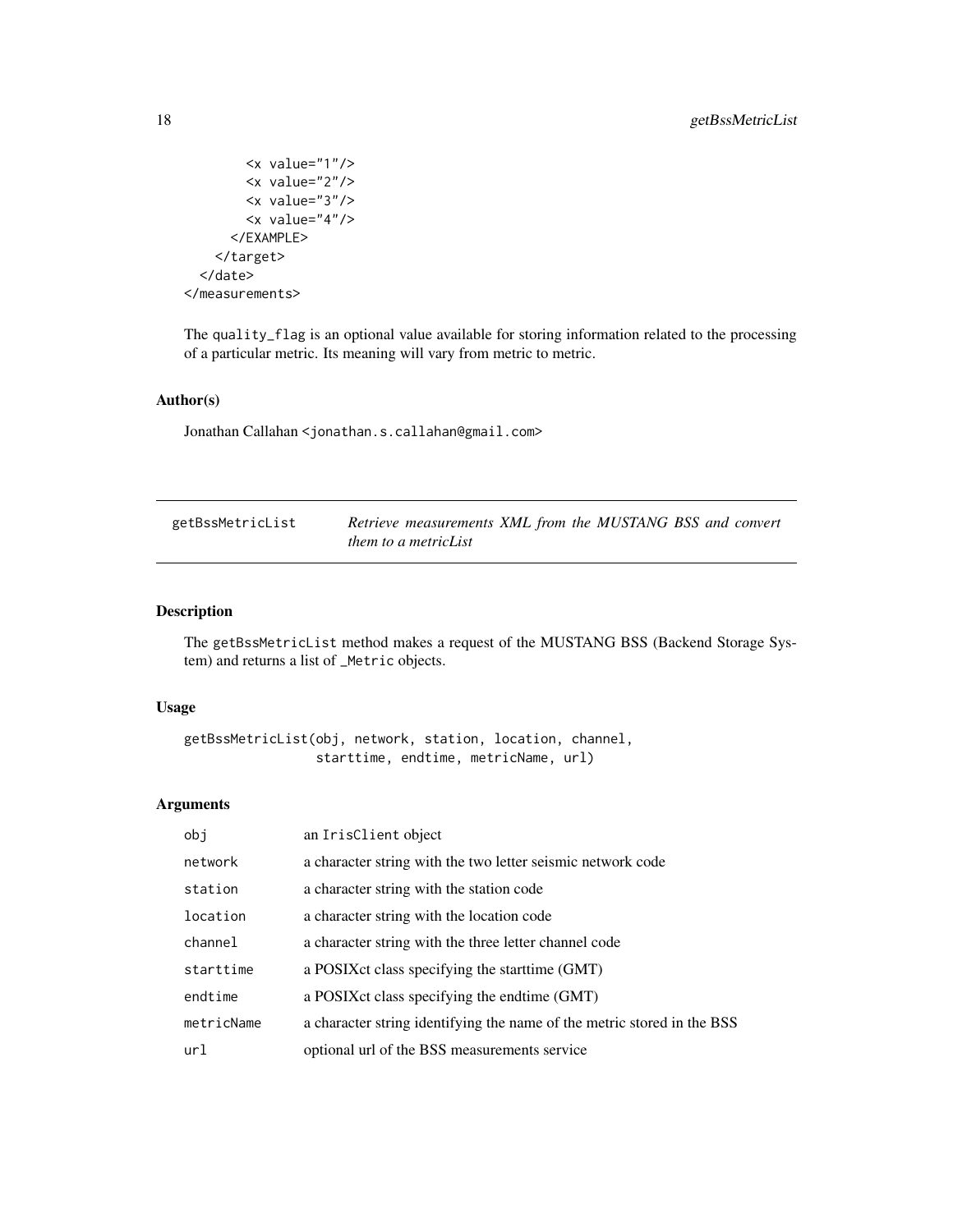```
      <x value="1"/>
      <x value="2"/>
      <x value="3"/>
      <x value="4"/>
    </EXAMPLE>
  </target>
</date>
</measurements>
```

The quality_flag is an optional value available for storing information related to the processing of a particular metric. Its meaning will vary from metric to metric.

### Author(s)

Jonathan Callahan <jonathan.s.callahan@gmail.com>

---

## getBssMetricList    *Retrieve measurements XML from the MUSTANG BSS and convert them to a metricList*

---

### Description

The getBssMetricList method makes a request of the MUSTANG BSS (Backend Storage System) and returns a list of _Metric objects.

### Usage

```
getBssMetricList(obj, network, station, location, channel,
                 starttime, endtime, metricName, url)
```

### Arguments

| | |
|---|---|
| obj | an IrisClient object |
| network | a character string with the two letter seismic network code |
| station | a character string with the station code |
| location | a character string with the location code |
| channel | a character string with the three letter channel code |
| starttime | a POSIXct class specifying the starttime (GMT) |
| endtime | a POSIXct class specifying the endtime (GMT) |
| metricName | a character string identifying the name of the metric stored in the BSS |
| url | optional url of the BSS measurements service |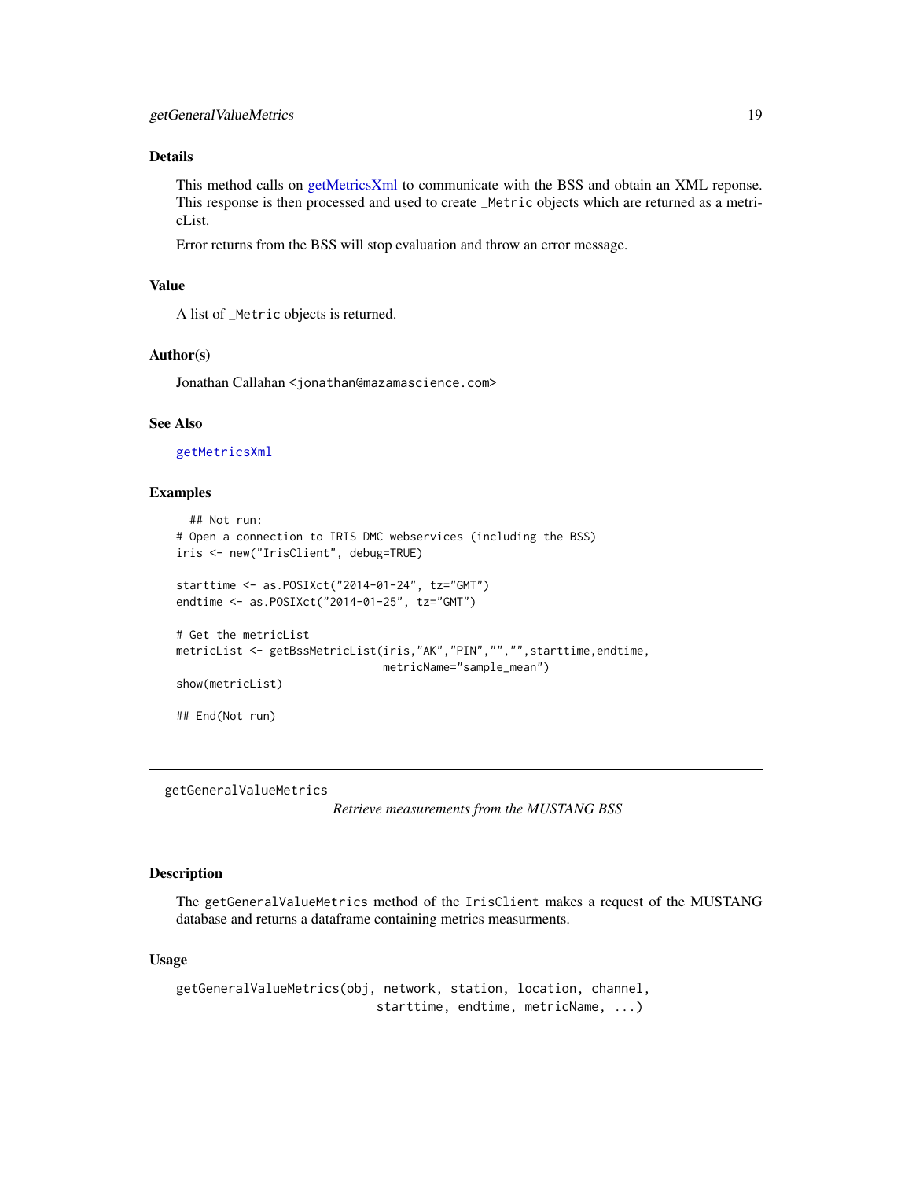### Details

This method calls on getMetricsXml to communicate with the BSS and obtain an XML reponse. This response is then processed and used to create `_Metric` objects which are returned as a metricList.

Error returns from the BSS will stop evaluation and throw an error message.

### Value

A list of `_Metric` objects is returned.

### Author(s)

Jonathan Callahan <jonathan@mazamascience.com>

### See Also

`getMetricsXml`

### Examples

```
  ## Not run:
# Open a connection to IRIS DMC webservices (including the BSS)
iris <- new("IrisClient", debug=TRUE)

starttime <- as.POSIXct("2014-01-24", tz="GMT")
endtime <- as.POSIXct("2014-01-25", tz="GMT")

# Get the metricList
metricList <- getBssMetricList(iris,"AK","PIN","","",starttime,endtime,
                               metricName="sample_mean")
show(metricList)

## End(Not run)
```

---

## getGeneralValueMetrics

*Retrieve measurements from the MUSTANG BSS*

### Description

The `getGeneralValueMetrics` method of the `IrisClient` makes a request of the MUSTANG database and returns a dataframe containing metrics measurments.

### Usage

```
getGeneralValueMetrics(obj, network, station, location, channel,
                              starttime, endtime, metricName, ...)
```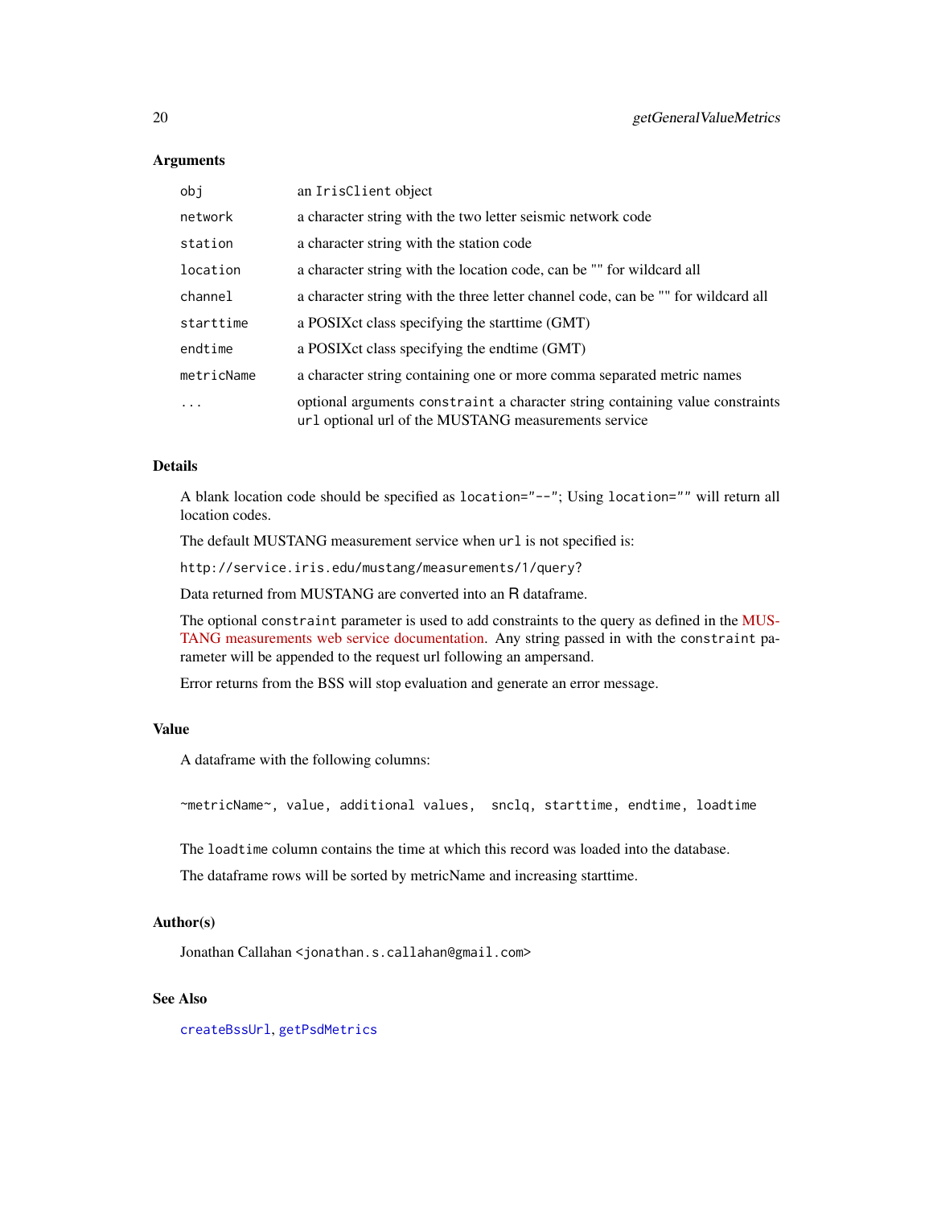### Arguments

| | |
|---|---|
| `obj` | an `IrisClient` object |
| `network` | a character string with the two letter seismic network code |
| `station` | a character string with the station code |
| `location` | a character string with the location code, can be "" for wildcard all |
| `channel` | a character string with the three letter channel code, can be "" for wildcard all |
| `starttime` | a POSIXct class specifying the starttime (GMT) |
| `endtime` | a POSIXct class specifying the endtime (GMT) |
| `metricName` | a character string containing one or more comma separated metric names |
| `...` | optional arguments `constraint` a character string containing value constraints `url` optional url of the MUSTANG measurements service |

### Details

A blank location code should be specified as `location="--"`; Using `location=""` will return all location codes.

The default MUSTANG measurement service when `url` is not specified is:

`http://service.iris.edu/mustang/measurements/1/query?`

Data returned from MUSTANG are converted into an R dataframe.

The optional `constraint` parameter is used to add constraints to the query as defined in the MUSTANG measurements web service documentation. Any string passed in with the `constraint` parameter will be appended to the request url following an ampersand.

Error returns from the BSS will stop evaluation and generate an error message.

### Value

A dataframe with the following columns:

```
~metricName~, value, additional values,  snclq, starttime, endtime, loadtime
```

The `loadtime` column contains the time at which this record was loaded into the database.

The dataframe rows will be sorted by metricName and increasing starttime.

### Author(s)

Jonathan Callahan <jonathan.s.callahan@gmail.com>

### See Also

`createBssUrl`, `getPsdMetrics`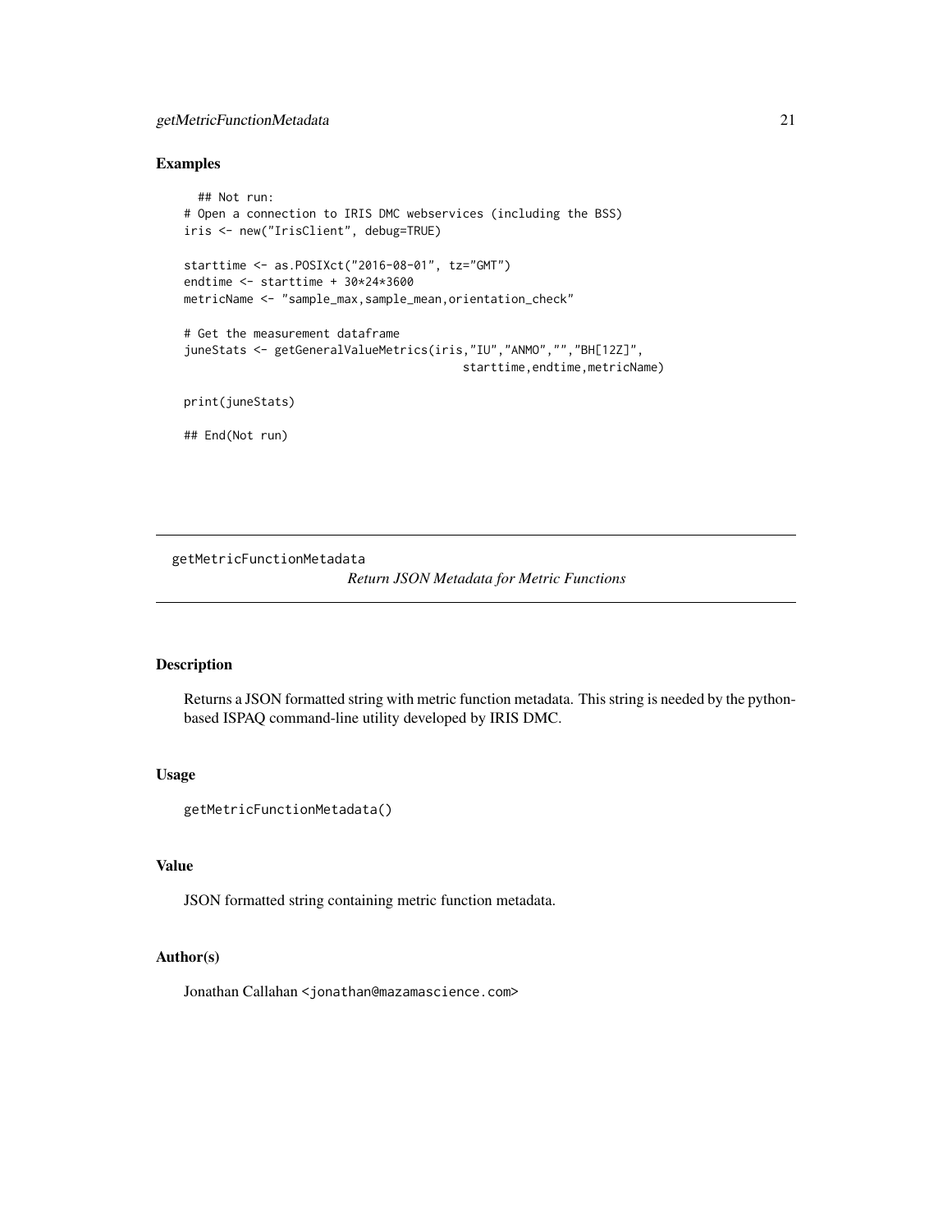## Examples

```
  ## Not run:
# Open a connection to IRIS DMC webservices (including the BSS)
iris <- new("IrisClient", debug=TRUE)

starttime <- as.POSIXct("2016-08-01", tz="GMT")
endtime <- starttime + 30*24*3600
metricName <- "sample_max,sample_mean,orientation_check"

# Get the measurement dataframe
juneStats <- getGeneralValueMetrics(iris,"IU","ANMO","","BH[12Z]",
                                    starttime,endtime,metricName)

print(juneStats)

## End(Not run)
```

---

`getMetricFunctionMetadata`    *Return JSON Metadata for Metric Functions*

---

## Description

Returns a JSON formatted string with metric function metadata. This string is needed by the python-based ISPAQ command-line utility developed by IRIS DMC.

## Usage

```
getMetricFunctionMetadata()
```

## Value

JSON formatted string containing metric function metadata.

## Author(s)

Jonathan Callahan <jonathan@mazamascience.com>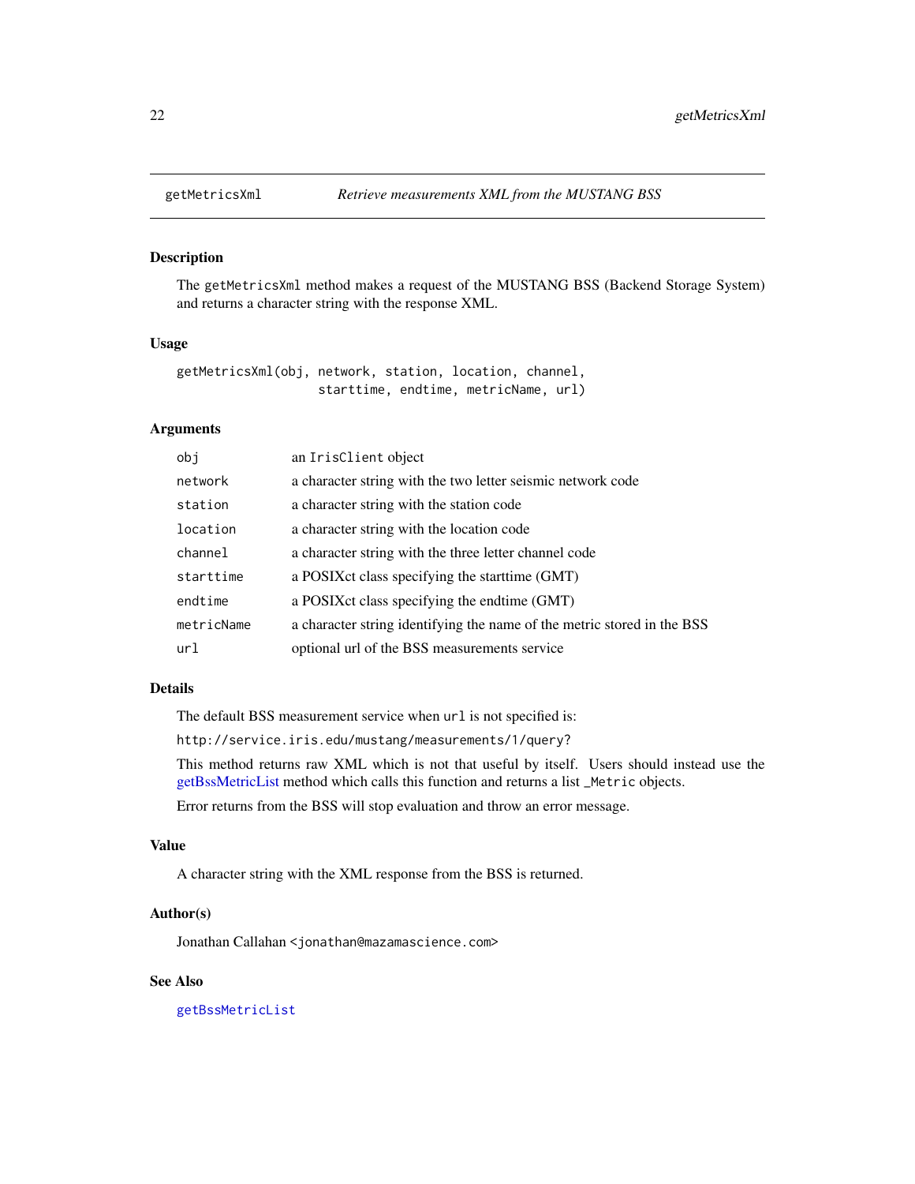## getMetricsXml *Retrieve measurements XML from the MUSTANG BSS*

### Description

The `getMetricsXml` method makes a request of the MUSTANG BSS (Backend Storage System) and returns a character string with the response XML.

### Usage

```
getMetricsXml(obj, network, station, location, channel,
                    starttime, endtime, metricName, url)
```

### Arguments

| | |
|---|---|
| `obj` | an `IrisClient` object |
| `network` | a character string with the two letter seismic network code |
| `station` | a character string with the station code |
| `location` | a character string with the location code |
| `channel` | a character string with the three letter channel code |
| `starttime` | a POSIXct class specifying the starttime (GMT) |
| `endtime` | a POSIXct class specifying the endtime (GMT) |
| `metricName` | a character string identifying the name of the metric stored in the BSS |
| `url` | optional url of the BSS measurements service |

### Details

The default BSS measurement service when `url` is not specified is:

`http://service.iris.edu/mustang/measurements/1/query?`

This method returns raw XML which is not that useful by itself. Users should instead use the getBssMetricList method which calls this function and returns a list `_Metric` objects.

Error returns from the BSS will stop evaluation and throw an error message.

### Value

A character string with the XML response from the BSS is returned.

### Author(s)

Jonathan Callahan <jonathan@mazamascience.com>

### See Also

`getBssMetricList`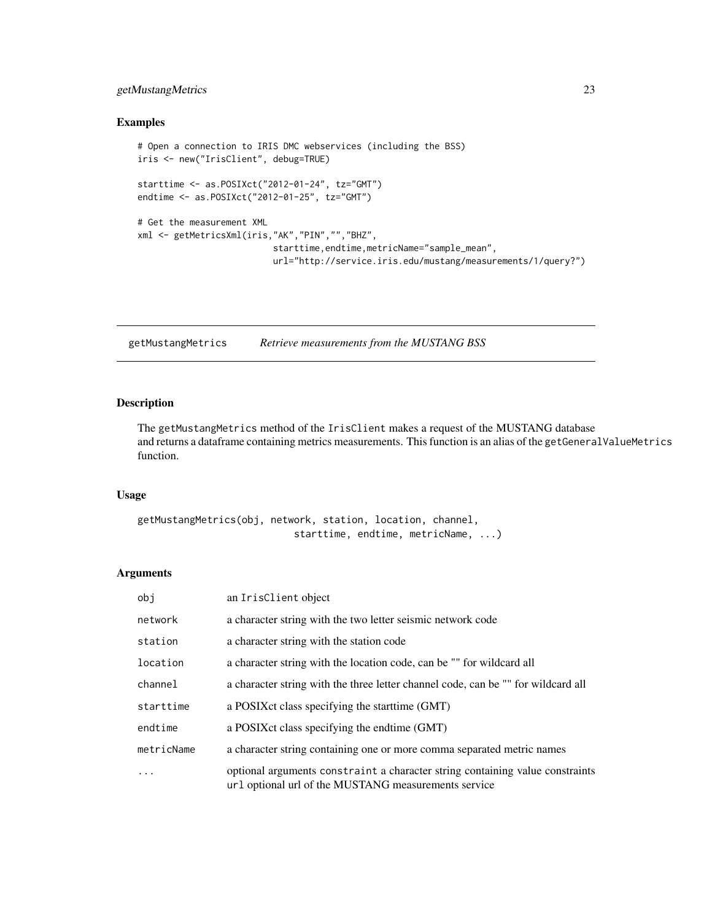## Examples

```
# Open a connection to IRIS DMC webservices (including the BSS)
iris <- new("IrisClient", debug=TRUE)

starttime <- as.POSIXct("2012-01-24", tz="GMT")
endtime <- as.POSIXct("2012-01-25", tz="GMT")

# Get the measurement XML
xml <- getMetricsXml(iris,"AK","PIN","","BHZ",
                        starttime,endtime,metricName="sample_mean",
                        url="http://service.iris.edu/mustang/measurements/1/query?")
```

---

getMustangMetrics    *Retrieve measurements from the MUSTANG BSS*

---

## Description

The getMustangMetrics method of the IrisClient makes a request of the MUSTANG database and returns a dataframe containing metrics measurements. This function is an alias of the getGeneralValueMetrics function.

## Usage

```
getMustangMetrics(obj, network, station, location, channel,
                        starttime, endtime, metricName, ...)
```

## Arguments

| | |
|---|---|
| obj | an IrisClient object |
| network | a character string with the two letter seismic network code |
| station | a character string with the station code |
| location | a character string with the location code, can be "" for wildcard all |
| channel | a character string with the three letter channel code, can be "" for wildcard all |
| starttime | a POSIXct class specifying the starttime (GMT) |
| endtime | a POSIXct class specifying the endtime (GMT) |
| metricName | a character string containing one or more comma separated metric names |
| ... | optional arguments constraint a character string containing value constraints url optional url of the MUSTANG measurements service |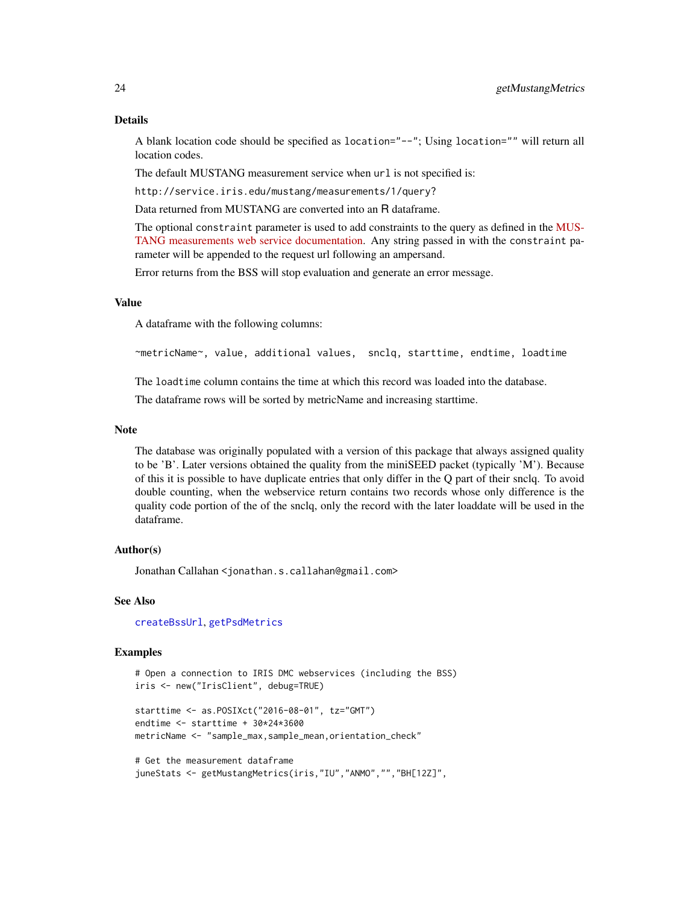## Details

A blank location code should be specified as `location="--"`; Using `location=""` will return all location codes.

The default MUSTANG measurement service when `url` is not specified is:

`http://service.iris.edu/mustang/measurements/1/query?`

Data returned from MUSTANG are converted into an R dataframe.

The optional `constraint` parameter is used to add constraints to the query as defined in the MUSTANG measurements web service documentation. Any string passed in with the `constraint` parameter will be appended to the request url following an ampersand.

Error returns from the BSS will stop evaluation and generate an error message.

## Value

A dataframe with the following columns:

```
~metricName~, value, additional values,  snclq, starttime, endtime, loadtime
```

The `loadtime` column contains the time at which this record was loaded into the database.

The dataframe rows will be sorted by metricName and increasing starttime.

## Note

The database was originally populated with a version of this package that always assigned quality to be 'B'. Later versions obtained the quality from the miniSEED packet (typically 'M'). Because of this it is possible to have duplicate entries that only differ in the Q part of their snclq. To avoid double counting, when the webservice return contains two records whose only difference is the quality code portion of the of the snclq, only the record with the later loaddate will be used in the dataframe.

## Author(s)

Jonathan Callahan <jonathan.s.callahan@gmail.com>

## See Also

`createBssUrl`, `getPsdMetrics`

## Examples

```
# Open a connection to IRIS DMC webservices (including the BSS)
iris <- new("IrisClient", debug=TRUE)

starttime <- as.POSIXct("2016-08-01", tz="GMT")
endtime <- starttime + 30*24*3600
metricName <- "sample_max,sample_mean,orientation_check"

# Get the measurement dataframe
juneStats <- getMustangMetrics(iris,"IU","ANMO","","BH[12Z]",
```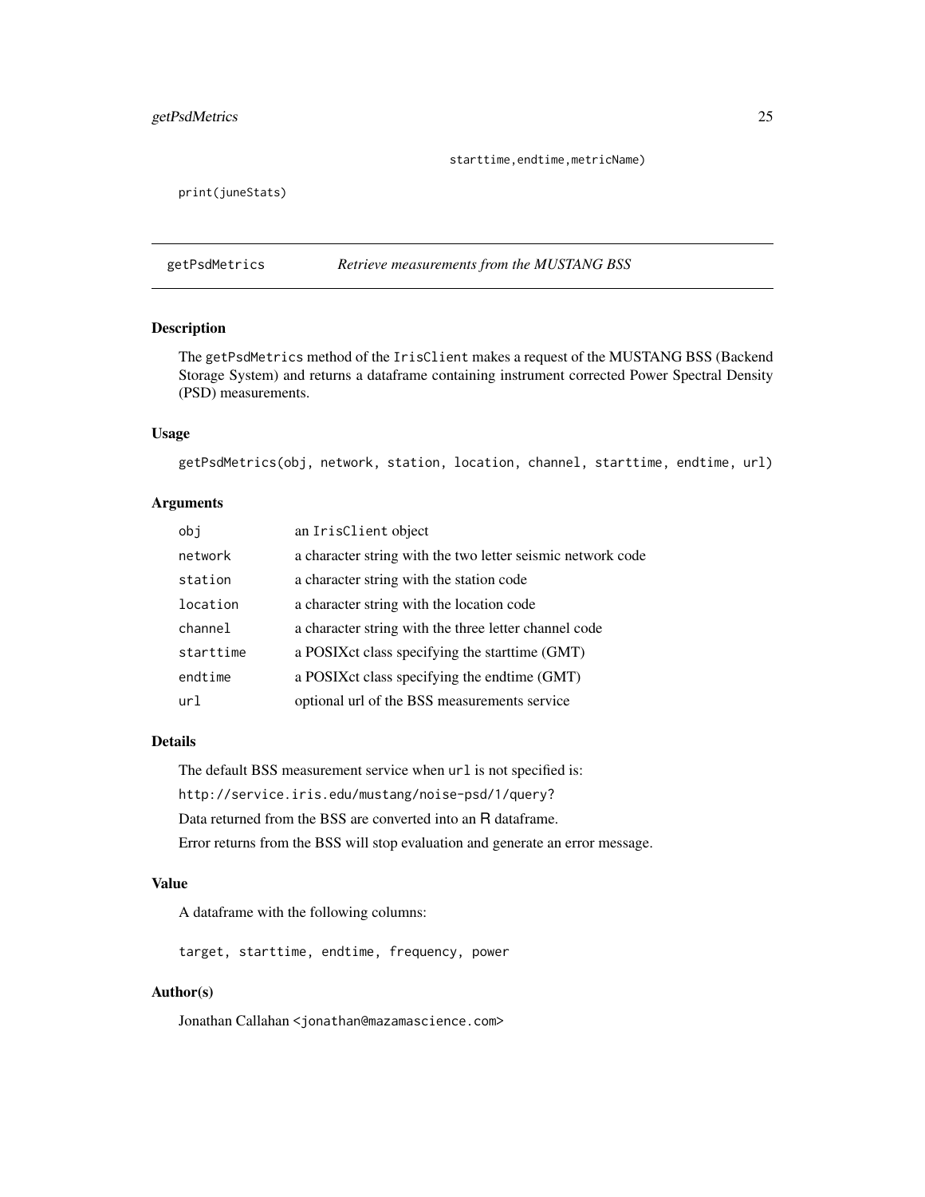```
                                    starttime,endtime,metricName)

print(juneStats)
```

---

## getPsdMetrics *Retrieve measurements from the MUSTANG BSS*

### Description

The `getPsdMetrics` method of the `IrisClient` makes a request of the MUSTANG BSS (Backend Storage System) and returns a dataframe containing instrument corrected Power Spectral Density (PSD) measurements.

### Usage

```
getPsdMetrics(obj, network, station, location, channel, starttime, endtime, url)
```

### Arguments

| | |
|---|---|
| `obj` | an `IrisClient` object |
| `network` | a character string with the two letter seismic network code |
| `station` | a character string with the station code |
| `location` | a character string with the location code |
| `channel` | a character string with the three letter channel code |
| `starttime` | a POSIXct class specifying the starttime (GMT) |
| `endtime` | a POSIXct class specifying the endtime (GMT) |
| `url` | optional url of the BSS measurements service |

### Details

The default BSS measurement service when `url` is not specified is:

`http://service.iris.edu/mustang/noise-psd/1/query?`

Data returned from the BSS are converted into an R dataframe.

Error returns from the BSS will stop evaluation and generate an error message.

### Value

A dataframe with the following columns:

```
target, starttime, endtime, frequency, power
```

### Author(s)

Jonathan Callahan <jonathan@mazamascience.com>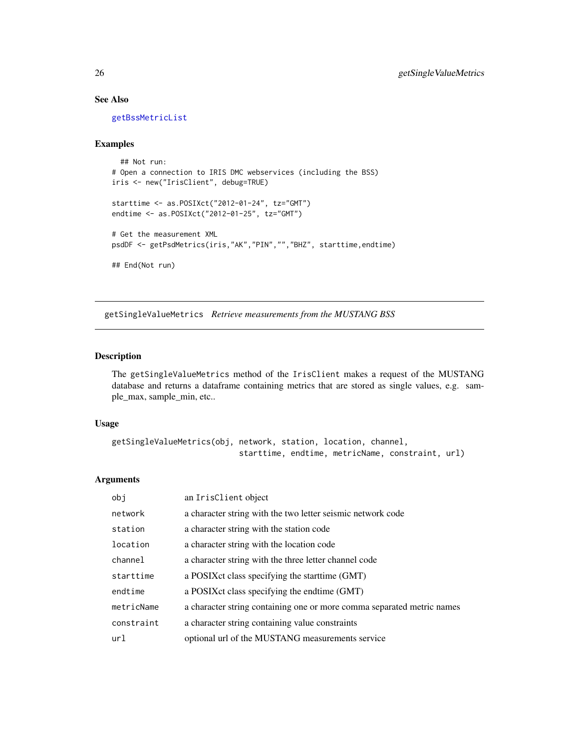## See Also

getBssMetricList

## Examples

```
  ## Not run:
# Open a connection to IRIS DMC webservices (including the BSS)
iris <- new("IrisClient", debug=TRUE)

starttime <- as.POSIXct("2012-01-24", tz="GMT")
endtime <- as.POSIXct("2012-01-25", tz="GMT")

# Get the measurement XML
psdDF <- getPsdMetrics(iris,"AK","PIN","","BHZ", starttime,endtime)

## End(Not run)
```

---

# getSingleValueMetrics *Retrieve measurements from the MUSTANG BSS*

## Description

The getSingleValueMetrics method of the IrisClient makes a request of the MUSTANG database and returns a dataframe containing metrics that are stored as single values, e.g. sample_max, sample_min, etc..

## Usage

```
getSingleValueMetrics(obj, network, station, location, channel,
                          starttime, endtime, metricName, constraint, url)
```

## Arguments

| | |
|---|---|
| obj | an IrisClient object |
| network | a character string with the two letter seismic network code |
| station | a character string with the station code |
| location | a character string with the location code |
| channel | a character string with the three letter channel code |
| starttime | a POSIXct class specifying the starttime (GMT) |
| endtime | a POSIXct class specifying the endtime (GMT) |
| metricName | a character string containing one or more comma separated metric names |
| constraint | a character string containing value constraints |
| url | optional url of the MUSTANG measurements service |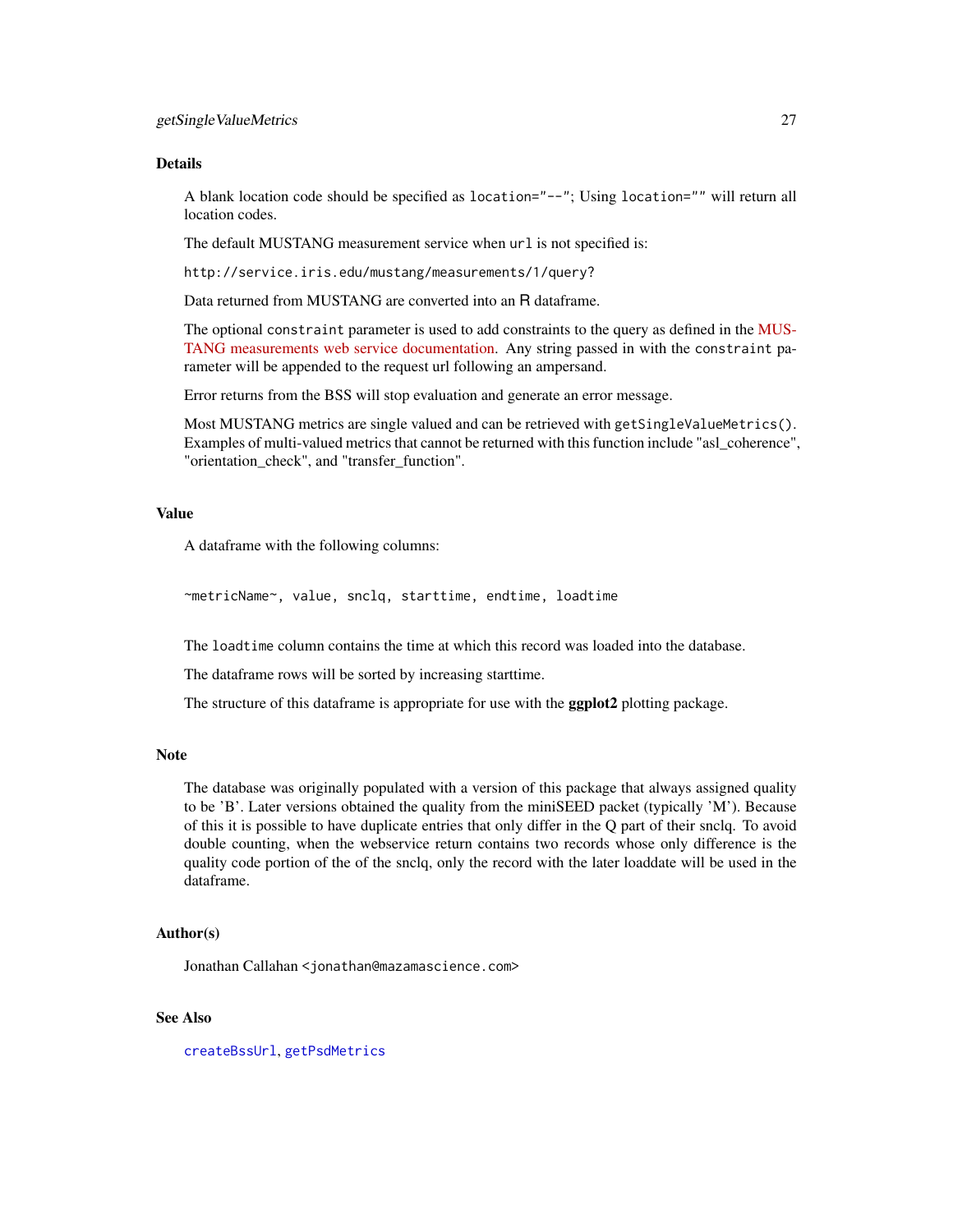## Details

A blank location code should be specified as `location="--"`; Using `location=""` will return all location codes.

The default MUSTANG measurement service when `url` is not specified is:

`http://service.iris.edu/mustang/measurements/1/query?`

Data returned from MUSTANG are converted into an R dataframe.

The optional `constraint` parameter is used to add constraints to the query as defined in the MUSTANG measurements web service documentation. Any string passed in with the `constraint` parameter will be appended to the request url following an ampersand.

Error returns from the BSS will stop evaluation and generate an error message.

Most MUSTANG metrics are single valued and can be retrieved with `getSingleValueMetrics()`. Examples of multi-valued metrics that cannot be returned with this function include "asl_coherence", "orientation_check", and "transfer_function".

## Value

A dataframe with the following columns:

```
~metricName~, value, snclq, starttime, endtime, loadtime
```

The `loadtime` column contains the time at which this record was loaded into the database.

The dataframe rows will be sorted by increasing starttime.

The structure of this dataframe is appropriate for use with the **ggplot2** plotting package.

## Note

The database was originally populated with a version of this package that always assigned quality to be 'B'. Later versions obtained the quality from the miniSEED packet (typically 'M'). Because of this it is possible to have duplicate entries that only differ in the Q part of their snclq. To avoid double counting, when the webservice return contains two records whose only difference is the quality code portion of the of the snclq, only the record with the later loaddate will be used in the dataframe.

## Author(s)

Jonathan Callahan <jonathan@mazamascience.com>

## See Also

`createBssUrl`, `getPsdMetrics`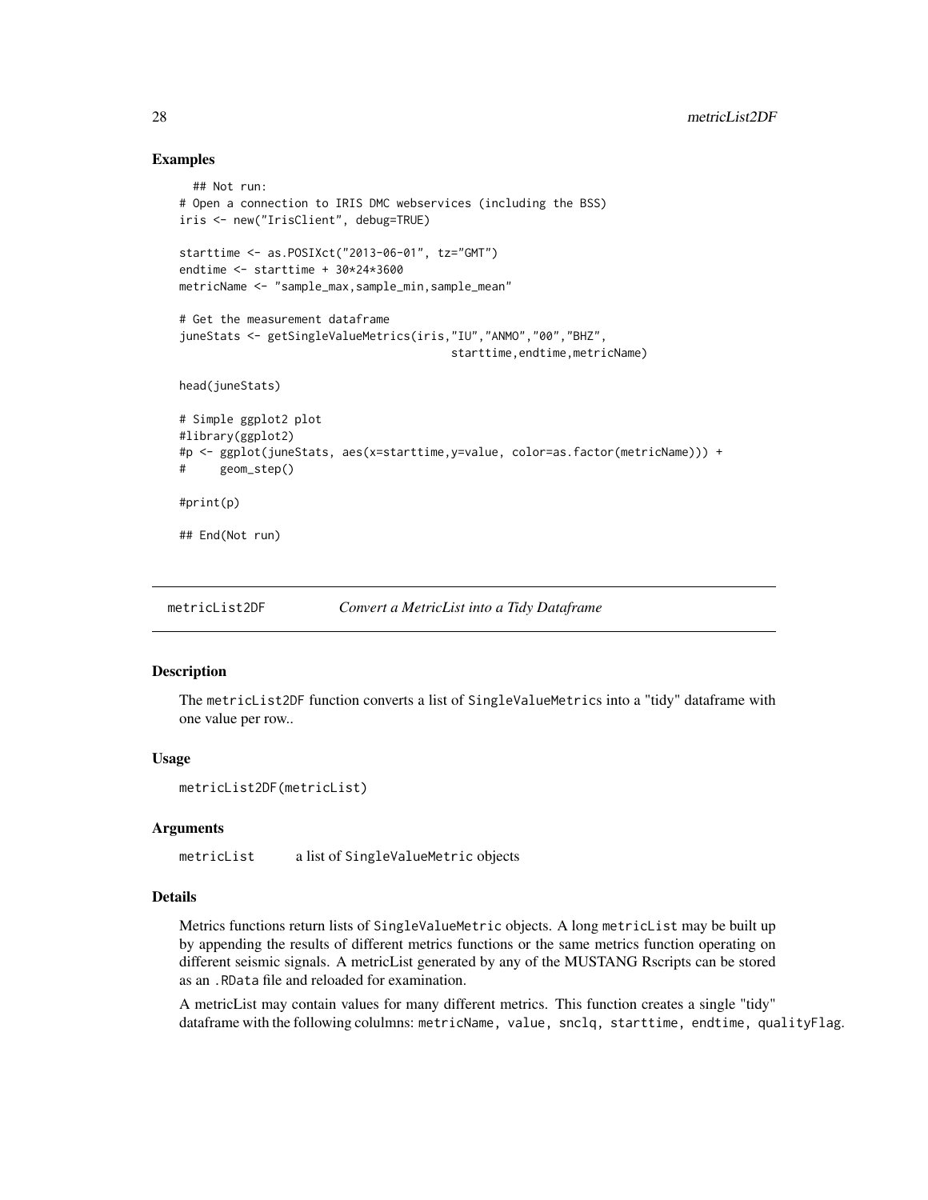### Examples

```
  ## Not run:
# Open a connection to IRIS DMC webservices (including the BSS)
iris <- new("IrisClient", debug=TRUE)

starttime <- as.POSIXct("2013-06-01", tz="GMT")
endtime <- starttime + 30*24*3600
metricName <- "sample_max,sample_min,sample_mean"

# Get the measurement dataframe
juneStats <- getSingleValueMetrics(iris,"IU","ANMO","00","BHZ",
                                   starttime,endtime,metricName)

head(juneStats)

# Simple ggplot2 plot
#library(ggplot2)
#p <- ggplot(juneStats, aes(x=starttime,y=value, color=as.factor(metricName))) +
#     geom_step()

#print(p)

## End(Not run)
```

## metricList2DF    *Convert a MetricList into a Tidy Dataframe*

### Description

The `metricList2DF` function converts a list of `SingleValueMetrics` into a "tidy" dataframe with one value per row..

### Usage

```
metricList2DF(metricList)
```

### Arguments

| | |
|---|---|
| `metricList` | a list of `SingleValueMetric` objects |

### Details

Metrics functions return lists of `SingleValueMetric` objects. A long `metricList` may be built up by appending the results of different metrics functions or the same metrics function operating on different seismic signals. A metricList generated by any of the MUSTANG Rscripts can be stored as an `.RData` file and reloaded for examination.

A metricList may contain values for many different metrics. This function creates a single "tidy" dataframe with the following colulmns: `metricName, value, snclq, starttime, endtime, qualityFlag`.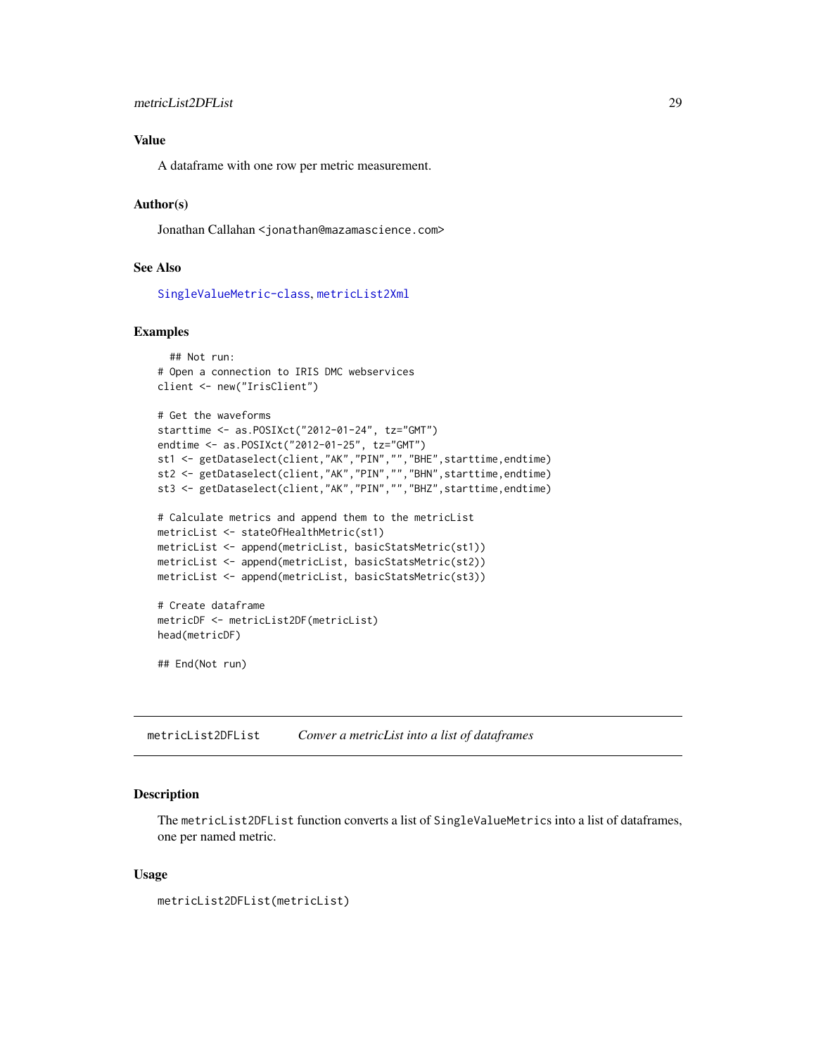### Value

A dataframe with one row per metric measurement.

### Author(s)

Jonathan Callahan <jonathan@mazamascience.com>

### See Also

SingleValueMetric-class, metricList2Xml

### Examples

```
  ## Not run:
# Open a connection to IRIS DMC webservices
client <- new("IrisClient")

# Get the waveforms
starttime <- as.POSIXct("2012-01-24", tz="GMT")
endtime <- as.POSIXct("2012-01-25", tz="GMT")
st1 <- getDataselect(client,"AK","PIN","","BHE",starttime,endtime)
st2 <- getDataselect(client,"AK","PIN","","BHN",starttime,endtime)
st3 <- getDataselect(client,"AK","PIN","","BHZ",starttime,endtime)

# Calculate metrics and append them to the metricList
metricList <- stateOfHealthMetric(st1)
metricList <- append(metricList, basicStatsMetric(st1))
metricList <- append(metricList, basicStatsMetric(st2))
metricList <- append(metricList, basicStatsMetric(st3))

# Create dataframe
metricDF <- metricList2DF(metricList)
head(metricDF)

## End(Not run)
```

---

## metricList2DFList *Conver a metricList into a list of dataframes*

### Description

The `metricList2DFList` function converts a list of `SingleValueMetrics` into a list of dataframes, one per named metric.

### Usage

```
metricList2DFList(metricList)
```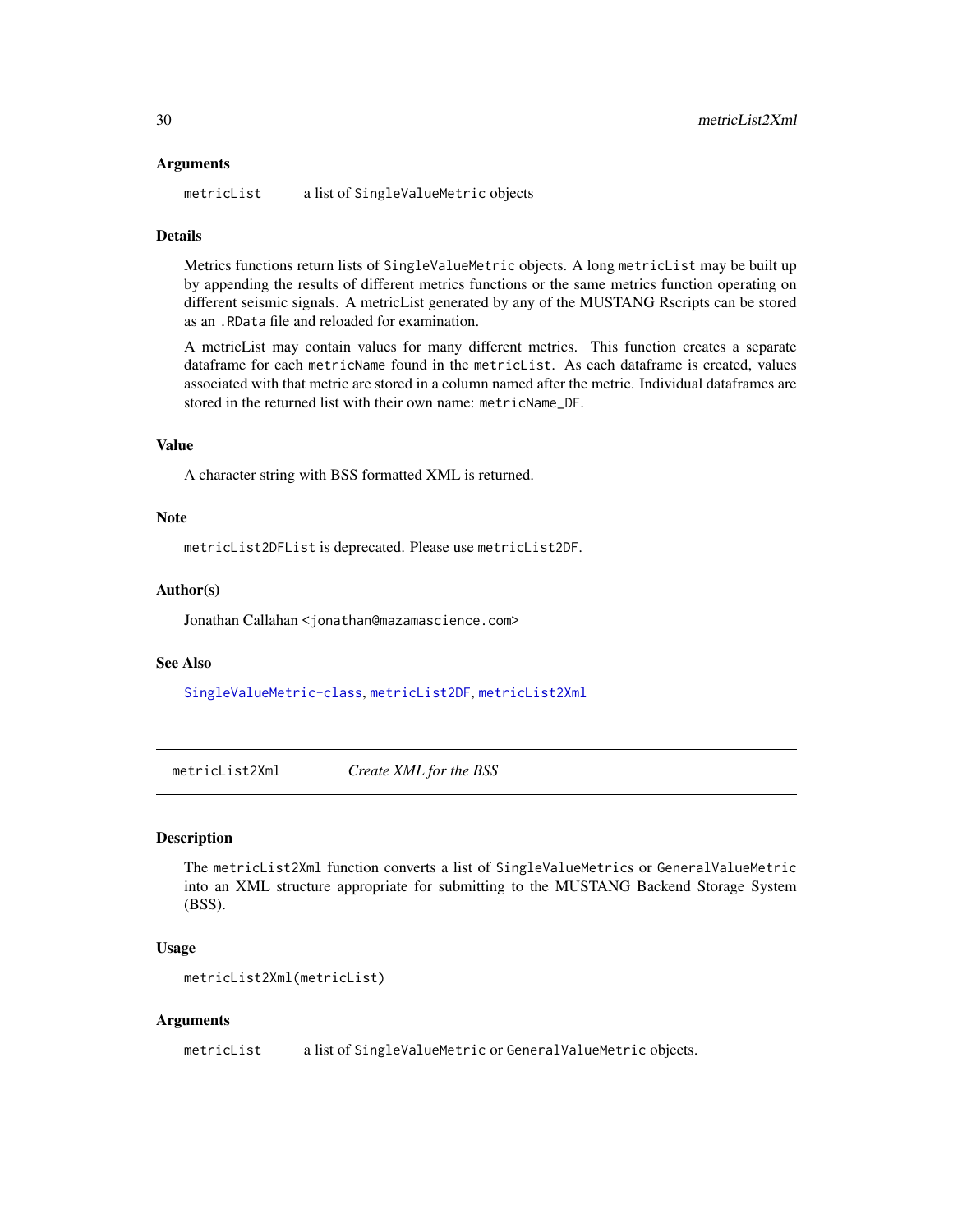### Arguments

`metricList` a list of `SingleValueMetric` objects

### Details

Metrics functions return lists of `SingleValueMetric` objects. A long `metricList` may be built up by appending the results of different metrics functions or the same metrics function operating on different seismic signals. A metricList generated by any of the MUSTANG Rscripts can be stored as an `.RData` file and reloaded for examination.

A metricList may contain values for many different metrics. This function creates a separate dataframe for each `metricName` found in the `metricList`. As each dataframe is created, values associated with that metric are stored in a column named after the metric. Individual dataframes are stored in the returned list with their own name: `metricName_DF`.

### Value

A character string with BSS formatted XML is returned.

### Note

`metricList2DFList` is deprecated. Please use `metricList2DF`.

### Author(s)

Jonathan Callahan <jonathan@mazamascience.com>

### See Also

SingleValueMetric-class, metricList2DF, metricList2Xml

---

## metricList2Xml *Create XML for the BSS*

### Description

The `metricList2Xml` function converts a list of `SingleValueMetrics` or `GeneralValueMetric` into an XML structure appropriate for submitting to the MUSTANG Backend Storage System (BSS).

### Usage

```
metricList2Xml(metricList)
```

### Arguments

`metricList` a list of `SingleValueMetric` or `GeneralValueMetric` objects.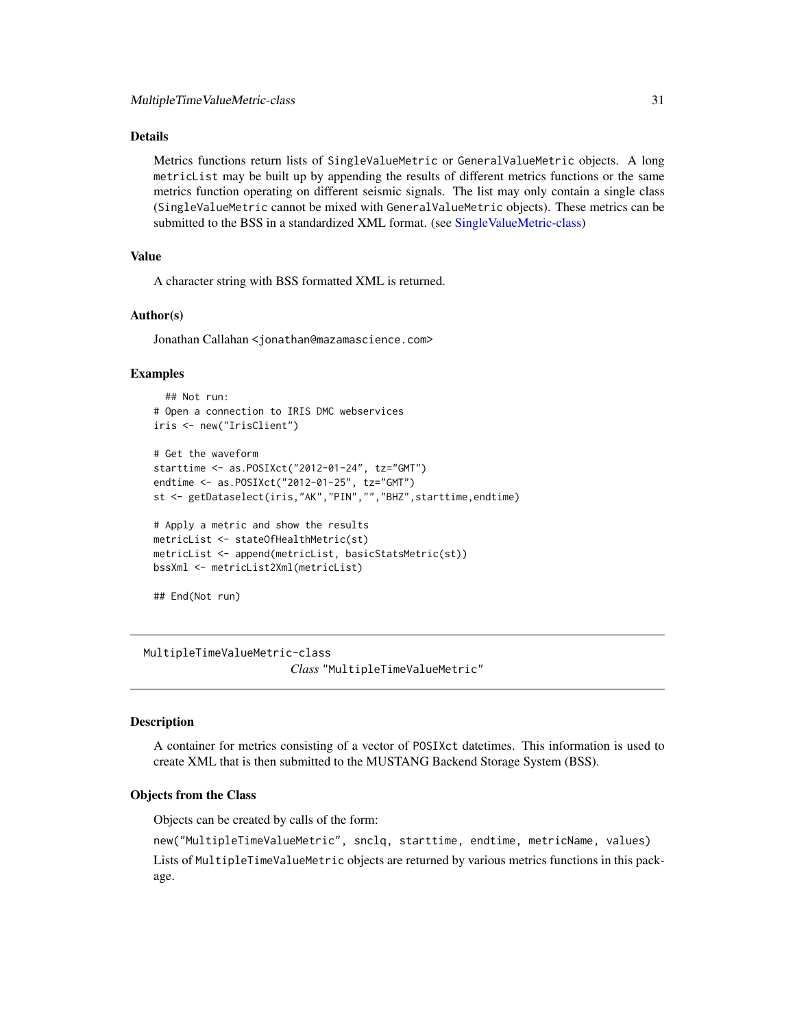### Details

Metrics functions return lists of `SingleValueMetric` or `GeneralValueMetric` objects. A long `metricList` may be built up by appending the results of different metrics functions or the same metrics function operating on different seismic signals. The list may only contain a single class (`SingleValueMetric` cannot be mixed with `GeneralValueMetric` objects). These metrics can be submitted to the BSS in a standardized XML format. (see SingleValueMetric-class)

### Value

A character string with BSS formatted XML is returned.

### Author(s)

Jonathan Callahan <jonathan@mazamascience.com>

### Examples

```
  ## Not run:
# Open a connection to IRIS DMC webservices
iris <- new("IrisClient")

# Get the waveform
starttime <- as.POSIXct("2012-01-24", tz="GMT")
endtime <- as.POSIXct("2012-01-25", tz="GMT")
st <- getDataselect(iris,"AK","PIN","","BHZ",starttime,endtime)

# Apply a metric and show the results
metricList <- stateOfHealthMetric(st)
metricList <- append(metricList, basicStatsMetric(st))
bssXml <- metricList2Xml(metricList)

## End(Not run)
```

---

## MultipleTimeValueMetric-class    *Class* "MultipleTimeValueMetric"

---

### Description

A container for metrics consisting of a vector of `POSIXct` datetimes. This information is used to create XML that is then submitted to the MUSTANG Backend Storage System (BSS).

### Objects from the Class

Objects can be created by calls of the form:

`new("MultipleTimeValueMetric", snclq, starttime, endtime, metricName, values)`

Lists of `MultipleTimeValueMetric` objects are returned by various metrics functions in this package.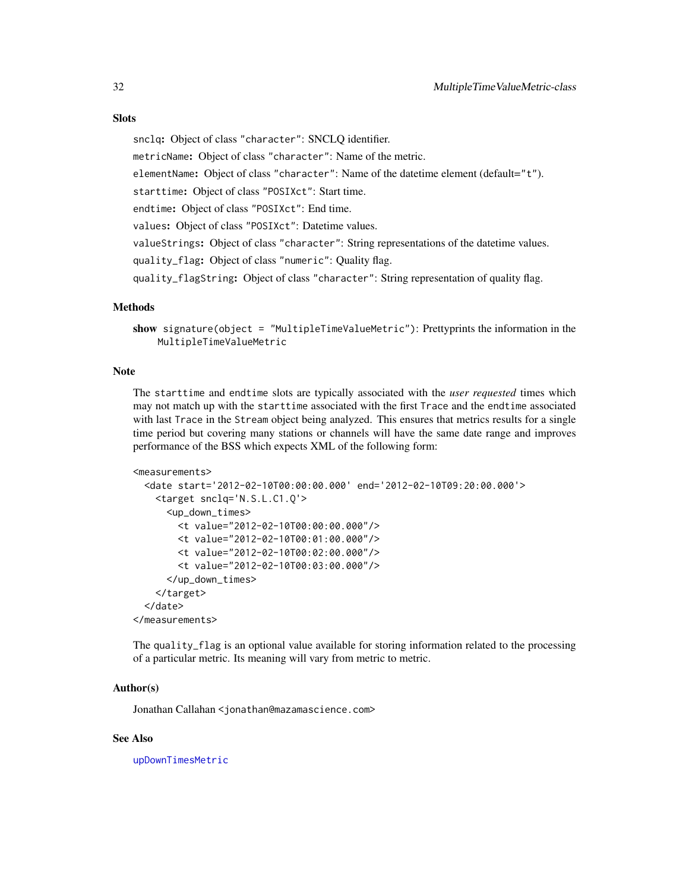## Slots

`snclq`: Object of class "character": SNCLQ identifier.

`metricName`: Object of class "character": Name of the metric.

`elementName`: Object of class "character": Name of the datetime element (default="t").

`starttime`: Object of class "POSIXct": Start time.

`endtime`: Object of class "POSIXct": End time.

`values`: Object of class "POSIXct": Datetime values.

`valueStrings`: Object of class "character": String representations of the datetime values.

`quality_flag`: Object of class "numeric": Quality flag.

`quality_flagString`: Object of class "character": String representation of quality flag.

## Methods

**show** `signature(object = "MultipleTimeValueMetric")`: Prettyprints the information in the `MultipleTimeValueMetric`

## Note

The `starttime` and `endtime` slots are typically associated with the *user requested* times which may not match up with the `starttime` associated with the first `Trace` and the `endtime` associated with last `Trace` in the `Stream` object being analyzed. This ensures that metrics results for a single time period but covering many stations or channels will have the same date range and improves performance of the BSS which expects XML of the following form:

```
<measurements>
  <date start='2012-02-10T00:00:00.000' end='2012-02-10T09:20:00.000'>
    <target snclq='N.S.L.C1.Q'>
      <up_down_times>
        <t value="2012-02-10T00:00:00.000"/>
        <t value="2012-02-10T00:01:00.000"/>
        <t value="2012-02-10T00:02:00.000"/>
        <t value="2012-02-10T00:03:00.000"/>
      </up_down_times>
    </target>
  </date>
</measurements>
```

The `quality_flag` is an optional value available for storing information related to the processing of a particular metric. Its meaning will vary from metric to metric.

## Author(s)

Jonathan Callahan <jonathan@mazamascience.com>

## See Also

`upDownTimesMetric`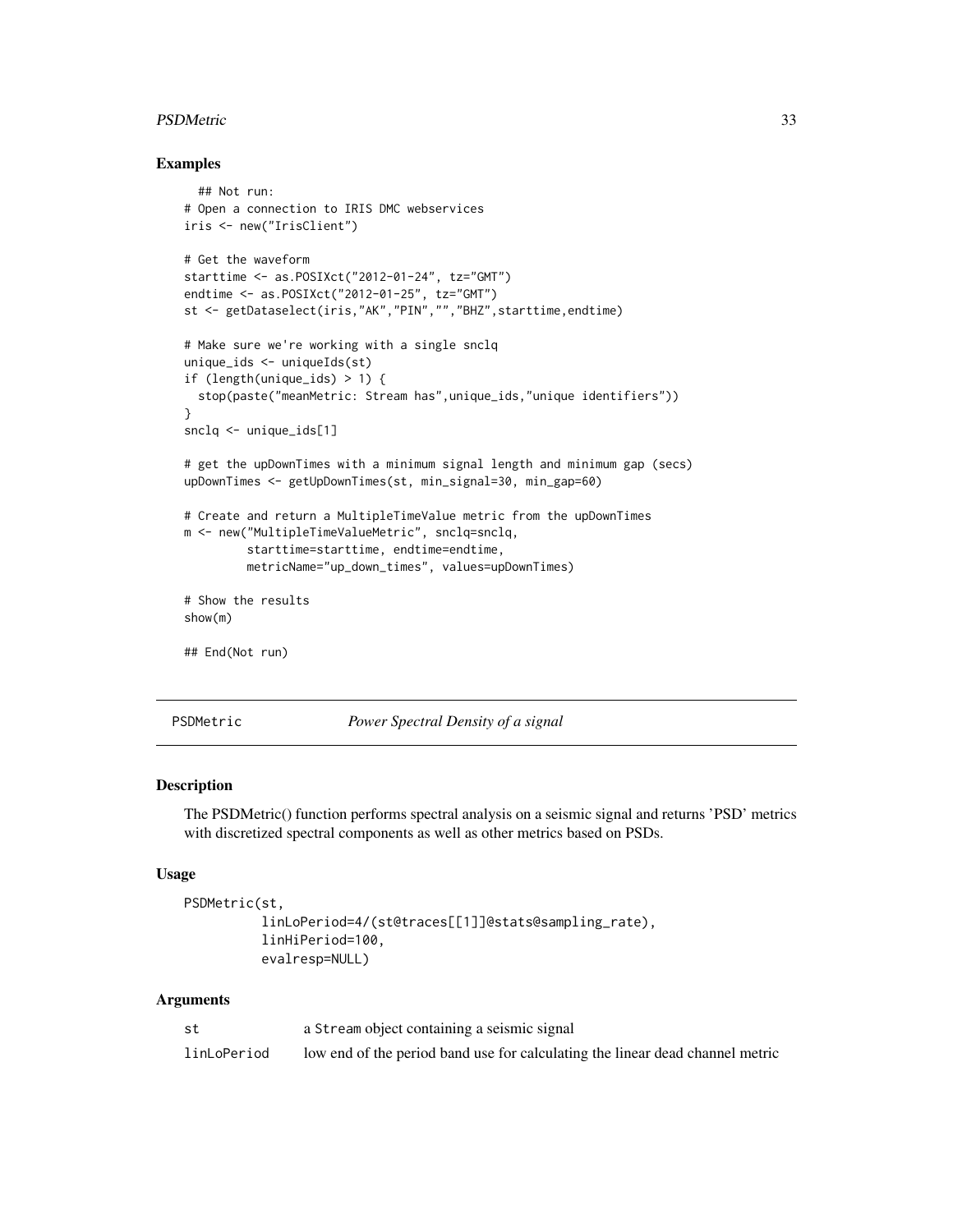### Examples

```
  ## Not run:
# Open a connection to IRIS DMC webservices
iris <- new("IrisClient")

# Get the waveform
starttime <- as.POSIXct("2012-01-24", tz="GMT")
endtime <- as.POSIXct("2012-01-25", tz="GMT")
st <- getDataselect(iris,"AK","PIN","","BHZ",starttime,endtime)

# Make sure we're working with a single snclq
unique_ids <- uniqueIds(st)
if (length(unique_ids) > 1) {
  stop(paste("meanMetric: Stream has",unique_ids,"unique identifiers"))
}
snclq <- unique_ids[1]

# get the upDownTimes with a minimum signal length and minimum gap (secs)
upDownTimes <- getUpDownTimes(st, min_signal=30, min_gap=60)

# Create and return a MultipleTimeValue metric from the upDownTimes
m <- new("MultipleTimeValueMetric", snclq=snclq,
         starttime=starttime, endtime=endtime,
         metricName="up_down_times", values=upDownTimes)

# Show the results
show(m)

## End(Not run)
```

## PSDMetric — *Power Spectral Density of a signal*

### Description

The PSDMetric() function performs spectral analysis on a seismic signal and returns 'PSD' metrics with discretized spectral components as well as other metrics based on PSDs.

### Usage

```
PSDMetric(st,
          linLoPeriod=4/(st@traces[[1]]@stats@sampling_rate),
          linHiPeriod=100,
          evalresp=NULL)
```

### Arguments

| | |
|---|---|
| `st` | a `Stream` object containing a seismic signal |
| `linLoPeriod` | low end of the period band use for calculating the linear dead channel metric |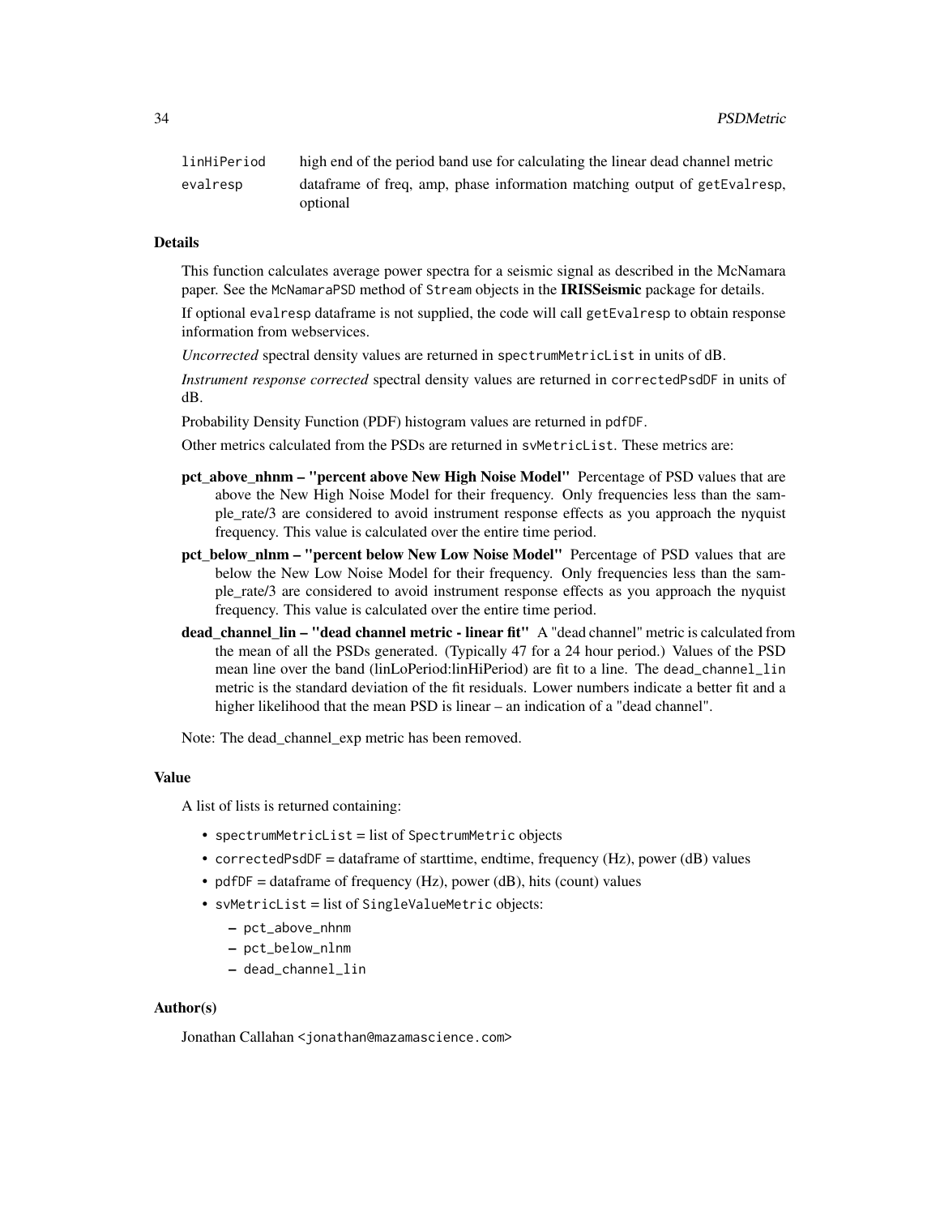| | |
|---|---|
| linHiPeriod | high end of the period band use for calculating the linear dead channel metric |
| evalresp | dataframe of freq, amp, phase information matching output of getEvalresp, optional |

## Details

This function calculates average power spectra for a seismic signal as described in the McNamara paper. See the McNamaraPSD method of Stream objects in the **IRISSeismic** package for details.

If optional evalresp dataframe is not supplied, the code will call getEvalresp to obtain response information from webservices.

*Uncorrected* spectral density values are returned in spectrumMetricList in units of dB.

*Instrument response corrected* spectral density values are returned in correctedPsdDF in units of dB.

Probability Density Function (PDF) histogram values are returned in pdfDF.

Other metrics calculated from the PSDs are returned in svMetricList. These metrics are:

**pct_above_nhnm – "percent above New High Noise Model"** Percentage of PSD values that are above the New High Noise Model for their frequency. Only frequencies less than the sample_rate/3 are considered to avoid instrument response effects as you approach the nyquist frequency. This value is calculated over the entire time period.

**pct_below_nlnm – "percent below New Low Noise Model"** Percentage of PSD values that are below the New Low Noise Model for their frequency. Only frequencies less than the sample_rate/3 are considered to avoid instrument response effects as you approach the nyquist frequency. This value is calculated over the entire time period.

**dead_channel_lin – "dead channel metric - linear fit"** A "dead channel" metric is calculated from the mean of all the PSDs generated. (Typically 47 for a 24 hour period.) Values of the PSD mean line over the band (linLoPeriod:linHiPeriod) are fit to a line. The dead_channel_lin metric is the standard deviation of the fit residuals. Lower numbers indicate a better fit and a higher likelihood that the mean PSD is linear – an indication of a "dead channel".

Note: The dead_channel_exp metric has been removed.

## Value

A list of lists is returned containing:

- spectrumMetricList = list of SpectrumMetric objects
- correctedPsdDF = dataframe of starttime, endtime, frequency (Hz), power (dB) values
- pdfDF = dataframe of frequency (Hz), power (dB), hits (count) values
- svMetricList = list of SingleValueMetric objects:
  - pct_above_nhnm
  - pct_below_nlnm
  - dead_channel_lin

## Author(s)

Jonathan Callahan <jonathan@mazamascience.com>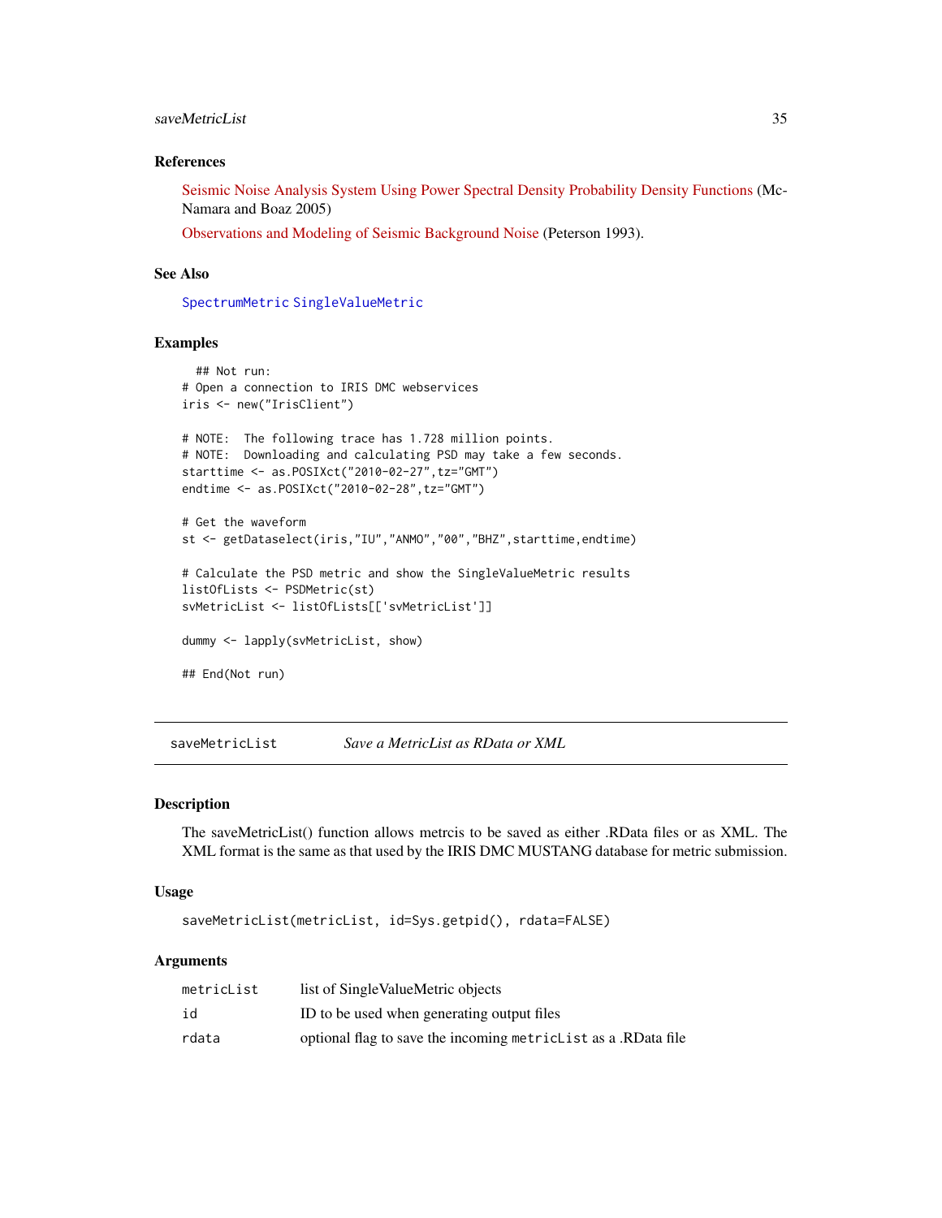### References

Seismic Noise Analysis System Using Power Spectral Density Probability Density Functions (McNamara and Boaz 2005)

Observations and Modeling of Seismic Background Noise (Peterson 1993).

### See Also

`SpectrumMetric` `SingleValueMetric`

### Examples

```
  ## Not run:
# Open a connection to IRIS DMC webservices
iris <- new("IrisClient")

# NOTE:  The following trace has 1.728 million points.
# NOTE:  Downloading and calculating PSD may take a few seconds.
starttime <- as.POSIXct("2010-02-27",tz="GMT")
endtime <- as.POSIXct("2010-02-28",tz="GMT")

# Get the waveform
st <- getDataselect(iris,"IU","ANMO","00","BHZ",starttime,endtime)

# Calculate the PSD metric and show the SingleValueMetric results
listOfLists <- PSDMetric(st)
svMetricList <- listOfLists[['svMetricList']]

dummy <- lapply(svMetricList, show)

## End(Not run)
```

---

## saveMetricList *Save a MetricList as RData or XML*

### Description

The saveMetricList() function allows metrcis to be saved as either .RData files or as XML. The XML format is the same as that used by the IRIS DMC MUSTANG database for metric submission.

### Usage

```
saveMetricList(metricList, id=Sys.getpid(), rdata=FALSE)
```

### Arguments

| | |
|---|---|
| `metricList` | list of SingleValueMetric objects |
| `id` | ID to be used when generating output files |
| `rdata` | optional flag to save the incoming `metricList` as a .RData file |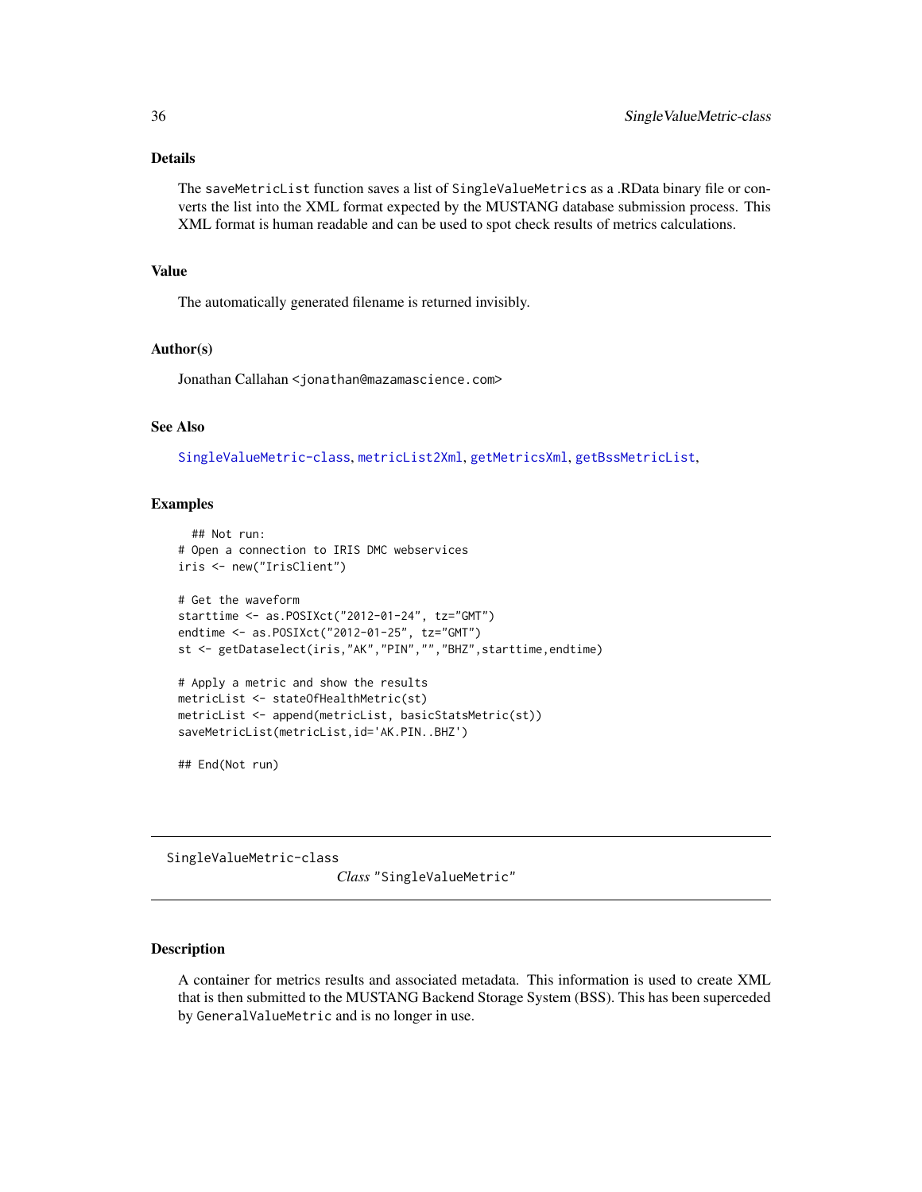### Details

The `saveMetricList` function saves a list of `SingleValueMetrics` as a .RData binary file or converts the list into the XML format expected by the MUSTANG database submission process. This XML format is human readable and can be used to spot check results of metrics calculations.

### Value

The automatically generated filename is returned invisibly.

### Author(s)

Jonathan Callahan <jonathan@mazamascience.com>

### See Also

SingleValueMetric-class, metricList2Xml, getMetricsXml, getBssMetricList,

### Examples

```
  ## Not run:
# Open a connection to IRIS DMC webservices
iris <- new("IrisClient")

# Get the waveform
starttime <- as.POSIXct("2012-01-24", tz="GMT")
endtime <- as.POSIXct("2012-01-25", tz="GMT")
st <- getDataselect(iris,"AK","PIN","","BHZ",starttime,endtime)

# Apply a metric and show the results
metricList <- stateOfHealthMetric(st)
metricList <- append(metricList, basicStatsMetric(st))
saveMetricList(metricList,id='AK.PIN..BHZ')

## End(Not run)
```

---

## SingleValueMetric-class — *Class* "SingleValueMetric"

### Description

A container for metrics results and associated metadata. This information is used to create XML that is then submitted to the MUSTANG Backend Storage System (BSS). This has been superceded by `GeneralValueMetric` and is no longer in use.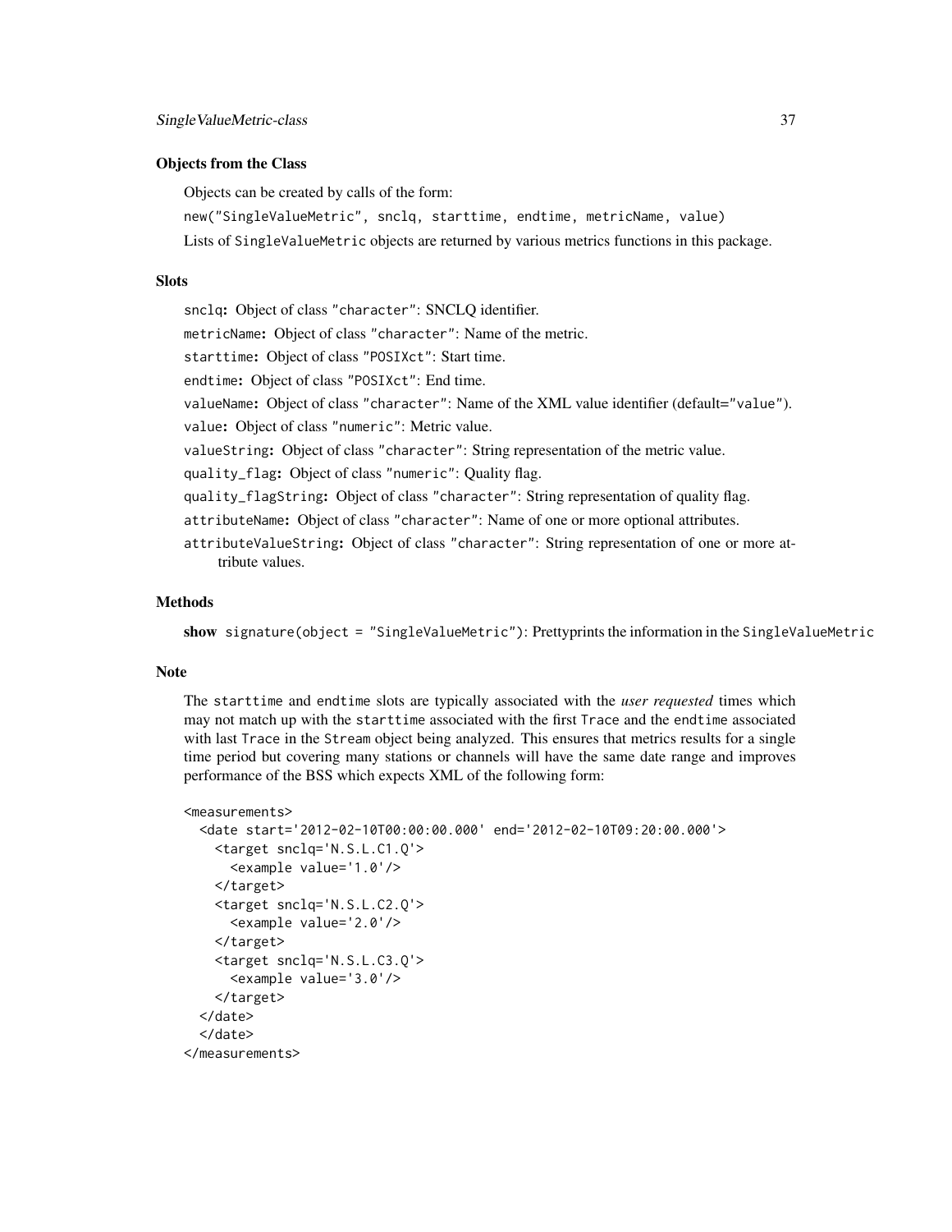### Objects from the Class

Objects can be created by calls of the form:

`new("SingleValueMetric", snclq, starttime, endtime, metricName, value)`

Lists of `SingleValueMetric` objects are returned by various metrics functions in this package.

### Slots

`snclq`**:** Object of class `"character"`: SNCLQ identifier.

`metricName`**:** Object of class `"character"`: Name of the metric.

`starttime`**:** Object of class `"POSIXct"`: Start time.

`endtime`**:** Object of class `"POSIXct"`: End time.

`valueName`**:** Object of class `"character"`: Name of the XML value identifier (default=`"value"`).

`value`**:** Object of class `"numeric"`: Metric value.

`valueString`**:** Object of class `"character"`: String representation of the metric value.

`quality_flag`**:** Object of class `"numeric"`: Quality flag.

`quality_flagString`**:** Object of class `"character"`: String representation of quality flag.

`attributeName`**:** Object of class `"character"`: Name of one or more optional attributes.

`attributeValueString`**:** Object of class `"character"`: String representation of one or more attribute values.

### Methods

**show** `signature(object = "SingleValueMetric")`: Prettyprints the information in the `SingleValueMetric`

### Note

The `starttime` and `endtime` slots are typically associated with the *user requested* times which may not match up with the `starttime` associated with the first `Trace` and the `endtime` associated with last `Trace` in the `Stream` object being analyzed. This ensures that metrics results for a single time period but covering many stations or channels will have the same date range and improves performance of the BSS which expects XML of the following form:

```
<measurements>
  <date start='2012-02-10T00:00:00.000' end='2012-02-10T09:20:00.000'>
    <target snclq='N.S.L.C1.Q'>
      <example value='1.0'/>
    </target>
    <target snclq='N.S.L.C2.Q'>
      <example value='2.0'/>
    </target>
    <target snclq='N.S.L.C3.Q'>
      <example value='3.0'/>
    </target>
  </date>
  </date>
</measurements>
```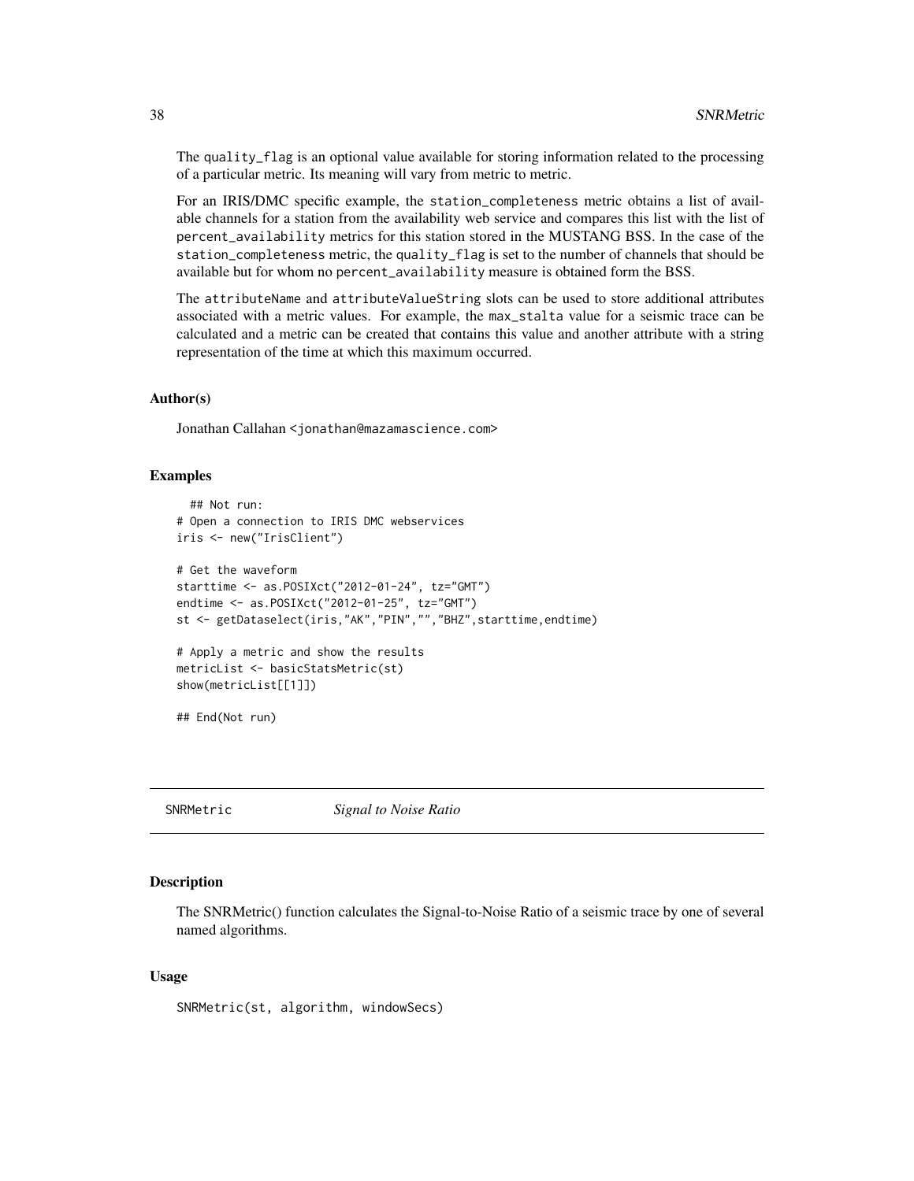The quality_flag is an optional value available for storing information related to the processing of a particular metric. Its meaning will vary from metric to metric.

For an IRIS/DMC specific example, the station_completeness metric obtains a list of available channels for a station from the availability web service and compares this list with the list of percent_availability metrics for this station stored in the MUSTANG BSS. In the case of the station_completeness metric, the quality_flag is set to the number of channels that should be available but for whom no percent_availability measure is obtained form the BSS.

The attributeName and attributeValueString slots can be used to store additional attributes associated with a metric values. For example, the max_stalta value for a seismic trace can be calculated and a metric can be created that contains this value and another attribute with a string representation of the time at which this maximum occurred.

### Author(s)

Jonathan Callahan <jonathan@mazamascience.com>

### Examples

```
  ## Not run:
# Open a connection to IRIS DMC webservices
iris <- new("IrisClient")

# Get the waveform
starttime <- as.POSIXct("2012-01-24", tz="GMT")
endtime <- as.POSIXct("2012-01-25", tz="GMT")
st <- getDataselect(iris,"AK","PIN","","BHZ",starttime,endtime)

# Apply a metric and show the results
metricList <- basicStatsMetric(st)
show(metricList[[1]])

## End(Not run)
```

---

## SNRMetric *Signal to Noise Ratio*

---

### Description

The SNRMetric() function calculates the Signal-to-Noise Ratio of a seismic trace by one of several named algorithms.

### Usage

```
SNRMetric(st, algorithm, windowSecs)
```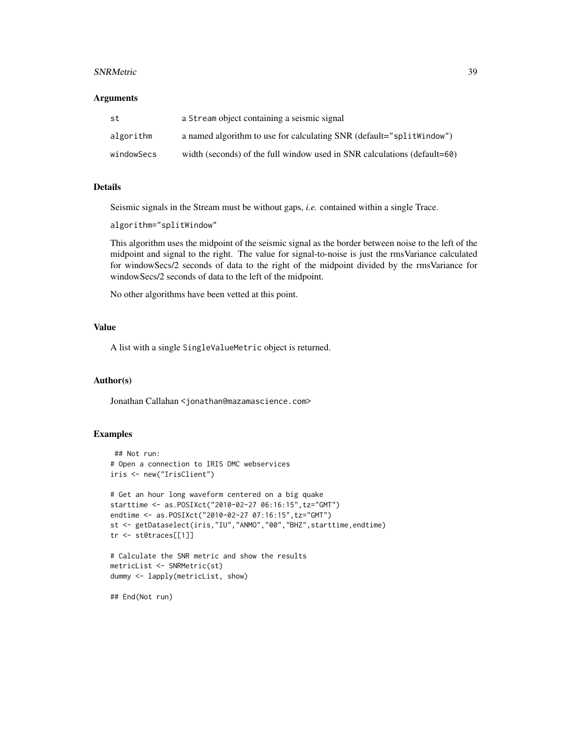### Arguments

| | |
|---|---|
| st | a Stream object containing a seismic signal |
| algorithm | a named algorithm to use for calculating SNR (default="splitWindow") |
| windowSecs | width (seconds) of the full window used in SNR calculations (default=60) |

### Details

Seismic signals in the Stream must be without gaps, *i.e.* contained within a single Trace.

algorithm="splitWindow"

This algorithm uses the midpoint of the seismic signal as the border between noise to the left of the midpoint and signal to the right. The value for signal-to-noise is just the rmsVariance calculated for windowSecs/2 seconds of data to the right of the midpoint divided by the rmsVariance for windowSecs/2 seconds of data to the left of the midpoint.

No other algorithms have been vetted at this point.

### Value

A list with a single SingleValueMetric object is returned.

### Author(s)

Jonathan Callahan <jonathan@mazamascience.com>

### Examples

```
 ## Not run:
# Open a connection to IRIS DMC webservices
iris <- new("IrisClient")

# Get an hour long waveform centered on a big quake
starttime <- as.POSIXct("2010-02-27 06:16:15",tz="GMT")
endtime <- as.POSIXct("2010-02-27 07:16:15",tz="GMT")
st <- getDataselect(iris,"IU","ANMO","00","BHZ",starttime,endtime)
tr <- st@traces[[1]]

# Calculate the SNR metric and show the results
metricList <- SNRMetric(st)
dummy <- lapply(metricList, show)

## End(Not run)
```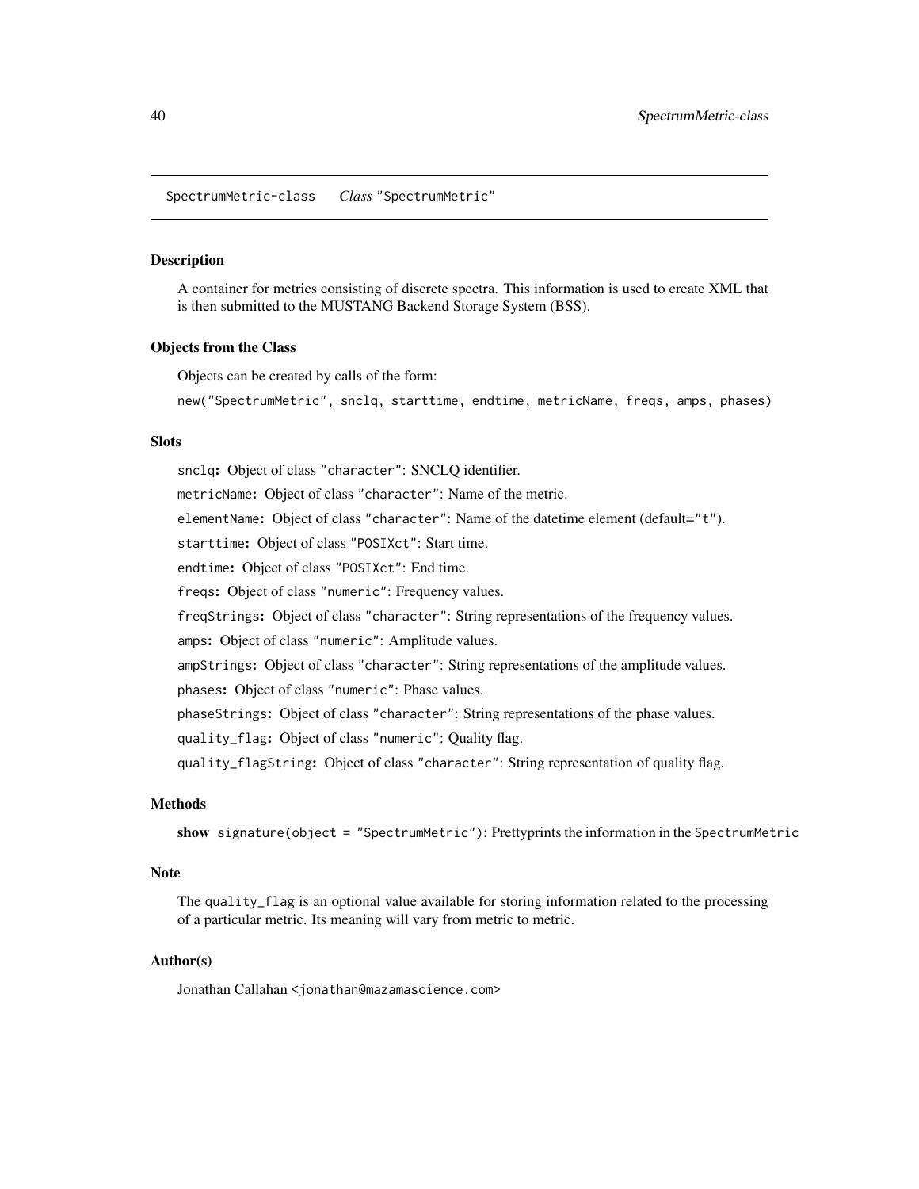## SpectrumMetric-class    *Class* "SpectrumMetric"

### Description

A container for metrics consisting of discrete spectra. This information is used to create XML that is then submitted to the MUSTANG Backend Storage System (BSS).

### Objects from the Class

Objects can be created by calls of the form:

`new("SpectrumMetric", snclq, starttime, endtime, metricName, freqs, amps, phases)`

### Slots

`snclq`**:** Object of class `"character"`: SNCLQ identifier.

`metricName`**:** Object of class `"character"`: Name of the metric.

`elementName`**:** Object of class `"character"`: Name of the datetime element (default=`"t"`).

`starttime`**:** Object of class `"POSIXct"`: Start time.

`endtime`**:** Object of class `"POSIXct"`: End time.

`freqs`**:** Object of class `"numeric"`: Frequency values.

`freqStrings`**:** Object of class `"character"`: String representations of the frequency values.

`amps`**:** Object of class `"numeric"`: Amplitude values.

`ampStrings`**:** Object of class `"character"`: String representations of the amplitude values.

`phases`**:** Object of class `"numeric"`: Phase values.

`phaseStrings`**:** Object of class `"character"`: String representations of the phase values.

`quality_flag`**:** Object of class `"numeric"`: Quality flag.

`quality_flagString`**:** Object of class `"character"`: String representation of quality flag.

### Methods

**show** `signature(object = "SpectrumMetric")`: Prettyprints the information in the `SpectrumMetric`

### Note

The `quality_flag` is an optional value available for storing information related to the processing of a particular metric. Its meaning will vary from metric to metric.

### Author(s)

Jonathan Callahan <`jonathan@mazamascience.com`>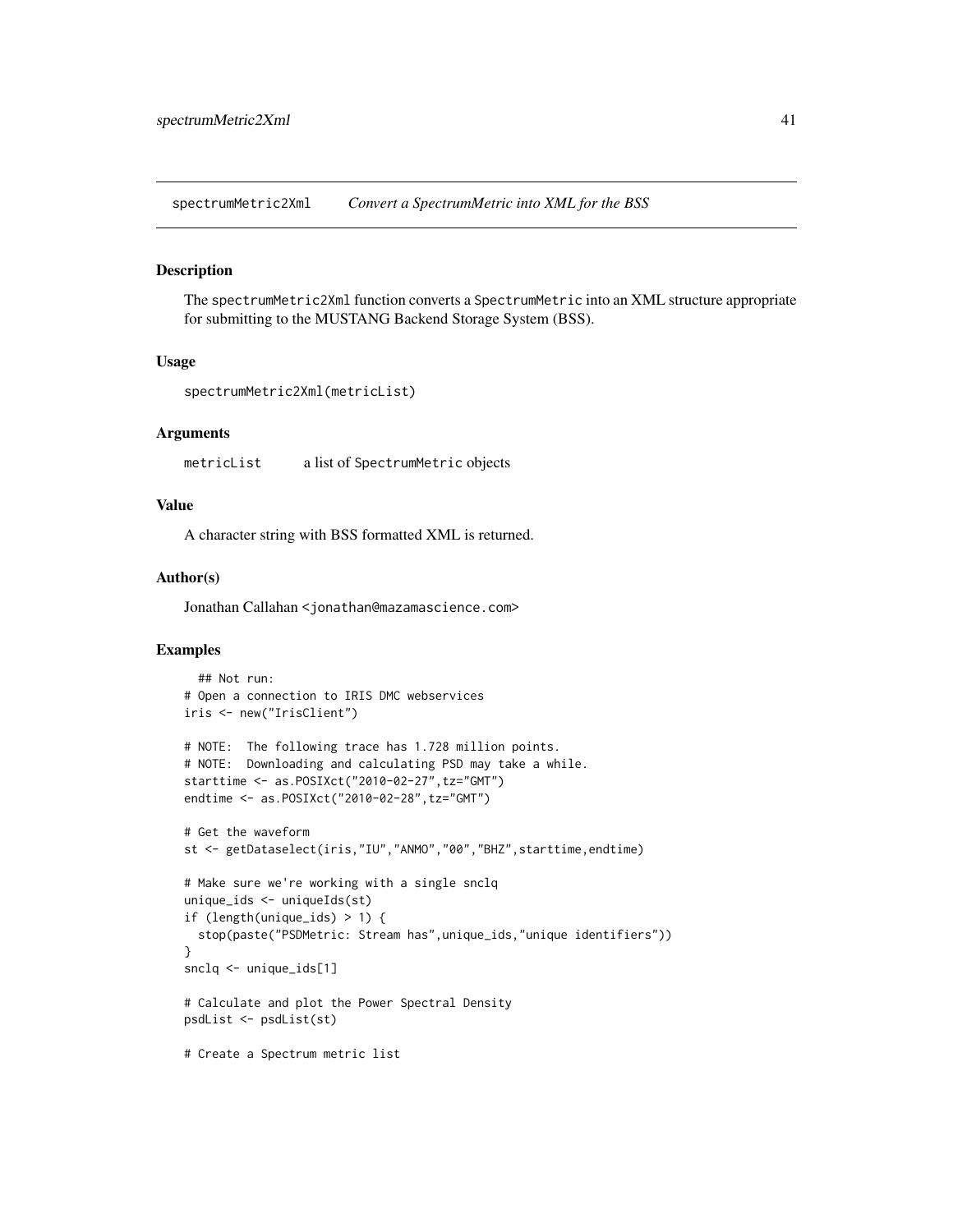## spectrumMetric2Xml *Convert a SpectrumMetric into XML for the BSS*

### Description

The spectrumMetric2Xml function converts a SpectrumMetric into an XML structure appropriate for submitting to the MUSTANG Backend Storage System (BSS).

### Usage

```
spectrumMetric2Xml(metricList)
```

### Arguments

metricList a list of SpectrumMetric objects

### Value

A character string with BSS formatted XML is returned.

### Author(s)

Jonathan Callahan <jonathan@mazamascience.com>

### Examples

```
  ## Not run:
# Open a connection to IRIS DMC webservices
iris <- new("IrisClient")

# NOTE:  The following trace has 1.728 million points.
# NOTE:  Downloading and calculating PSD may take a while.
starttime <- as.POSIXct("2010-02-27",tz="GMT")
endtime <- as.POSIXct("2010-02-28",tz="GMT")

# Get the waveform
st <- getDataselect(iris,"IU","ANMO","00","BHZ",starttime,endtime)

# Make sure we're working with a single snclq
unique_ids <- uniqueIds(st)
if (length(unique_ids) > 1) {
  stop(paste("PSDMetric: Stream has",unique_ids,"unique identifiers"))
}
snclq <- unique_ids[1]

# Calculate and plot the Power Spectral Density
psdList <- psdList(st)

# Create a Spectrum metric list
```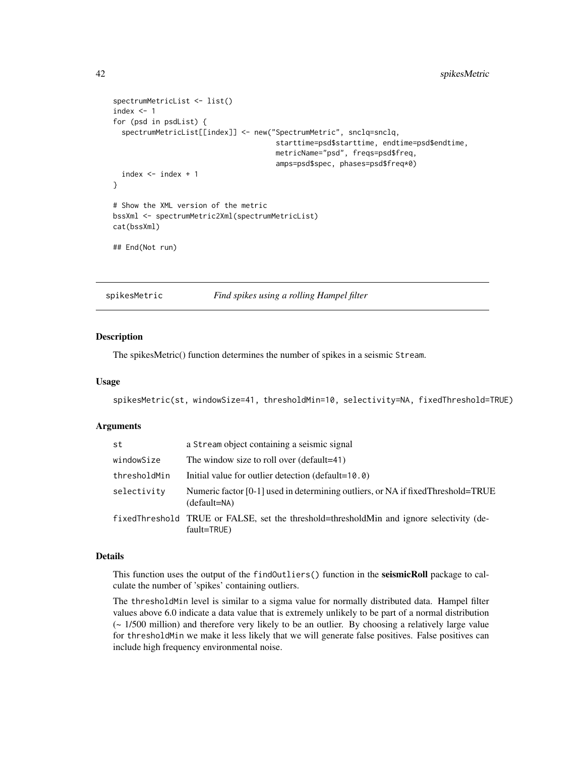```
spectrumMetricList <- list()
index <- 1
for (psd in psdList) {
  spectrumMetricList[[index]] <- new("SpectrumMetric", snclq=snclq,
                                     starttime=psd$starttime, endtime=psd$endtime,
                                     metricName="psd", freqs=psd$freq,
                                     amps=psd$spec, phases=psd$freq*0)
  index <- index + 1
}

# Show the XML version of the metric
bssXml <- spectrumMetric2Xml(spectrumMetricList)
cat(bssXml)

## End(Not run)
```

---

## spikesMetric — *Find spikes using a rolling Hampel filter*

---

### Description

The spikesMetric() function determines the number of spikes in a seismic `Stream`.

### Usage

```
spikesMetric(st, windowSize=41, thresholdMin=10, selectivity=NA, fixedThreshold=TRUE)
```

### Arguments

| | |
|---|---|
| `st` | a `Stream` object containing a seismic signal |
| `windowSize` | The window size to roll over (default=41) |
| `thresholdMin` | Initial value for outlier detection (default=`10.0`) |
| `selectivity` | Numeric factor [0-1] used in determining outliers, or NA if fixedThreshold=TRUE (default=`NA`) |
| `fixedThreshold` | TRUE or FALSE, set the threshold=thresholdMin and ignore selectivity (default=`TRUE`) |

### Details

This function uses the output of the `findOutliers()` function in the **seismicRoll** package to calculate the number of 'spikes' containing outliers.

The `thresholdMin` level is similar to a sigma value for normally distributed data. Hampel filter values above 6.0 indicate a data value that is extremely unlikely to be part of a normal distribution (~ 1/500 million) and therefore very likely to be an outlier. By choosing a relatively large value for `thresholdMin` we make it less likely that we will generate false positives. False positives can include high frequency environmental noise.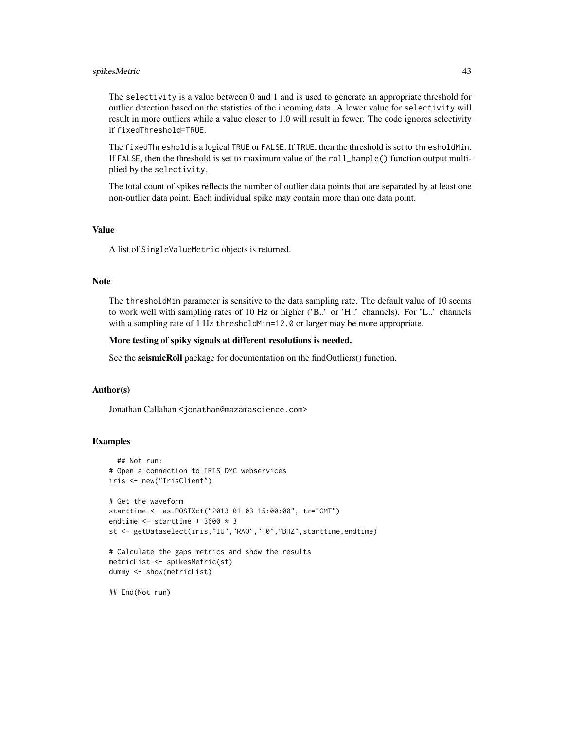The `selectivity` is a value between 0 and 1 and is used to generate an appropriate threshold for outlier detection based on the statistics of the incoming data. A lower value for `selectivity` will result in more outliers while a value closer to 1.0 will result in fewer. The code ignores selectivity if `fixedThreshold=TRUE`.

The `fixedThreshold` is a logical `TRUE` or `FALSE`. If `TRUE`, then the threshold is set to `thresholdMin`. If `FALSE`, then the threshold is set to maximum value of the `roll_hample()` function output multiplied by the `selectivity`.

The total count of spikes reflects the number of outlier data points that are separated by at least one non-outlier data point. Each individual spike may contain more than one data point.

### Value

A list of `SingleValueMetric` objects is returned.

### Note

The `thresholdMin` parameter is sensitive to the data sampling rate. The default value of 10 seems to work well with sampling rates of 10 Hz or higher ('B..' or 'H..' channels). For 'L..' channels with a sampling rate of 1 Hz `thresholdMin=12.0` or larger may be more appropriate.

**More testing of spiky signals at different resolutions is needed.**

See the **seismicRoll** package for documentation on the findOutliers() function.

### Author(s)

Jonathan Callahan <jonathan@mazamascience.com>

### Examples

```
  ## Not run:
# Open a connection to IRIS DMC webservices
iris <- new("IrisClient")

# Get the waveform
starttime <- as.POSIXct("2013-01-03 15:00:00", tz="GMT")
endtime <- starttime + 3600 * 3
st <- getDataselect(iris,"IU","RAO","10","BHZ",starttime,endtime)

# Calculate the gaps metrics and show the results
metricList <- spikesMetric(st)
dummy <- show(metricList)

## End(Not run)
```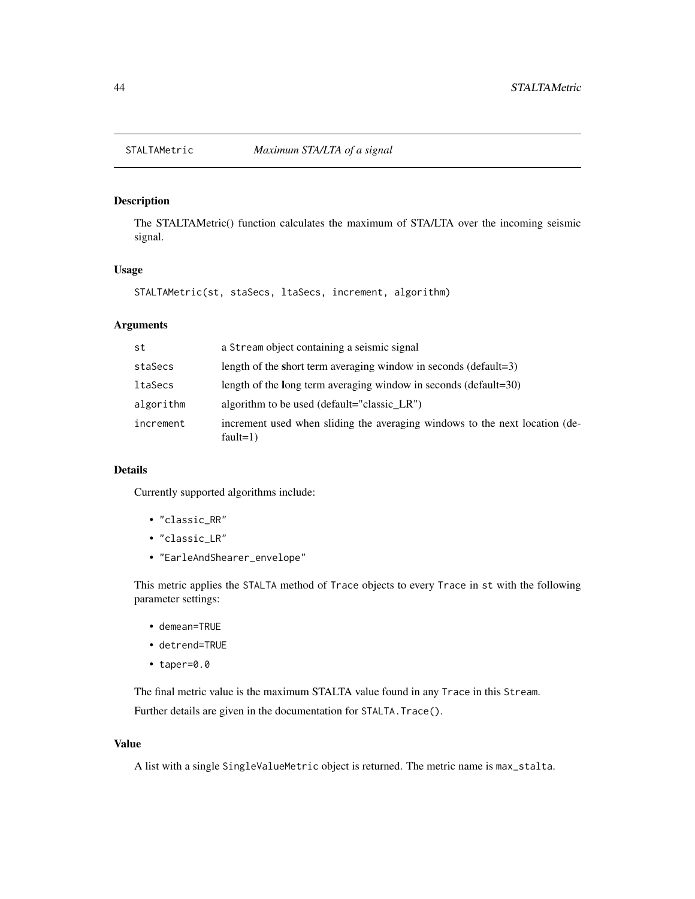# STALTAMetric *Maximum STA/LTA of a signal*

## Description

The STALTAMetric() function calculates the maximum of STA/LTA over the incoming seismic signal.

## Usage

```
STALTAMetric(st, staSecs, ltaSecs, increment, algorithm)
```

## Arguments

| | |
|---|---|
| `st` | a `Stream` object containing a seismic signal |
| `staSecs` | length of the **s**hort term averaging window in seconds (default=3) |
| `ltaSecs` | length of the **l**ong term averaging window in seconds (default=30) |
| `algorithm` | algorithm to be used (default="classic_LR") |
| `increment` | increment used when sliding the averaging windows to the next location (default=1) |

## Details

Currently supported algorithms include:

- `"classic_RR"`
- `"classic_LR"`
- `"EarleAndShearer_envelope"`

This metric applies the `STALTA` method of `Trace` objects to every `Trace` in `st` with the following parameter settings:

- `demean=TRUE`
- `detrend=TRUE`
- `taper=0.0`

The final metric value is the maximum STALTA value found in any `Trace` in this `Stream`.

Further details are given in the documentation for `STALTA.Trace()`.

## Value

A list with a single `SingleValueMetric` object is returned. The metric name is `max_stalta`.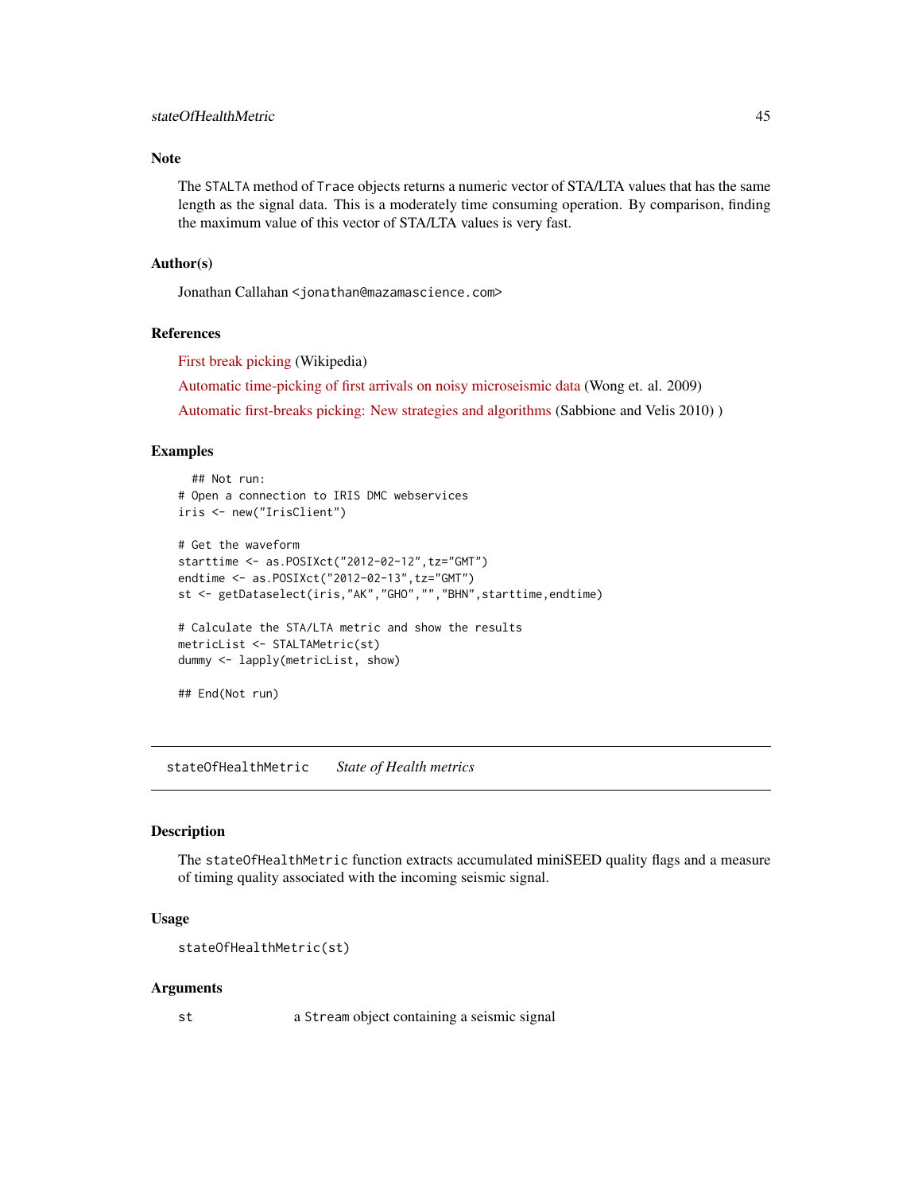### Note

The STALTA method of Trace objects returns a numeric vector of STA/LTA values that has the same length as the signal data. This is a moderately time consuming operation. By comparison, finding the maximum value of this vector of STA/LTA values is very fast.

### Author(s)

Jonathan Callahan <jonathan@mazamascience.com>

### References

First break picking (Wikipedia)

Automatic time-picking of first arrivals on noisy microseismic data (Wong et. al. 2009)

Automatic first-breaks picking: New strategies and algorithms (Sabbione and Velis 2010) )

### Examples

```
  ## Not run:
# Open a connection to IRIS DMC webservices
iris <- new("IrisClient")

# Get the waveform
starttime <- as.POSIXct("2012-02-12",tz="GMT")
endtime <- as.POSIXct("2012-02-13",tz="GMT")
st <- getDataselect(iris,"AK","GHO","","BHN",starttime,endtime)

# Calculate the STA/LTA metric and show the results
metricList <- STALTAMetric(st)
dummy <- lapply(metricList, show)

## End(Not run)
```

---

## stateOfHealthMetric *State of Health metrics*

### Description

The stateOfHealthMetric function extracts accumulated miniSEED quality flags and a measure of timing quality associated with the incoming seismic signal.

### Usage

```
stateOfHealthMetric(st)
```

### Arguments

| | |
|---|---|
| st | a Stream object containing a seismic signal |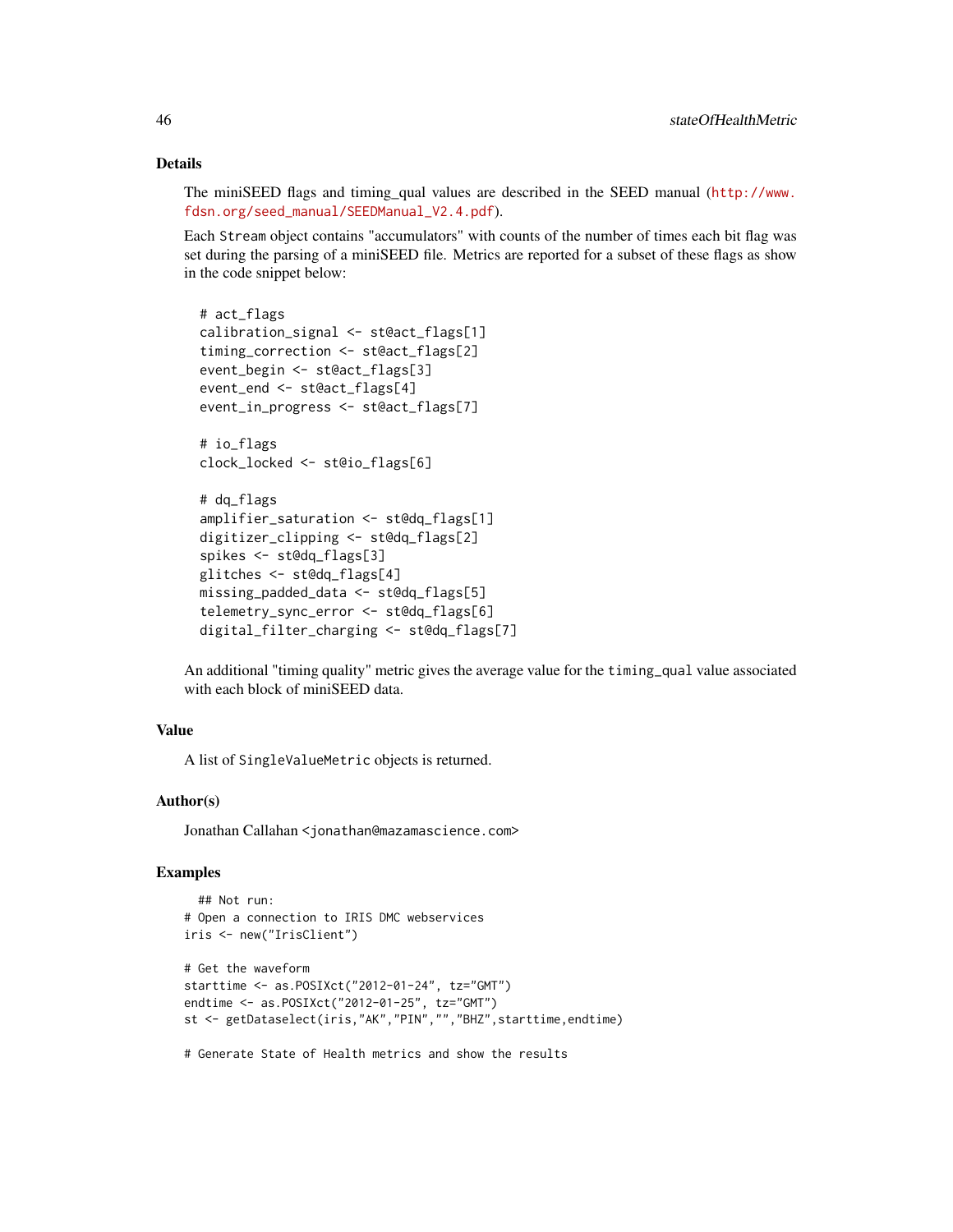### Details

The miniSEED flags and timing_qual values are described in the SEED manual (http://www.fdsn.org/seed_manual/SEEDManual_V2.4.pdf).

Each `Stream` object contains "accumulators" with counts of the number of times each bit flag was set during the parsing of a miniSEED file. Metrics are reported for a subset of these flags as show in the code snippet below:

```
# act_flags
calibration_signal <- st@act_flags[1]
timing_correction <- st@act_flags[2]
event_begin <- st@act_flags[3]
event_end <- st@act_flags[4]
event_in_progress <- st@act_flags[7]

# io_flags
clock_locked <- st@io_flags[6]

# dq_flags
amplifier_saturation <- st@dq_flags[1]
digitizer_clipping <- st@dq_flags[2]
spikes <- st@dq_flags[3]
glitches <- st@dq_flags[4]
missing_padded_data <- st@dq_flags[5]
telemetry_sync_error <- st@dq_flags[6]
digital_filter_charging <- st@dq_flags[7]
```

An additional "timing quality" metric gives the average value for the `timing_qual` value associated with each block of miniSEED data.

### Value

A list of `SingleValueMetric` objects is returned.

### Author(s)

Jonathan Callahan <jonathan@mazamascience.com>

### Examples

```
  ## Not run:
# Open a connection to IRIS DMC webservices
iris <- new("IrisClient")

# Get the waveform
starttime <- as.POSIXct("2012-01-24", tz="GMT")
endtime <- as.POSIXct("2012-01-25", tz="GMT")
st <- getDataselect(iris,"AK","PIN","","BHZ",starttime,endtime)

# Generate State of Health metrics and show the results
```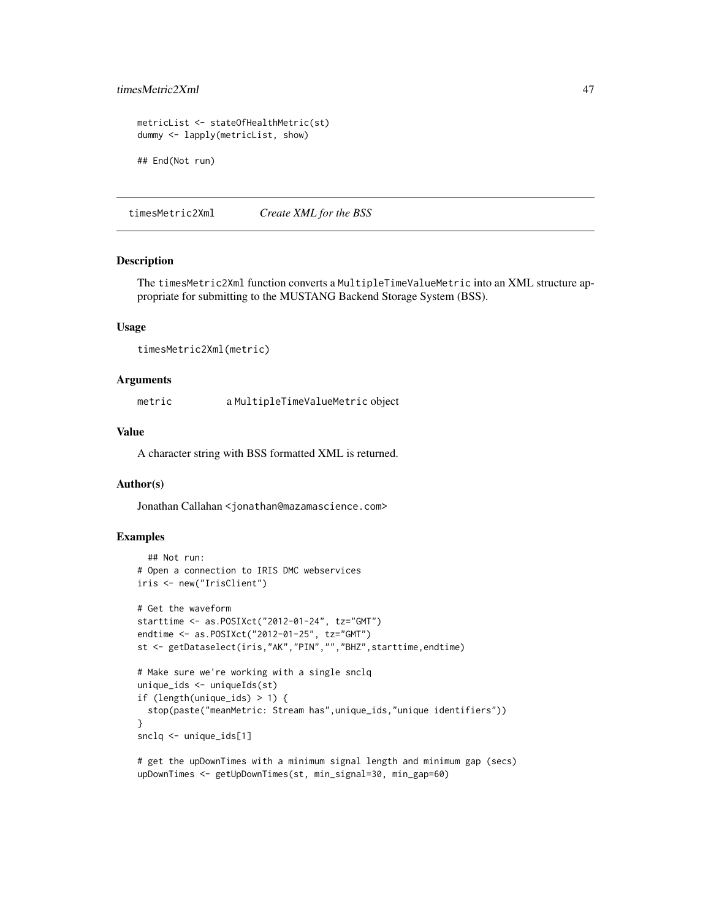```
metricList <- stateOfHealthMetric(st)
dummy <- lapply(metricList, show)

## End(Not run)
```

---

## timesMetric2Xml — *Create XML for the BSS*

### Description

The timesMetric2Xml function converts a MultipleTimeValueMetric into an XML structure appropriate for submitting to the MUSTANG Backend Storage System (BSS).

### Usage

```
timesMetric2Xml(metric)
```

### Arguments

| | |
|---|---|
| metric | a MultipleTimeValueMetric object |

### Value

A character string with BSS formatted XML is returned.

### Author(s)

Jonathan Callahan <jonathan@mazamascience.com>

### Examples

```
  ## Not run:
# Open a connection to IRIS DMC webservices
iris <- new("IrisClient")

# Get the waveform
starttime <- as.POSIXct("2012-01-24", tz="GMT")
endtime <- as.POSIXct("2012-01-25", tz="GMT")
st <- getDataselect(iris,"AK","PIN","","BHZ",starttime,endtime)

# Make sure we're working with a single snclq
unique_ids <- uniqueIds(st)
if (length(unique_ids) > 1) {
  stop(paste("meanMetric: Stream has",unique_ids,"unique identifiers"))
}
snclq <- unique_ids[1]

# get the upDownTimes with a minimum signal length and minimum gap (secs)
upDownTimes <- getUpDownTimes(st, min_signal=30, min_gap=60)
```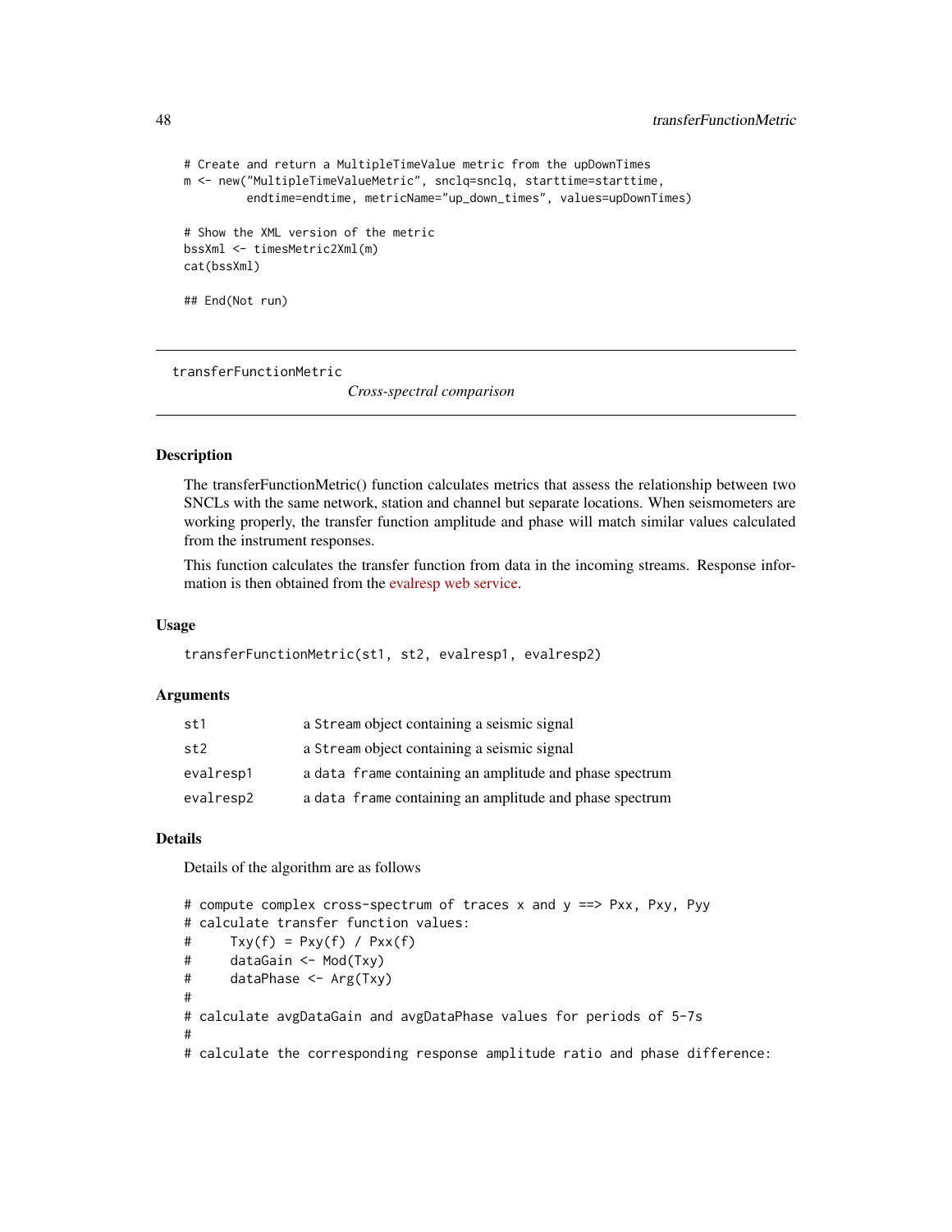```
# Create and return a MultipleTimeValue metric from the upDownTimes
m <- new("MultipleTimeValueMetric", snclq=snclq, starttime=starttime,
         endtime=endtime, metricName="up_down_times", values=upDownTimes)

# Show the XML version of the metric
bssXml <- timesMetric2Xml(m)
cat(bssXml)

## End(Not run)
```

---

transferFunctionMetric                    *Cross-spectral comparison*

---

## Description

The transferFunctionMetric() function calculates metrics that assess the relationship between two SNCLs with the same network, station and channel but separate locations. When seismometers are working properly, the transfer function amplitude and phase will match similar values calculated from the instrument responses.

This function calculates the transfer function from data in the incoming streams. Response information is then obtained from the evalresp web service.

## Usage

```
transferFunctionMetric(st1, st2, evalresp1, evalresp2)
```

## Arguments

| | |
|---|---|
| st1 | a Stream object containing a seismic signal |
| st2 | a Stream object containing a seismic signal |
| evalresp1 | a data frame containing an amplitude and phase spectrum |
| evalresp2 | a data frame containing an amplitude and phase spectrum |

## Details

Details of the algorithm are as follows

```
# compute complex cross-spectrum of traces x and y ==> Pxx, Pxy, Pyy
# calculate transfer function values:
#     Txy(f) = Pxy(f) / Pxx(f)
#     dataGain <- Mod(Txy)
#     dataPhase <- Arg(Txy)
#
# calculate avgDataGain and avgDataPhase values for periods of 5-7s
#
# calculate the corresponding response amplitude ratio and phase difference:
```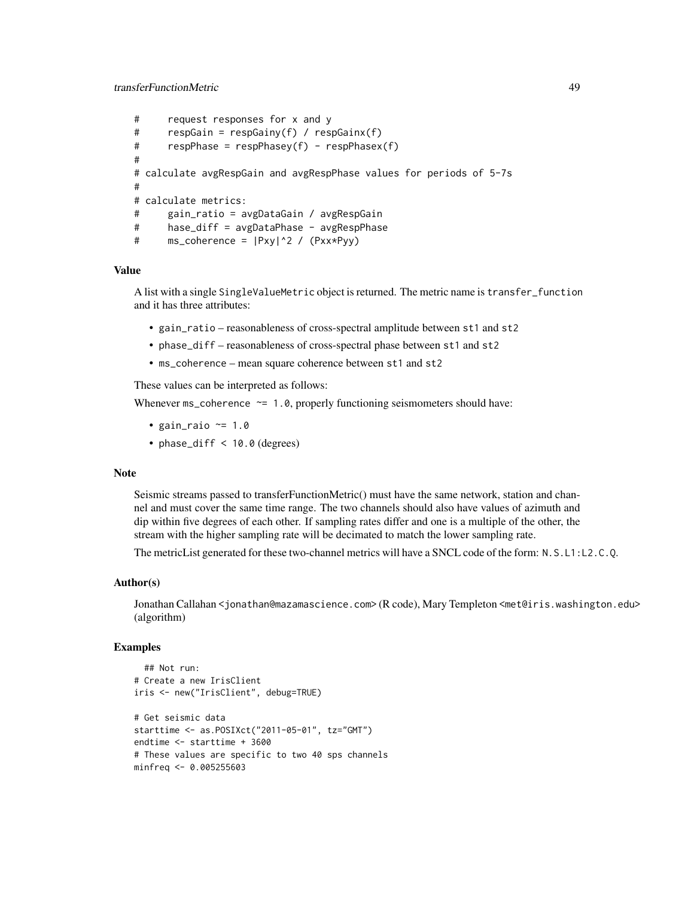```
#      request responses for x and y
#      respGain = respGainy(f) / respGainx(f)
#      respPhase = respPhasey(f) - respPhasex(f)
#
# calculate avgRespGain and avgRespPhase values for periods of 5-7s
#
# calculate metrics:
#      gain_ratio = avgDataGain / avgRespGain
#      hase_diff = avgDataPhase - avgRespPhase
#      ms_coherence = |Pxy|^2 / (Pxx*Pyy)
```

### Value

A list with a single `SingleValueMetric` object is returned. The metric name is `transfer_function` and it has three attributes:

- `gain_ratio` – reasonableness of cross-spectral amplitude between `st1` and `st2`
- `phase_diff` – reasonableness of cross-spectral phase between `st1` and `st2`
- `ms_coherence` – mean square coherence between `st1` and `st2`

These values can be interpreted as follows:

Whenever `ms_coherence ~= 1.0`, properly functioning seismometers should have:

- `gain_raio ~= 1.0`
- `phase_diff < 10.0` (degrees)

### Note

Seismic streams passed to transferFunctionMetric() must have the same network, station and channel and must cover the same time range. The two channels should also have values of azimuth and dip within five degrees of each other. If sampling rates differ and one is a multiple of the other, the stream with the higher sampling rate will be decimated to match the lower sampling rate.

The metricList generated for these two-channel metrics will have a SNCL code of the form: `N.S.L1:L2.C.Q`.

### Author(s)

Jonathan Callahan <jonathan@mazamascience.com> (R code), Mary Templeton <met@iris.washington.edu> (algorithm)

### Examples

```
  ## Not run:
# Create a new IrisClient
iris <- new("IrisClient", debug=TRUE)

# Get seismic data
starttime <- as.POSIXct("2011-05-01", tz="GMT")
endtime <- starttime + 3600
# These values are specific to two 40 sps channels
minfreq <- 0.005255603
```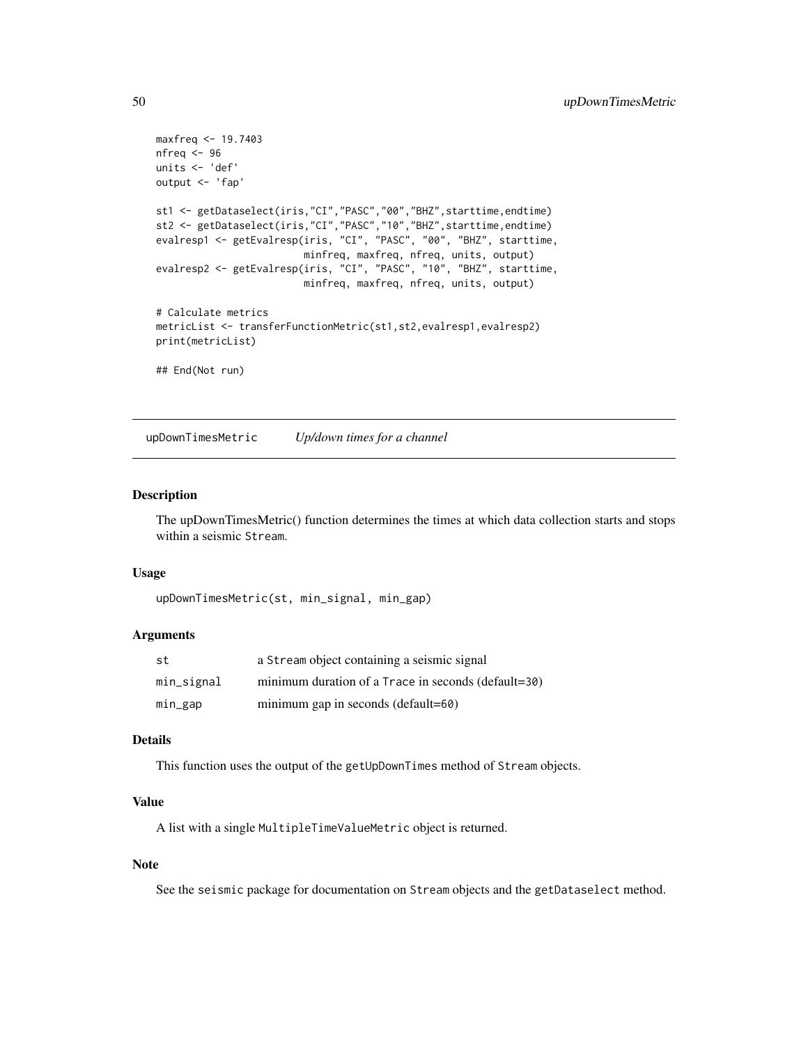```
maxfreq <- 19.7403
nfreq <- 96
units <- 'def'
output <- 'fap'

st1 <- getDataselect(iris,"CI","PASC","00","BHZ",starttime,endtime)
st2 <- getDataselect(iris,"CI","PASC","10","BHZ",starttime,endtime)
evalresp1 <- getEvalresp(iris, "CI", "PASC", "00", "BHZ", starttime,
                         minfreq, maxfreq, nfreq, units, output)
evalresp2 <- getEvalresp(iris, "CI", "PASC", "10", "BHZ", starttime,
                         minfreq, maxfreq, nfreq, units, output)

# Calculate metrics
metricList <- transferFunctionMetric(st1,st2,evalresp1,evalresp2)
print(metricList)

## End(Not run)
```

## upDownTimesMetric *Up/down times for a channel*

### Description

The upDownTimesMetric() function determines the times at which data collection starts and stops within a seismic `Stream`.

### Usage

```
upDownTimesMetric(st, min_signal, min_gap)
```

### Arguments

| | |
|---|---|
| `st` | a `Stream` object containing a seismic signal |
| `min_signal` | minimum duration of a `Trace` in seconds (default=`30`) |
| `min_gap` | minimum gap in seconds (default=`60`) |

### Details

This function uses the output of the `getUpDownTimes` method of `Stream` objects.

### Value

A list with a single `MultipleTimeValueMetric` object is returned.

### Note

See the `seismic` package for documentation on `Stream` objects and the `getDataselect` method.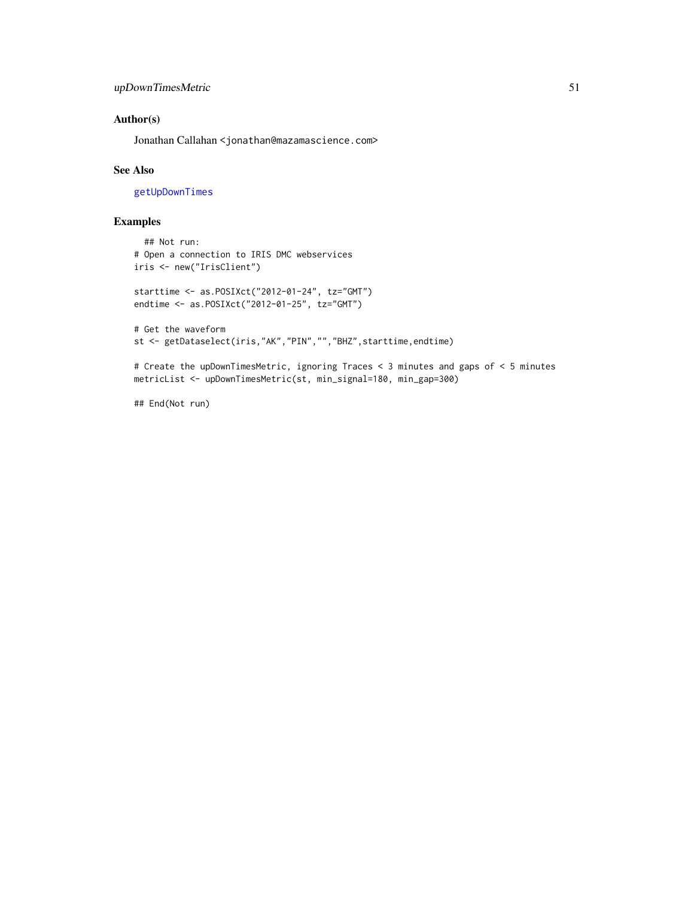## Author(s)

Jonathan Callahan <jonathan@mazamascience.com>

## See Also

getUpDownTimes

## Examples

```
  ## Not run:
# Open a connection to IRIS DMC webservices
iris <- new("IrisClient")

starttime <- as.POSIXct("2012-01-24", tz="GMT")
endtime <- as.POSIXct("2012-01-25", tz="GMT")

# Get the waveform
st <- getDataselect(iris,"AK","PIN","","BHZ",starttime,endtime)

# Create the upDownTimesMetric, ignoring Traces < 3 minutes and gaps of < 5 minutes
metricList <- upDownTimesMetric(st, min_signal=180, min_gap=300)

## End(Not run)
```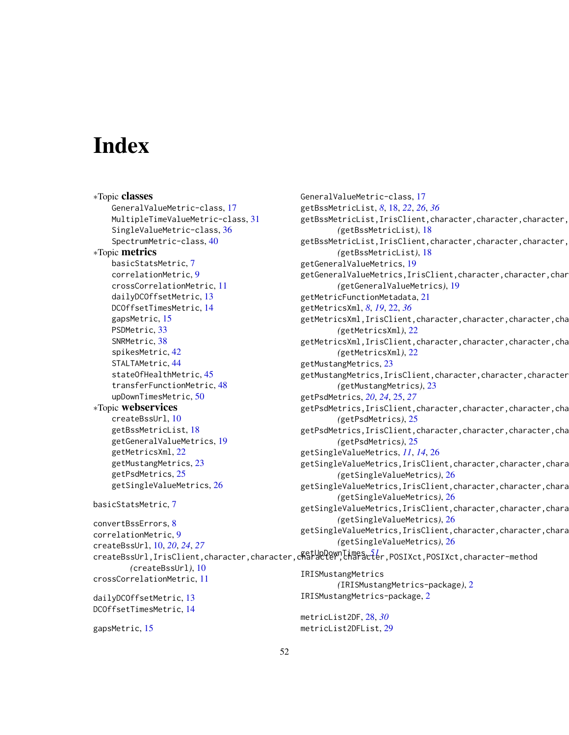# Index

∗Topic **classes**

- GeneralValueMetric-class, 17
- MultipleTimeValueMetric-class, 31
- SingleValueMetric-class, 36
- SpectrumMetric-class, 40

∗Topic **metrics**

- basicStatsMetric, 7
- correlationMetric, 9
- crossCorrelationMetric, 11
- dailyDCOffsetMetric, 13
- DCOffsetTimesMetric, 14
- gapsMetric, 15
- PSDMetric, 33
- SNRMetric, 38
- spikesMetric, 42
- STALTAMetric, 44
- stateOfHealthMetric, 45
- transferFunctionMetric, 48
- upDownTimesMetric, 50

∗Topic **webservices**

- createBssUrl, 10
- getBssMetricList, 18
- getGeneralValueMetrics, 19
- getMetricsXml, 22
- getMustangMetrics, 23
- getPsdMetrics, 25
- getSingleValueMetrics, 26

basicStatsMetric, 7

convertBssErrors, 8
correlationMetric, 9
createBssUrl, 10, *20*, *24*, *27*
createBssUrl,IrisClient,character,character,character,character,POSIXct,POSIXct,character-method
        *(*createBssUrl*)*, 10
crossCorrelationMetric, 11

dailyDCOffsetMetric, 13
DCOffsetTimesMetric, 14

gapsMetric, 15
GeneralValueMetric-class, 17
getBssMetricList, *8*, 18, *22*, *26*, *36*
getBssMetricList,IrisClient,character,character,character,
        *(*getBssMetricList*)*, 18
getBssMetricList,IrisClient,character,character,character,
        *(*getBssMetricList*)*, 18
getGeneralValueMetrics, 19
getGeneralValueMetrics,IrisClient,character,character,char
        *(*getGeneralValueMetrics*)*, 19
getMetricFunctionMetadata, 21
getMetricsXml, *8*, *19*, 22, *36*
getMetricsXml,IrisClient,character,character,character,cha
        *(*getMetricsXml*)*, 22
getMetricsXml,IrisClient,character,character,character,cha
        *(*getMetricsXml*)*, 22
getMustangMetrics, 23
getMustangMetrics,IrisClient,character,character,character
        *(*getMustangMetrics*)*, 23
getPsdMetrics, *20*, *24*, 25, *27*
getPsdMetrics,IrisClient,character,character,character,cha
        *(*getPsdMetrics*)*, 25
getPsdMetrics,IrisClient,character,character,character,cha
        *(*getPsdMetrics*)*, 25
getSingleValueMetrics, *11*, *14*, 26
getSingleValueMetrics,IrisClient,character,character,chara
        *(*getSingleValueMetrics*)*, 26
getSingleValueMetrics,IrisClient,character,character,chara
        *(*getSingleValueMetrics*)*, 26
getSingleValueMetrics,IrisClient,character,character,chara
        *(*getSingleValueMetrics*)*, 26
getSingleValueMetrics,IrisClient,character,character,chara
        *(*getSingleValueMetrics*)*, 26
getUpDownTimes, *51*

IRISMustangMetrics
        *(*IRISMustangMetrics-package*)*, 2
IRISMustangMetrics-package, 2

metricList2DF, 28, *30*
metricList2DFList, 29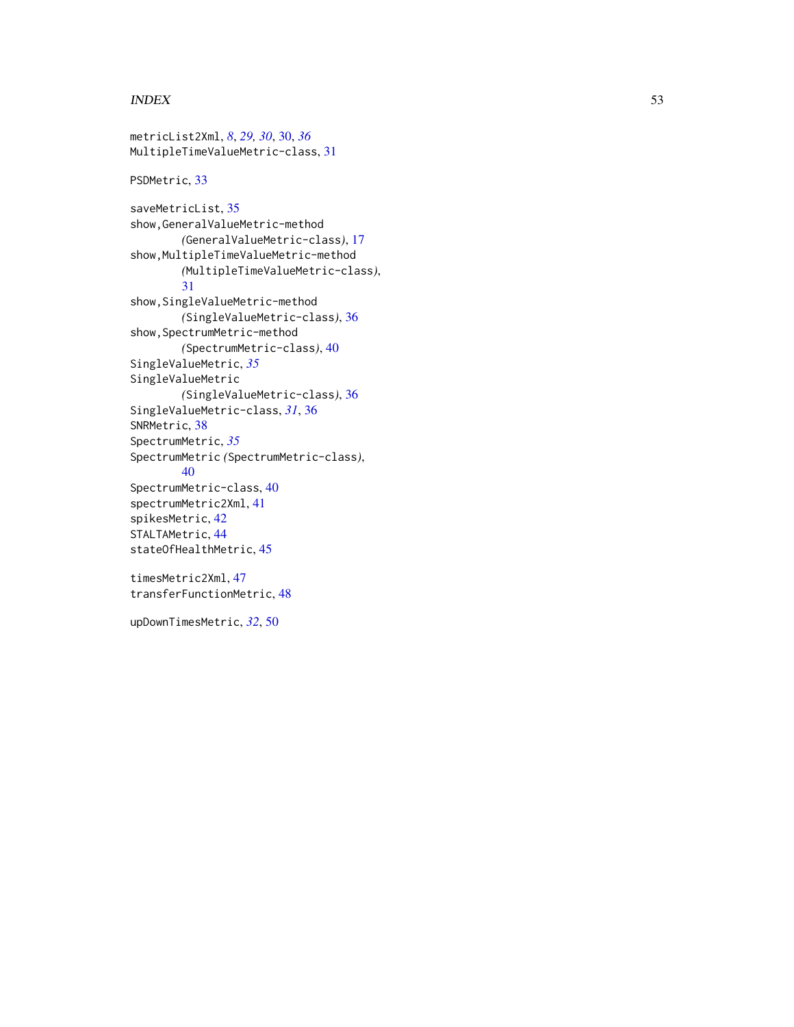metricList2Xml, *8*, *29, 30*, 30, *36*
MultipleTimeValueMetric-class, 31

PSDMetric, 33

saveMetricList, 35
show,GeneralValueMetric-method
    *(*GeneralValueMetric-class*)*, 17
show,MultipleTimeValueMetric-method
    *(*MultipleTimeValueMetric-class*)*,
    31
show,SingleValueMetric-method
    *(*SingleValueMetric-class*)*, 36
show,SpectrumMetric-method
    *(*SpectrumMetric-class*)*, 40
SingleValueMetric, *35*
SingleValueMetric
    *(*SingleValueMetric-class*)*, 36
SingleValueMetric-class, *31*, 36
SNRMetric, 38
SpectrumMetric, *35*
SpectrumMetric *(*SpectrumMetric-class*)*,
    40
SpectrumMetric-class, 40
spectrumMetric2Xml, 41
spikesMetric, 42
STALTAMetric, 44
stateOfHealthMetric, 45

timesMetric2Xml, 47
transferFunctionMetric, 48

upDownTimesMetric, *32*, 50